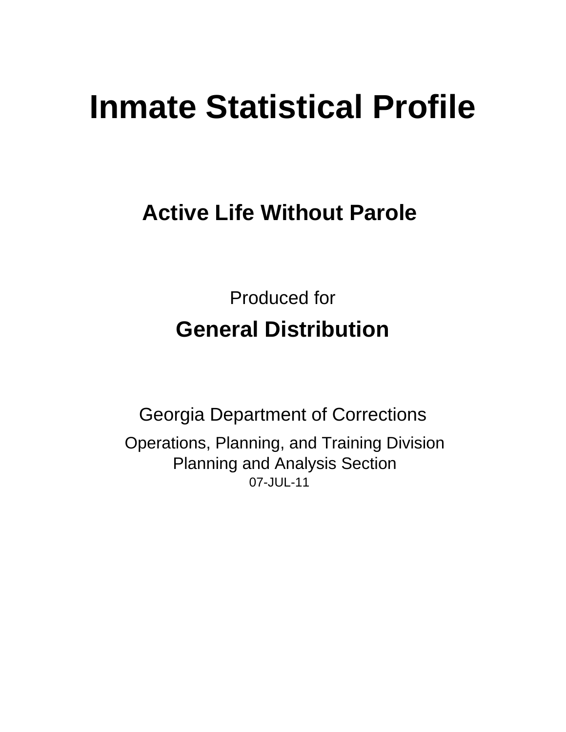# Inmate Statistical Profile

## Active Life Without Parole

Produced for

## General Distribution

Georgia Department of Corrections

Operations, Planning, and Training Division
Planning and Analysis Section
07-JUL-11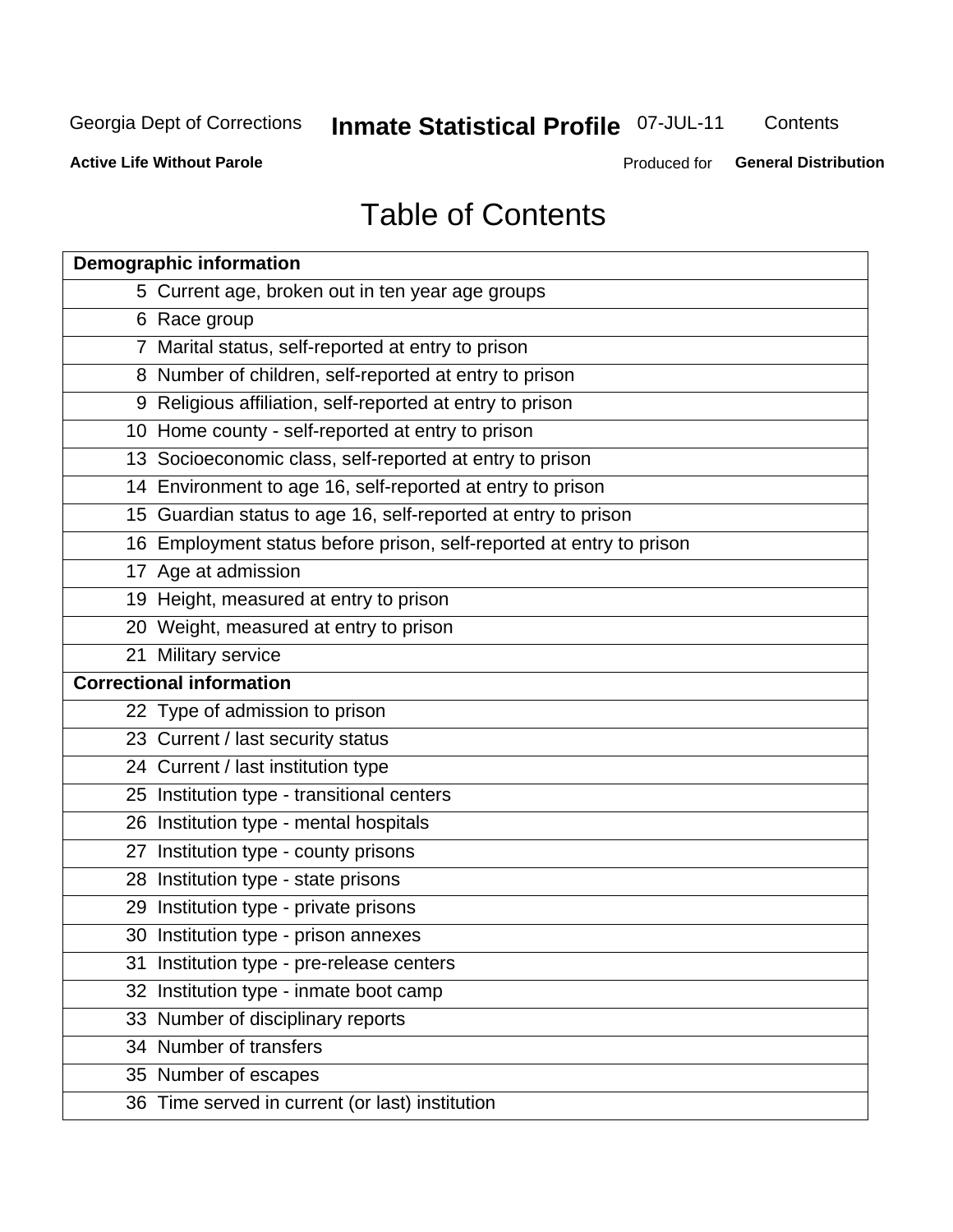Georgia Dept of Corrections **Inmate Statistical Profile** 07-JUL-11 Contents

**Active Life Without Parole** Produced for **General Distribution**

# Table of Contents

| **Demographic information** | |
|---|---|
| 5 | Current age, broken out in ten year age groups |
| 6 | Race group |
| 7 | Marital status, self-reported at entry to prison |
| 8 | Number of children, self-reported at entry to prison |
| 9 | Religious affiliation, self-reported at entry to prison |
| 10 | Home county - self-reported at entry to prison |
| 13 | Socioeconomic class, self-reported at entry to prison |
| 14 | Environment to age 16, self-reported at entry to prison |
| 15 | Guardian status to age 16, self-reported at entry to prison |
| 16 | Employment status before prison, self-reported at entry to prison |
| 17 | Age at admission |
| 19 | Height, measured at entry to prison |
| 20 | Weight, measured at entry to prison |
| 21 | Military service |
| **Correctional information** | |
| 22 | Type of admission to prison |
| 23 | Current / last security status |
| 24 | Current / last institution type |
| 25 | Institution type - transitional centers |
| 26 | Institution type - mental hospitals |
| 27 | Institution type - county prisons |
| 28 | Institution type - state prisons |
| 29 | Institution type - private prisons |
| 30 | Institution type - prison annexes |
| 31 | Institution type - pre-release centers |
| 32 | Institution type - inmate boot camp |
| 33 | Number of disciplinary reports |
| 34 | Number of transfers |
| 35 | Number of escapes |
| 36 | Time served in current (or last) institution |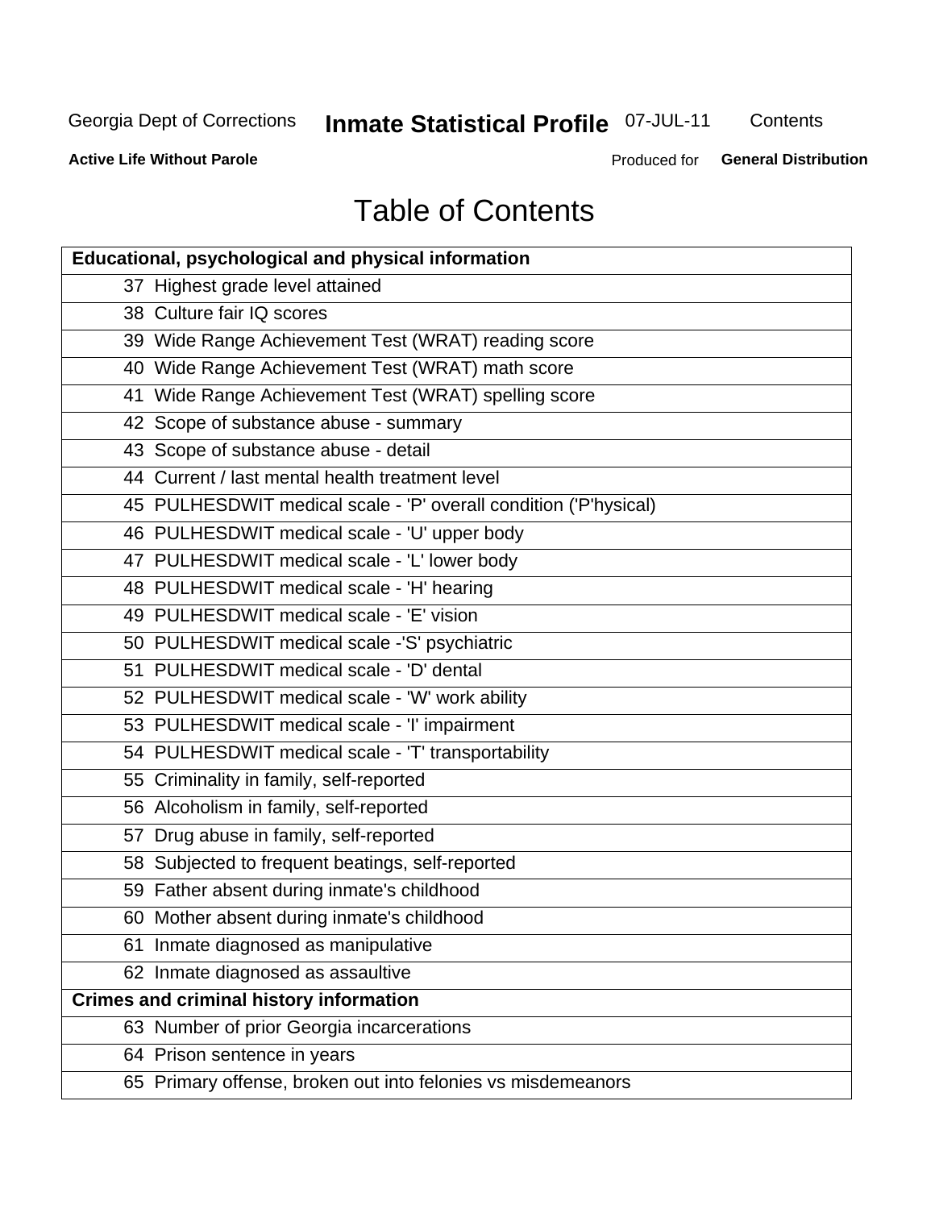# Table of Contents

| Educational, psychological and physical information | |
|---|---|
| 37 | Highest grade level attained |
| 38 | Culture fair IQ scores |
| 39 | Wide Range Achievement Test (WRAT) reading score |
| 40 | Wide Range Achievement Test (WRAT) math score |
| 41 | Wide Range Achievement Test (WRAT) spelling score |
| 42 | Scope of substance abuse - summary |
| 43 | Scope of substance abuse - detail |
| 44 | Current / last mental health treatment level |
| 45 | PULHESDWIT medical scale - 'P' overall condition ('P'hysical) |
| 46 | PULHESDWIT medical scale - 'U' upper body |
| 47 | PULHESDWIT medical scale - 'L' lower body |
| 48 | PULHESDWIT medical scale - 'H' hearing |
| 49 | PULHESDWIT medical scale - 'E' vision |
| 50 | PULHESDWIT medical scale -'S' psychiatric |
| 51 | PULHESDWIT medical scale - 'D' dental |
| 52 | PULHESDWIT medical scale - 'W' work ability |
| 53 | PULHESDWIT medical scale - 'I' impairment |
| 54 | PULHESDWIT medical scale - 'T' transportability |
| 55 | Criminality in family, self-reported |
| 56 | Alcoholism in family, self-reported |
| 57 | Drug abuse in family, self-reported |
| 58 | Subjected to frequent beatings, self-reported |
| 59 | Father absent during inmate's childhood |
| 60 | Mother absent during inmate's childhood |
| 61 | Inmate diagnosed as manipulative |
| 62 | Inmate diagnosed as assaultive |
| **Crimes and criminal history information** | |
| 63 | Number of prior Georgia incarcerations |
| 64 | Prison sentence in years |
| 65 | Primary offense, broken out into felonies vs misdemeanors |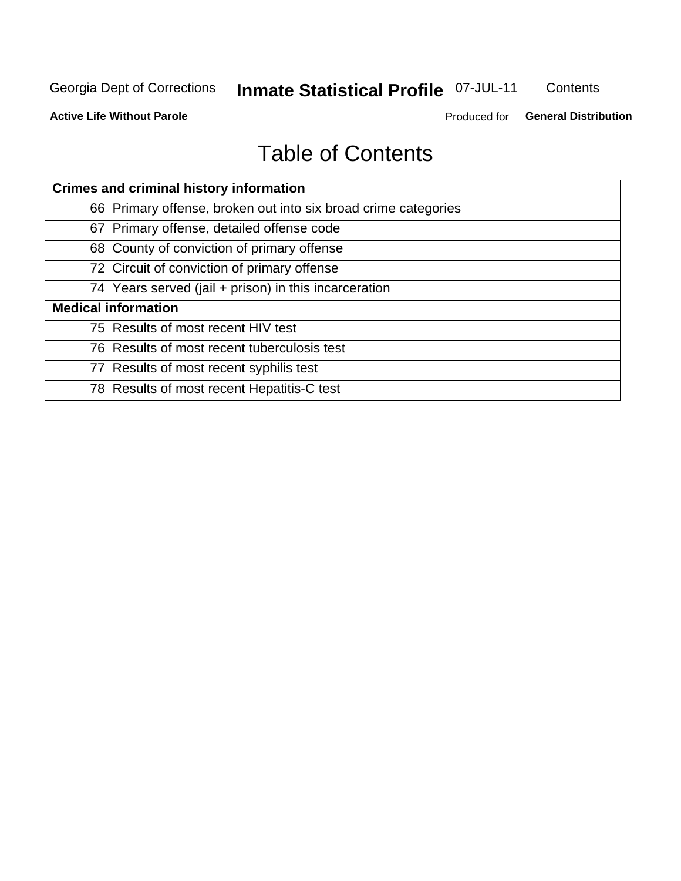# Table of Contents

| Crimes and criminal history information |
|---|
| 66 Primary offense, broken out into six broad crime categories |
| 67 Primary offense, detailed offense code |
| 68 County of conviction of primary offense |
| 72 Circuit of conviction of primary offense |
| 74 Years served (jail + prison) in this incarceration |
| **Medical information** |
| 75 Results of most recent HIV test |
| 76 Results of most recent tuberculosis test |
| 77 Results of most recent syphilis test |
| 78 Results of most recent Hepatitis-C test |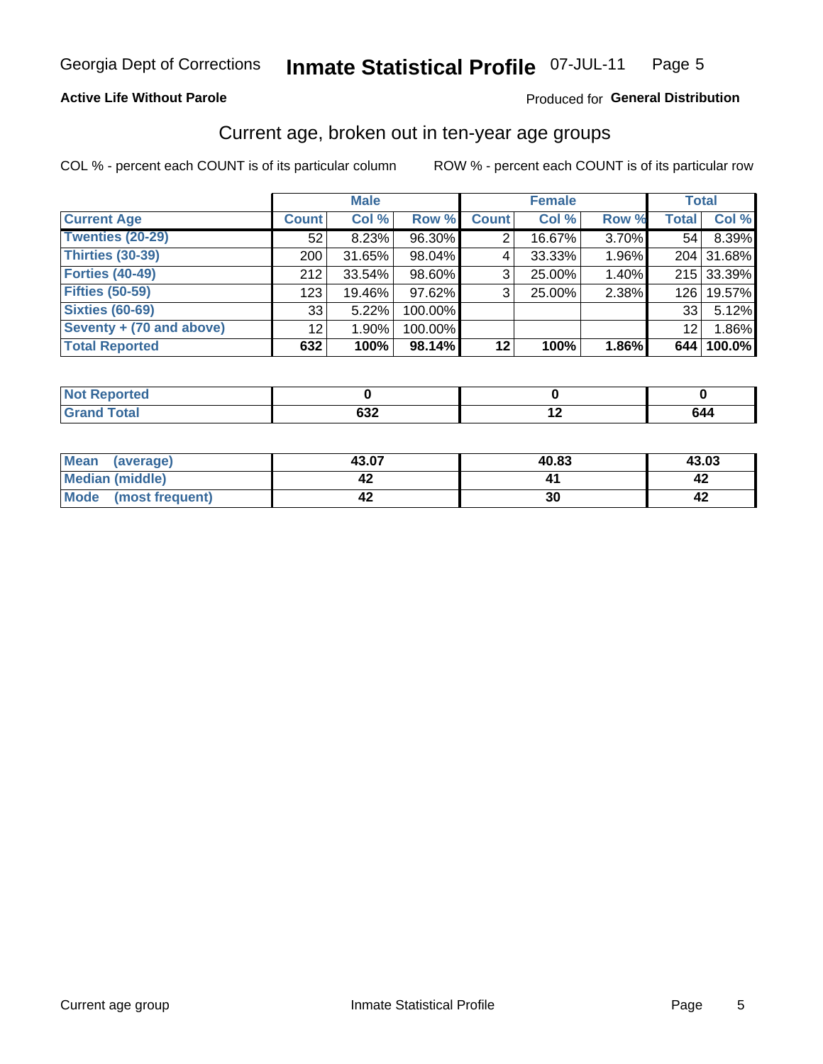Georgia Dept of Corrections **Inmate Statistical Profile** 07-JUL-11

**Active Life Without Parole**

Produced for **General Distribution**

## Current age, broken out in ten-year age groups

COL % - percent each COUNT is of its particular column

ROW % - percent each COUNT is of its particular row

| | Male | | | Female | | | Total | |
|---|---|---|---|---|---|---|---|---|
| **Current Age** | **Count** | **Col %** | **Row %** | **Count** | **Col %** | **Row %** | **Total** | **Col %** |
| **Twenties (20-29)** | 52 | 8.23% | 96.30% | 2 | 16.67% | 3.70% | 54 | 8.39% |
| **Thirties (30-39)** | 200 | 31.65% | 98.04% | 4 | 33.33% | 1.96% | 204 | 31.68% |
| **Forties (40-49)** | 212 | 33.54% | 98.60% | 3 | 25.00% | 1.40% | 215 | 33.39% |
| **Fifties (50-59)** | 123 | 19.46% | 97.62% | 3 | 25.00% | 2.38% | 126 | 19.57% |
| **Sixties (60-69)** | 33 | 5.22% | 100.00% | | | | 33 | 5.12% |
| **Seventy + (70 and above)** | 12 | 1.90% | 100.00% | | | | 12 | 1.86% |
| **Total Reported** | **632** | **100%** | **98.14%** | **12** | **100%** | **1.86%** | **644** | **100.0%** |

| | Male | Female | Total |
|---|---|---|---|
| **Not Reported** | **0** | **0** | **0** |
| **Grand Total** | **632** | **12** | **644** |

| | Male | Female | Total |
|---|---|---|---|
| **Mean (average)** | **43.07** | **40.83** | **43.03** |
| **Median (middle)** | **42** | **41** | **42** |
| **Mode (most frequent)** | **42** | **30** | **42** |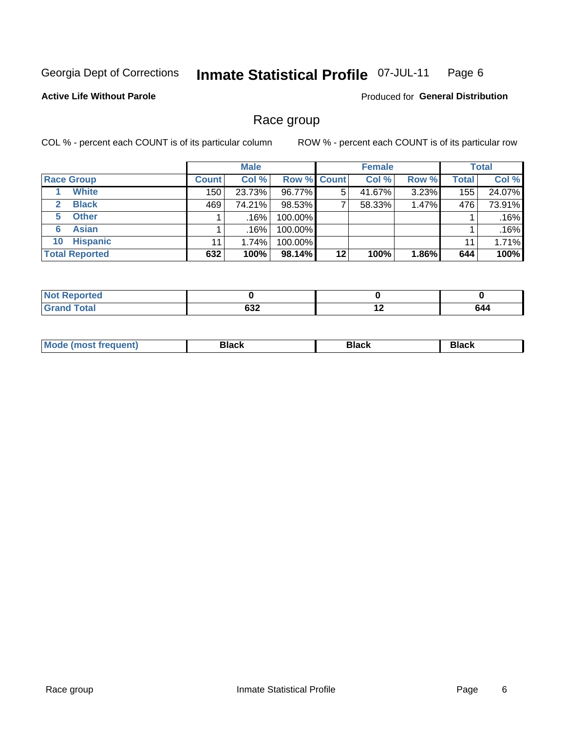Georgia Dept of Corrections **Inmate Statistical Profile** 07-JUL-11

**Active Life Without Parole**

Produced for **General Distribution**

## Race group

COL % - percent each COUNT is of its particular column ROW % - percent each COUNT is of its particular row

| | Male | | | Female | | | Total | |
|---|---|---|---|---|---|---|---|---|
| **Race Group** | **Count** | **Col %** | **Row %** | **Count** | **Col %** | **Row %** | **Total** | **Col %** |
| 1 **White** | 150 | 23.73% | 96.77% | 5 | 41.67% | 3.23% | 155 | 24.07% |
| 2 **Black** | 469 | 74.21% | 98.53% | 7 | 58.33% | 1.47% | 476 | 73.91% |
| 5 **Other** | 1 | .16% | 100.00% | | | | 1 | .16% |
| 6 **Asian** | 1 | .16% | 100.00% | | | | 1 | .16% |
| 10 **Hispanic** | 11 | 1.74% | 100.00% | | | | 11 | 1.71% |
| **Total Reported** | **632** | **100%** | **98.14%** | **12** | **100%** | **1.86%** | **644** | **100%** |

| | Male | Female | Total |
|---|---|---|---|
| **Not Reported** | **0** | **0** | **0** |
| **Grand Total** | **632** | **12** | **644** |

| | Male | Female | Total |
|---|---|---|---|
| **Mode (most frequent)** | **Black** | **Black** | **Black** |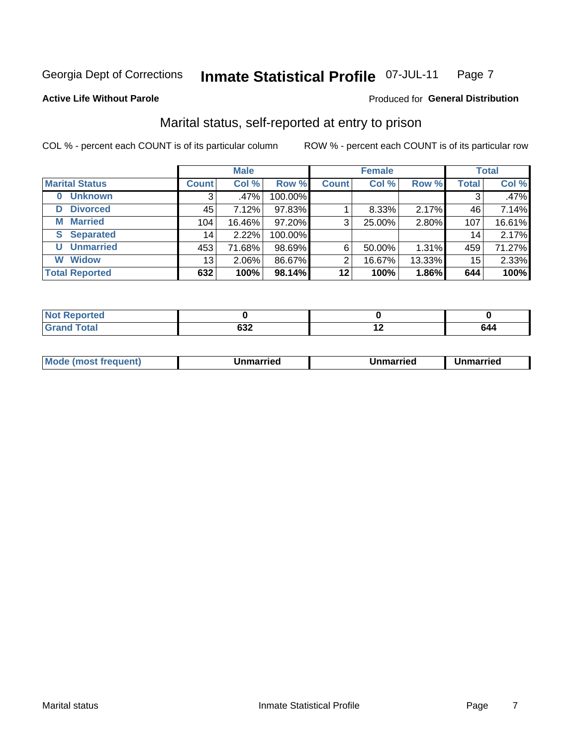Georgia Dept of Corrections **Inmate Statistical Profile** 07-JUL-11

**Active Life Without Parole**

Produced for **General Distribution**

## Marital status, self-reported at entry to prison

COL % - percent each COUNT is of its particular column

ROW % - percent each COUNT is of its particular row

| | Male | | | Female | | | Total | |
|---|---|---|---|---|---|---|---|---|
| **Marital Status** | **Count** | **Col %** | **Row %** | **Count** | **Col %** | **Row %** | **Total** | **Col %** |
| **0 Unknown** | 3 | .47% | 100.00% | | | | 3 | .47% |
| **D Divorced** | 45 | 7.12% | 97.83% | 1 | 8.33% | 2.17% | 46 | 7.14% |
| **M Married** | 104 | 16.46% | 97.20% | 3 | 25.00% | 2.80% | 107 | 16.61% |
| **S Separated** | 14 | 2.22% | 100.00% | | | | 14 | 2.17% |
| **U Unmarried** | 453 | 71.68% | 98.69% | 6 | 50.00% | 1.31% | 459 | 71.27% |
| **W Widow** | 13 | 2.06% | 86.67% | 2 | 16.67% | 13.33% | 15 | 2.33% |
| **Total Reported** | **632** | **100%** | **98.14%** | **12** | **100%** | **1.86%** | **644** | **100%** |

| | Male | Female | Total |
|---|---|---|---|
| **Not Reported** | **0** | **0** | **0** |
| **Grand Total** | **632** | **12** | **644** |

| | Male | Female | Total |
|---|---|---|---|
| **Mode (most frequent)** | **Unmarried** | **Unmarried** | **Unmarried** |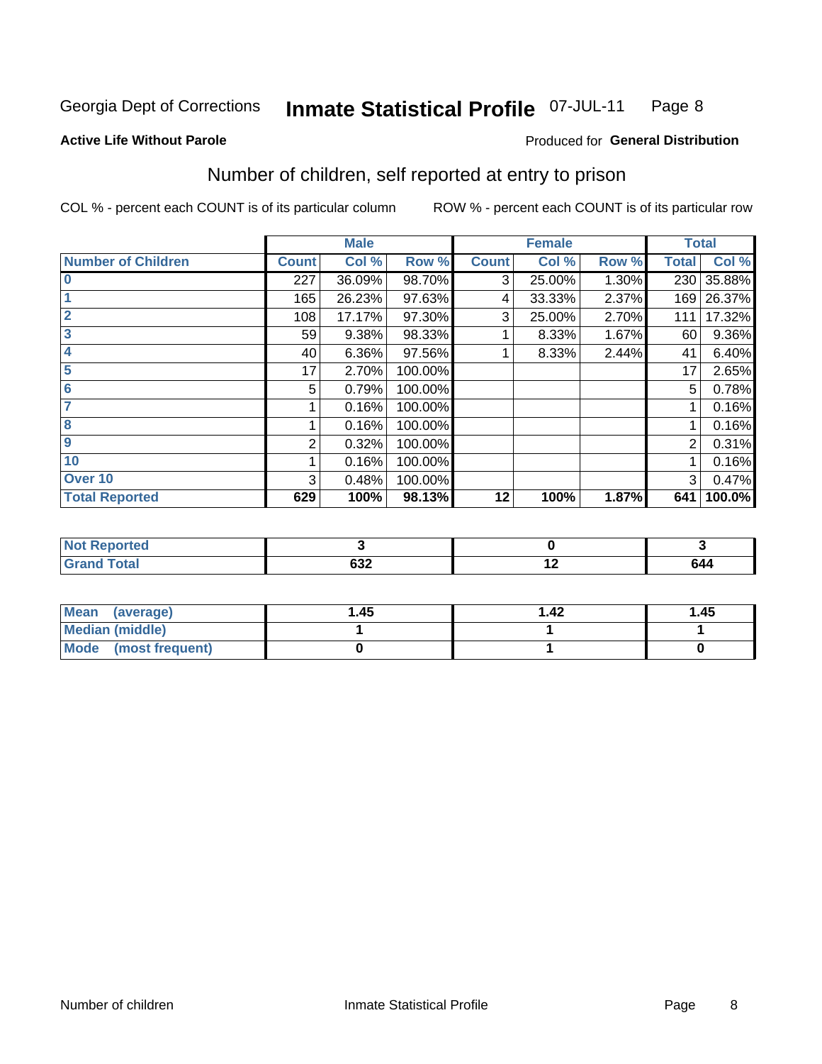Georgia Dept of Corrections **Inmate Statistical Profile** 07-JUL-11

**Active Life Without Parole**

Produced for **General Distribution**

## Number of children, self reported at entry to prison

COL % - percent each COUNT is of its particular column ROW % - percent each COUNT is of its particular row

| | Male | | | Female | | | Total | |
|---|---|---|---|---|---|---|---|---|
| **Number of Children** | **Count** | **Col %** | **Row %** | **Count** | **Col %** | **Row %** | **Total** | **Col %** |
| 0 | 227 | 36.09% | 98.70% | 3 | 25.00% | 1.30% | 230 | 35.88% |
| 1 | 165 | 26.23% | 97.63% | 4 | 33.33% | 2.37% | 169 | 26.37% |
| 2 | 108 | 17.17% | 97.30% | 3 | 25.00% | 2.70% | 111 | 17.32% |
| 3 | 59 | 9.38% | 98.33% | 1 | 8.33% | 1.67% | 60 | 9.36% |
| 4 | 40 | 6.36% | 97.56% | 1 | 8.33% | 2.44% | 41 | 6.40% |
| 5 | 17 | 2.70% | 100.00% | | | | 17 | 2.65% |
| 6 | 5 | 0.79% | 100.00% | | | | 5 | 0.78% |
| 7 | 1 | 0.16% | 100.00% | | | | 1 | 0.16% |
| 8 | 1 | 0.16% | 100.00% | | | | 1 | 0.16% |
| 9 | 2 | 0.32% | 100.00% | | | | 2 | 0.31% |
| 10 | 1 | 0.16% | 100.00% | | | | 1 | 0.16% |
| Over 10 | 3 | 0.48% | 100.00% | | | | 3 | 0.47% |
| **Total Reported** | **629** | **100%** | **98.13%** | **12** | **100%** | **1.87%** | **641** | **100.0%** |

| | Male | Female | Total |
|---|---|---|---|
| Not Reported | 3 | 0 | 3 |
| Grand Total | 632 | 12 | 644 |

| | Male | Female | Total |
|---|---|---|---|
| Mean (average) | 1.45 | 1.42 | 1.45 |
| Median (middle) | 1 | 1 | 1 |
| Mode (most frequent) | 0 | 1 | 0 |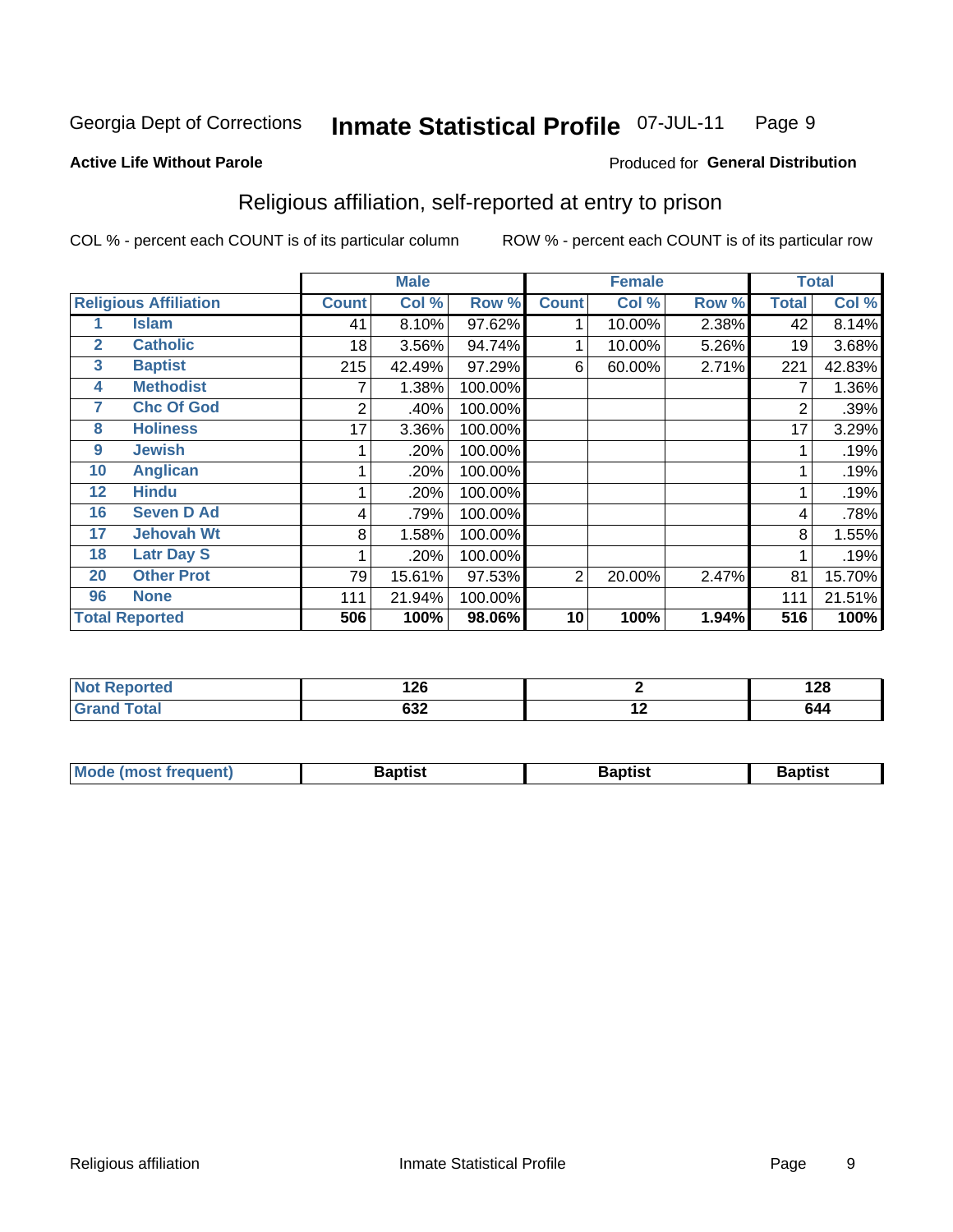Georgia Dept of Corrections **Inmate Statistical Profile** 07-JUL-11

**Active Life Without Parole**

Produced for **General Distribution**

## Religious affiliation, self-reported at entry to prison

COL % - percent each COUNT is of its particular column ROW % - percent each COUNT is of its particular row

| Religious Affiliation | | Male | | | Female | | | Total | |
|---|---|---|---|---|---|---|---|---|---|
| | | Count | Col % | Row % | Count | Col % | Row % | Total | Col % |
| 1 | Islam | 41 | 8.10% | 97.62% | 1 | 10.00% | 2.38% | 42 | 8.14% |
| 2 | Catholic | 18 | 3.56% | 94.74% | 1 | 10.00% | 5.26% | 19 | 3.68% |
| 3 | Baptist | 215 | 42.49% | 97.29% | 6 | 60.00% | 2.71% | 221 | 42.83% |
| 4 | Methodist | 7 | 1.38% | 100.00% | | | | 7 | 1.36% |
| 7 | Chc Of God | 2 | .40% | 100.00% | | | | 2 | .39% |
| 8 | Holiness | 17 | 3.36% | 100.00% | | | | 17 | 3.29% |
| 9 | Jewish | 1 | .20% | 100.00% | | | | 1 | .19% |
| 10 | Anglican | 1 | .20% | 100.00% | | | | 1 | .19% |
| 12 | Hindu | 1 | .20% | 100.00% | | | | 1 | .19% |
| 16 | Seven D Ad | 4 | .79% | 100.00% | | | | 4 | .78% |
| 17 | Jehovah Wt | 8 | 1.58% | 100.00% | | | | 8 | 1.55% |
| 18 | Latr Day S | 1 | .20% | 100.00% | | | | 1 | .19% |
| 20 | Other Prot | 79 | 15.61% | 97.53% | 2 | 20.00% | 2.47% | 81 | 15.70% |
| 96 | None | 111 | 21.94% | 100.00% | | | | 111 | 21.51% |
| **Total Reported** | | **506** | **100%** | **98.06%** | **10** | **100%** | **1.94%** | **516** | **100%** |

| | Male | Female | Total |
|---|---|---|---|
| Not Reported | 126 | 2 | 128 |
| Grand Total | 632 | 12 | 644 |

| | Male | Female | Total |
|---|---|---|---|
| Mode (most frequent) | Baptist | Baptist | Baptist |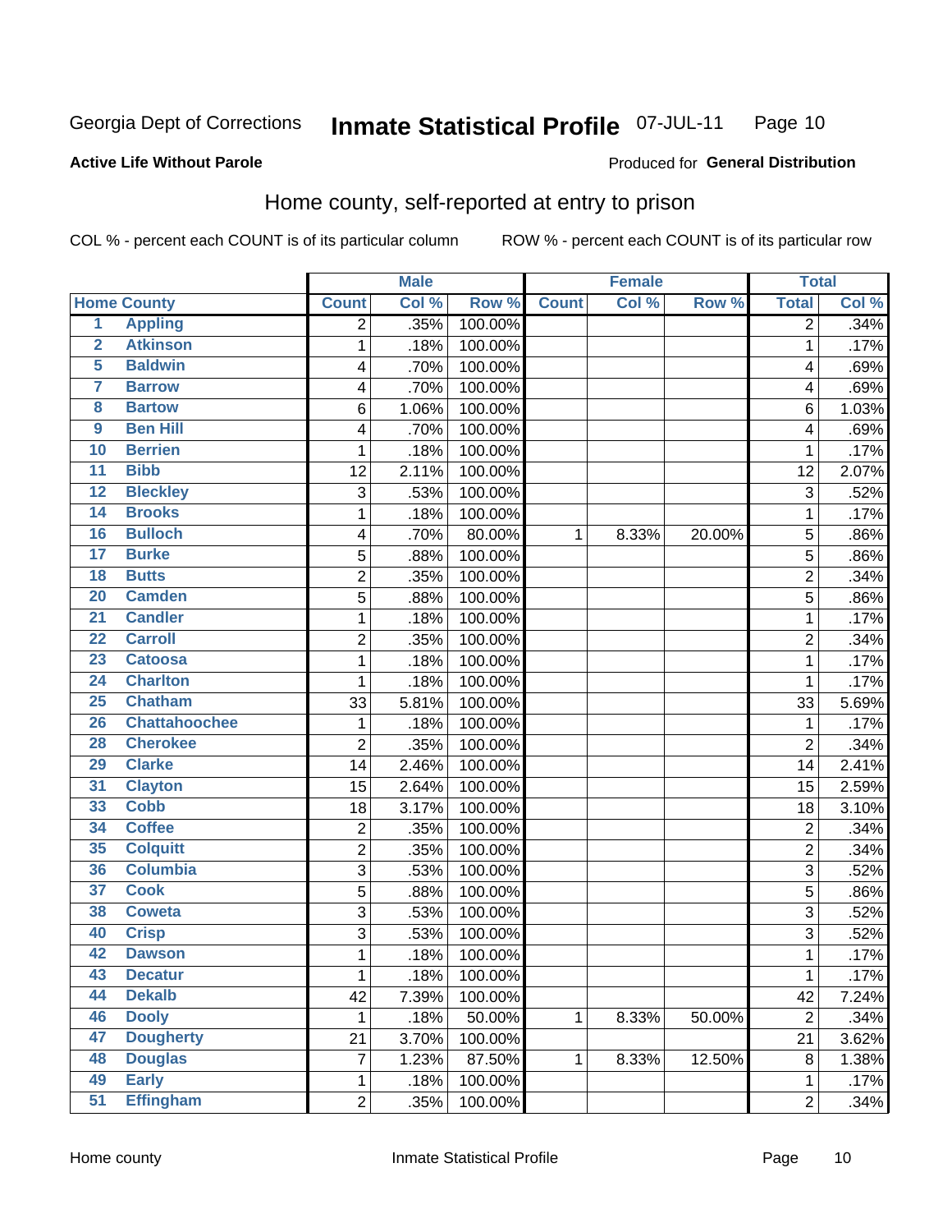Georgia Dept of Corrections **Inmate Statistical Profile** 07-JUL-11

**Active Life Without Parole**

Produced for **General Distribution**

## Home county, self-reported at entry to prison

COL % - percent each COUNT is of its particular column ROW % - percent each COUNT is of its particular row

| Home County | | Male | | | Female | | | Total | |
|---|---|---|---|---|---|---|---|---|---|
| | | Count | Col % | Row % | Count | Col % | Row % | Total | Col % |
| 1 | Appling | 2 | .35% | 100.00% | | | | 2 | .34% |
| 2 | Atkinson | 1 | .18% | 100.00% | | | | 1 | .17% |
| 5 | Baldwin | 4 | .70% | 100.00% | | | | 4 | .69% |
| 7 | Barrow | 4 | .70% | 100.00% | | | | 4 | .69% |
| 8 | Bartow | 6 | 1.06% | 100.00% | | | | 6 | 1.03% |
| 9 | Ben Hill | 4 | .70% | 100.00% | | | | 4 | .69% |
| 10 | Berrien | 1 | .18% | 100.00% | | | | 1 | .17% |
| 11 | Bibb | 12 | 2.11% | 100.00% | | | | 12 | 2.07% |
| 12 | Bleckley | 3 | .53% | 100.00% | | | | 3 | .52% |
| 14 | Brooks | 1 | .18% | 100.00% | | | | 1 | .17% |
| 16 | Bulloch | 4 | .70% | 80.00% | 1 | 8.33% | 20.00% | 5 | .86% |
| 17 | Burke | 5 | .88% | 100.00% | | | | 5 | .86% |
| 18 | Butts | 2 | .35% | 100.00% | | | | 2 | .34% |
| 20 | Camden | 5 | .88% | 100.00% | | | | 5 | .86% |
| 21 | Candler | 1 | .18% | 100.00% | | | | 1 | .17% |
| 22 | Carroll | 2 | .35% | 100.00% | | | | 2 | .34% |
| 23 | Catoosa | 1 | .18% | 100.00% | | | | 1 | .17% |
| 24 | Charlton | 1 | .18% | 100.00% | | | | 1 | .17% |
| 25 | Chatham | 33 | 5.81% | 100.00% | | | | 33 | 5.69% |
| 26 | Chattahoochee | 1 | .18% | 100.00% | | | | 1 | .17% |
| 28 | Cherokee | 2 | .35% | 100.00% | | | | 2 | .34% |
| 29 | Clarke | 14 | 2.46% | 100.00% | | | | 14 | 2.41% |
| 31 | Clayton | 15 | 2.64% | 100.00% | | | | 15 | 2.59% |
| 33 | Cobb | 18 | 3.17% | 100.00% | | | | 18 | 3.10% |
| 34 | Coffee | 2 | .35% | 100.00% | | | | 2 | .34% |
| 35 | Colquitt | 2 | .35% | 100.00% | | | | 2 | .34% |
| 36 | Columbia | 3 | .53% | 100.00% | | | | 3 | .52% |
| 37 | Cook | 5 | .88% | 100.00% | | | | 5 | .86% |
| 38 | Coweta | 3 | .53% | 100.00% | | | | 3 | .52% |
| 40 | Crisp | 3 | .53% | 100.00% | | | | 3 | .52% |
| 42 | Dawson | 1 | .18% | 100.00% | | | | 1 | .17% |
| 43 | Decatur | 1 | .18% | 100.00% | | | | 1 | .17% |
| 44 | Dekalb | 42 | 7.39% | 100.00% | | | | 42 | 7.24% |
| 46 | Dooly | 1 | .18% | 50.00% | 1 | 8.33% | 50.00% | 2 | .34% |
| 47 | Dougherty | 21 | 3.70% | 100.00% | | | | 21 | 3.62% |
| 48 | Douglas | 7 | 1.23% | 87.50% | 1 | 8.33% | 12.50% | 8 | 1.38% |
| 49 | Early | 1 | .18% | 100.00% | | | | 1 | .17% |
| 51 | Effingham | 2 | .35% | 100.00% | | | | 2 | .34% |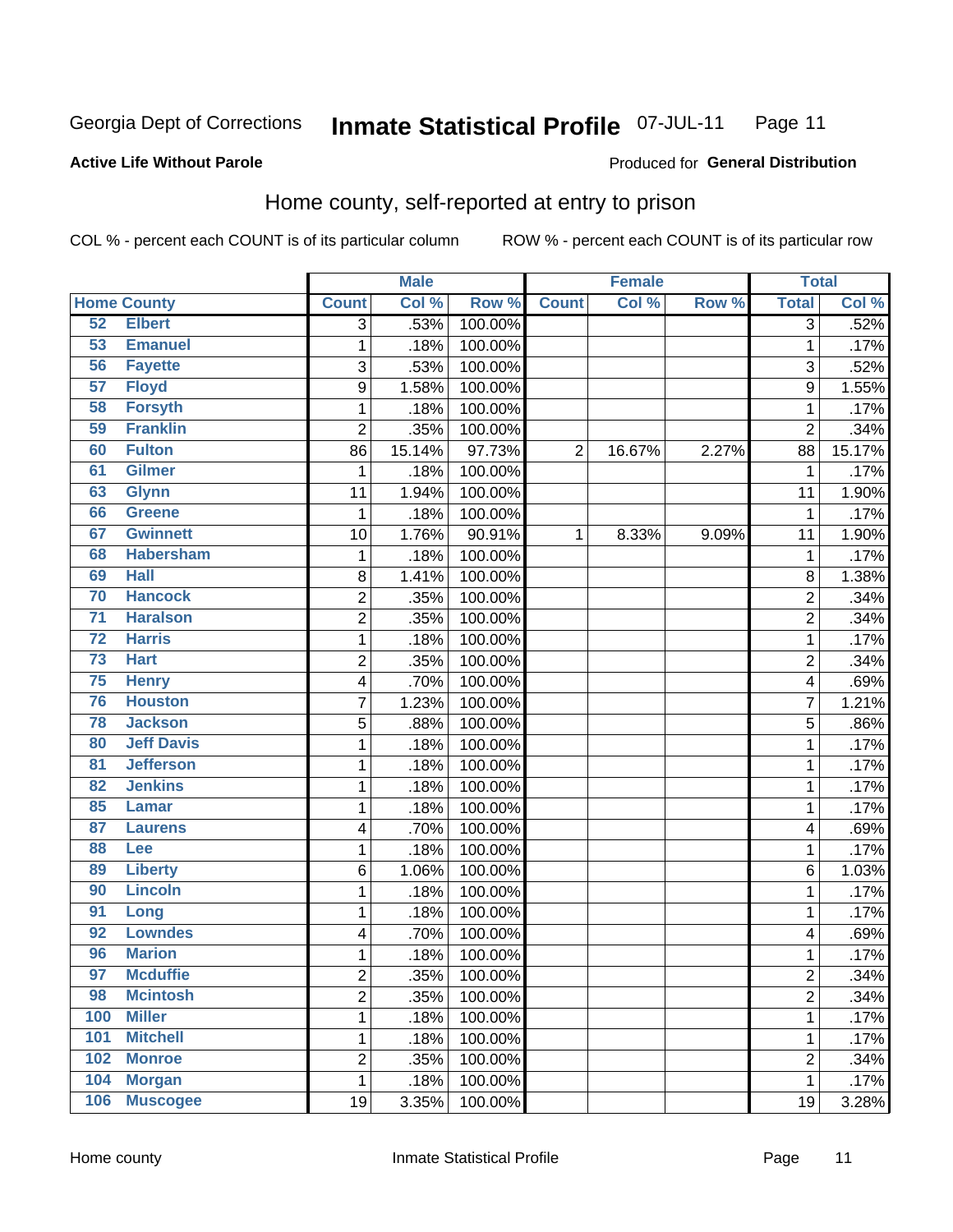Georgia Dept of Corrections **Inmate Statistical Profile** 07-JUL-11 Page 11

**Active Life Without Parole**

Produced for **General Distribution**

## Home county, self-reported at entry to prison

COL % - percent each COUNT is of its particular column ROW % - percent each COUNT is of its particular row

| Home County | | Male | | | Female | | | Total | |
|---|---|---|---|---|---|---|---|---|---|
| | | Count | Col % | Row % | Count | Col % | Row % | Total | Col % |
| 52 | Elbert | 3 | .53% | 100.00% | | | | 3 | .52% |
| 53 | Emanuel | 1 | .18% | 100.00% | | | | 1 | .17% |
| 56 | Fayette | 3 | .53% | 100.00% | | | | 3 | .52% |
| 57 | Floyd | 9 | 1.58% | 100.00% | | | | 9 | 1.55% |
| 58 | Forsyth | 1 | .18% | 100.00% | | | | 1 | .17% |
| 59 | Franklin | 2 | .35% | 100.00% | | | | 2 | .34% |
| 60 | Fulton | 86 | 15.14% | 97.73% | 2 | 16.67% | 2.27% | 88 | 15.17% |
| 61 | Gilmer | 1 | .18% | 100.00% | | | | 1 | .17% |
| 63 | Glynn | 11 | 1.94% | 100.00% | | | | 11 | 1.90% |
| 66 | Greene | 1 | .18% | 100.00% | | | | 1 | .17% |
| 67 | Gwinnett | 10 | 1.76% | 90.91% | 1 | 8.33% | 9.09% | 11 | 1.90% |
| 68 | Habersham | 1 | .18% | 100.00% | | | | 1 | .17% |
| 69 | Hall | 8 | 1.41% | 100.00% | | | | 8 | 1.38% |
| 70 | Hancock | 2 | .35% | 100.00% | | | | 2 | .34% |
| 71 | Haralson | 2 | .35% | 100.00% | | | | 2 | .34% |
| 72 | Harris | 1 | .18% | 100.00% | | | | 1 | .17% |
| 73 | Hart | 2 | .35% | 100.00% | | | | 2 | .34% |
| 75 | Henry | 4 | .70% | 100.00% | | | | 4 | .69% |
| 76 | Houston | 7 | 1.23% | 100.00% | | | | 7 | 1.21% |
| 78 | Jackson | 5 | .88% | 100.00% | | | | 5 | .86% |
| 80 | Jeff Davis | 1 | .18% | 100.00% | | | | 1 | .17% |
| 81 | Jefferson | 1 | .18% | 100.00% | | | | 1 | .17% |
| 82 | Jenkins | 1 | .18% | 100.00% | | | | 1 | .17% |
| 85 | Lamar | 1 | .18% | 100.00% | | | | 1 | .17% |
| 87 | Laurens | 4 | .70% | 100.00% | | | | 4 | .69% |
| 88 | Lee | 1 | .18% | 100.00% | | | | 1 | .17% |
| 89 | Liberty | 6 | 1.06% | 100.00% | | | | 6 | 1.03% |
| 90 | Lincoln | 1 | .18% | 100.00% | | | | 1 | .17% |
| 91 | Long | 1 | .18% | 100.00% | | | | 1 | .17% |
| 92 | Lowndes | 4 | .70% | 100.00% | | | | 4 | .69% |
| 96 | Marion | 1 | .18% | 100.00% | | | | 1 | .17% |
| 97 | Mcduffie | 2 | .35% | 100.00% | | | | 2 | .34% |
| 98 | Mcintosh | 2 | .35% | 100.00% | | | | 2 | .34% |
| 100 | Miller | 1 | .18% | 100.00% | | | | 1 | .17% |
| 101 | Mitchell | 1 | .18% | 100.00% | | | | 1 | .17% |
| 102 | Monroe | 2 | .35% | 100.00% | | | | 2 | .34% |
| 104 | Morgan | 1 | .18% | 100.00% | | | | 1 | .17% |
| 106 | Muscogee | 19 | 3.35% | 100.00% | | | | 19 | 3.28% |

Home county Inmate Statistical Profile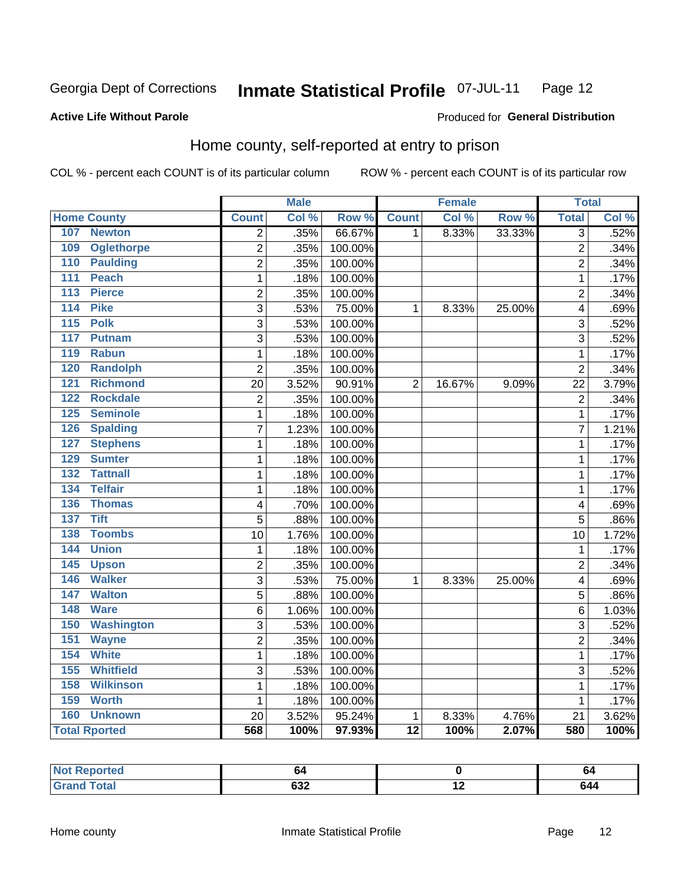Georgia Dept of Corrections **Inmate Statistical Profile** 07-JUL-11

**Active Life Without Parole**

Produced for **General Distribution**

## Home county, self-reported at entry to prison

COL % - percent each COUNT is of its particular column ROW % - percent each COUNT is of its particular row

| Home County | Male | | | Female | | | Total | |
|---|---|---|---|---|---|---|---|---|
| | Count | Col % | Row % | Count | Col % | Row % | Total | Col % |
| 107 Newton | 2 | .35% | 66.67% | 1 | 8.33% | 33.33% | 3 | .52% |
| 109 Oglethorpe | 2 | .35% | 100.00% | | | | 2 | .34% |
| 110 Paulding | 2 | .35% | 100.00% | | | | 2 | .34% |
| 111 Peach | 1 | .18% | 100.00% | | | | 1 | .17% |
| 113 Pierce | 2 | .35% | 100.00% | | | | 2 | .34% |
| 114 Pike | 3 | .53% | 75.00% | 1 | 8.33% | 25.00% | 4 | .69% |
| 115 Polk | 3 | .53% | 100.00% | | | | 3 | .52% |
| 117 Putnam | 3 | .53% | 100.00% | | | | 3 | .52% |
| 119 Rabun | 1 | .18% | 100.00% | | | | 1 | .17% |
| 120 Randolph | 2 | .35% | 100.00% | | | | 2 | .34% |
| 121 Richmond | 20 | 3.52% | 90.91% | 2 | 16.67% | 9.09% | 22 | 3.79% |
| 122 Rockdale | 2 | .35% | 100.00% | | | | 2 | .34% |
| 125 Seminole | 1 | .18% | 100.00% | | | | 1 | .17% |
| 126 Spalding | 7 | 1.23% | 100.00% | | | | 7 | 1.21% |
| 127 Stephens | 1 | .18% | 100.00% | | | | 1 | .17% |
| 129 Sumter | 1 | .18% | 100.00% | | | | 1 | .17% |
| 132 Tattnall | 1 | .18% | 100.00% | | | | 1 | .17% |
| 134 Telfair | 1 | .18% | 100.00% | | | | 1 | .17% |
| 136 Thomas | 4 | .70% | 100.00% | | | | 4 | .69% |
| 137 Tift | 5 | .88% | 100.00% | | | | 5 | .86% |
| 138 Toombs | 10 | 1.76% | 100.00% | | | | 10 | 1.72% |
| 144 Union | 1 | .18% | 100.00% | | | | 1 | .17% |
| 145 Upson | 2 | .35% | 100.00% | | | | 2 | .34% |
| 146 Walker | 3 | .53% | 75.00% | 1 | 8.33% | 25.00% | 4 | .69% |
| 147 Walton | 5 | .88% | 100.00% | | | | 5 | .86% |
| 148 Ware | 6 | 1.06% | 100.00% | | | | 6 | 1.03% |
| 150 Washington | 3 | .53% | 100.00% | | | | 3 | .52% |
| 151 Wayne | 2 | .35% | 100.00% | | | | 2 | .34% |
| 154 White | 1 | .18% | 100.00% | | | | 1 | .17% |
| 155 Whitfield | 3 | .53% | 100.00% | | | | 3 | .52% |
| 158 Wilkinson | 1 | .18% | 100.00% | | | | 1 | .17% |
| 159 Worth | 1 | .18% | 100.00% | | | | 1 | .17% |
| 160 Unknown | 20 | 3.52% | 95.24% | 1 | 8.33% | 4.76% | 21 | 3.62% |
| **Total Rported** | **568** | **100%** | **97.93%** | **12** | **100%** | **2.07%** | **580** | **100%** |

| | Male | Female | Total |
|---|---|---|---|
| Not Reported | 64 | 0 | 64 |
| Grand Total | 632 | 12 | 644 |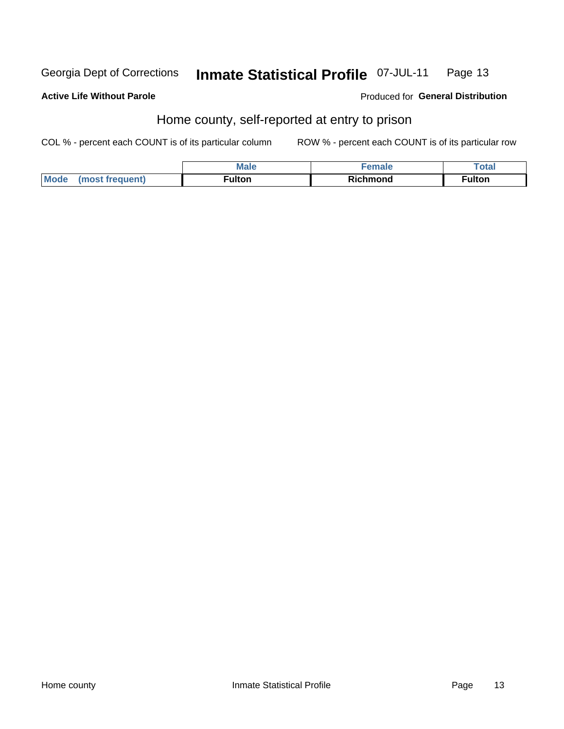Georgia Dept of Corrections **Inmate Statistical Profile** 07-JUL-11

**Active Life Without Parole**

Produced for **General Distribution**

## Home county, self-reported at entry to prison

COL % - percent each COUNT is of its particular column    ROW % - percent each COUNT is of its particular row

| | Male | Female | Total |
|---|---|---|---|
| **Mode (most frequent)** | **Fulton** | **Richmond** | **Fulton** |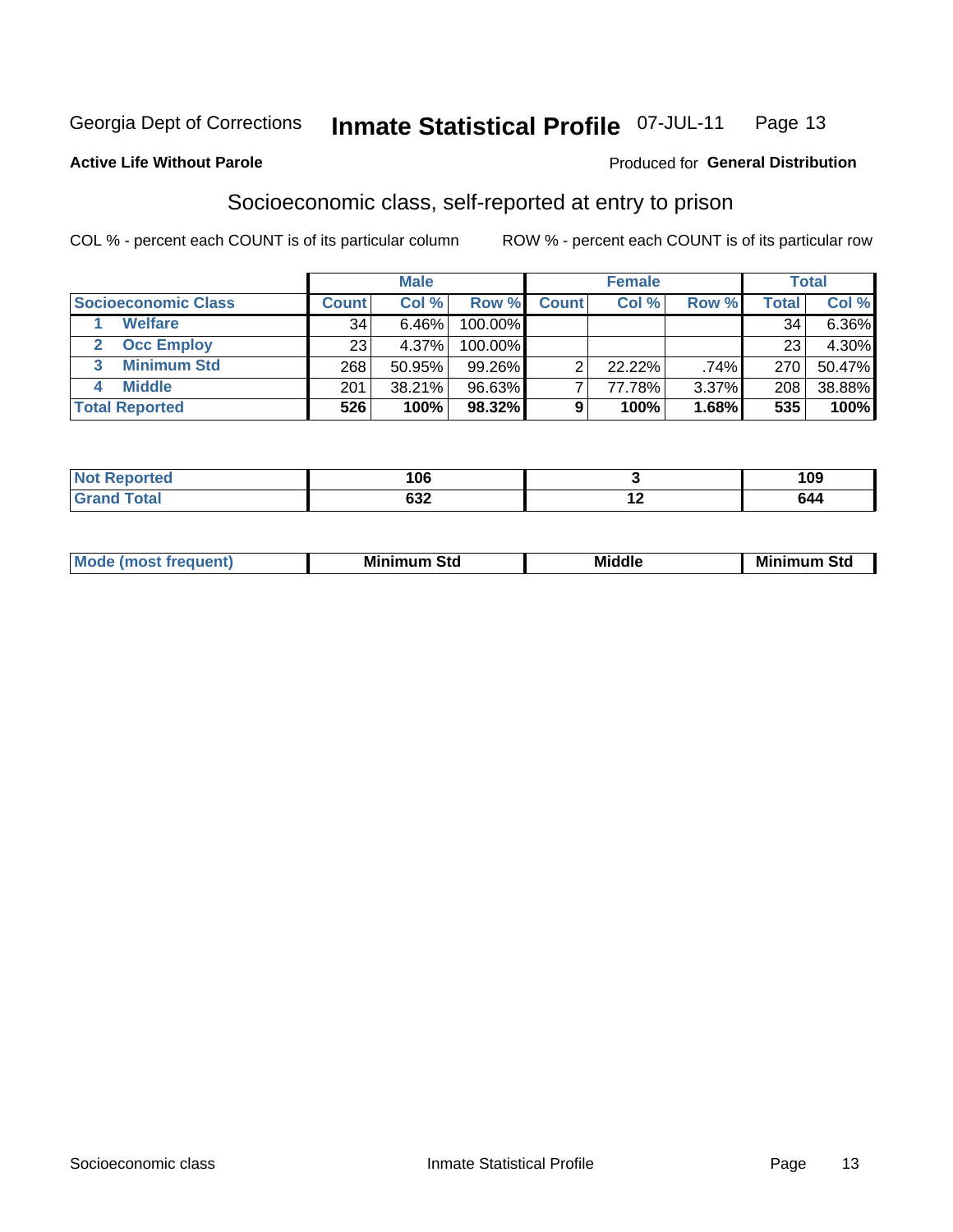Georgia Dept of Corrections **Inmate Statistical Profile** 07-JUL-11 Page 13

**Active Life Without Parole**

Produced for **General Distribution**

## Socioeconomic class, self-reported at entry to prison

COL % - percent each COUNT is of its particular column

ROW % - percent each COUNT is of its particular row

| | Male | | | Female | | | Total | |
|---|---|---|---|---|---|---|---|---|
| **Socioeconomic Class** | **Count** | **Col %** | **Row %** | **Count** | **Col %** | **Row %** | **Total** | **Col %** |
| **1 Welfare** | 34 | 6.46% | 100.00% | | | | 34 | 6.36% |
| **2 Occ Employ** | 23 | 4.37% | 100.00% | | | | 23 | 4.30% |
| **3 Minimum Std** | 268 | 50.95% | 99.26% | 2 | 22.22% | .74% | 270 | 50.47% |
| **4 Middle** | 201 | 38.21% | 96.63% | 7 | 77.78% | 3.37% | 208 | 38.88% |
| **Total Reported** | **526** | **100%** | **98.32%** | **9** | **100%** | **1.68%** | **535** | **100%** |

| | Male | Female | Total |
|---|---|---|---|
| **Not Reported** | **106** | **3** | **109** |
| **Grand Total** | **632** | **12** | **644** |

| | Male | Female | Total |
|---|---|---|---|
| **Mode (most frequent)** | **Minimum Std** | **Middle** | **Minimum Std** |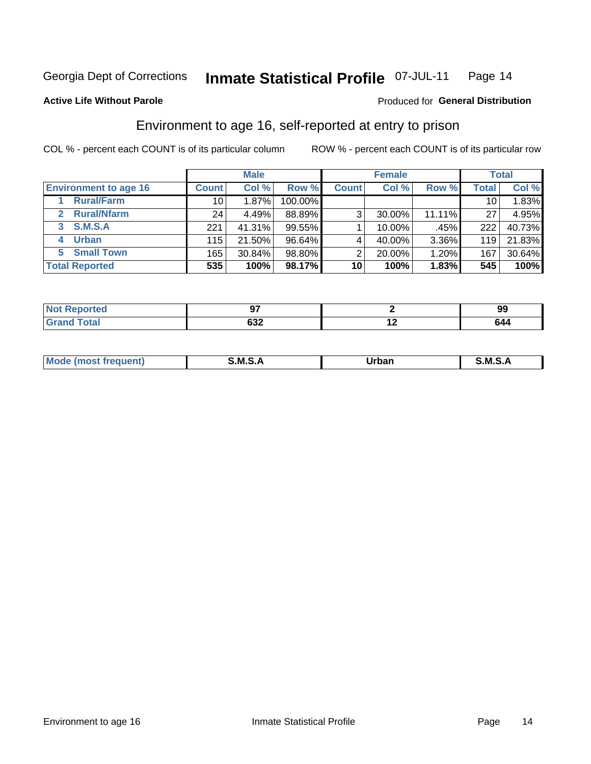Georgia Dept of Corrections **Inmate Statistical Profile** 07-JUL-11

**Active Life Without Parole**

Produced for **General Distribution**

## Environment to age 16, self-reported at entry to prison

COL % - percent each COUNT is of its particular column

ROW % - percent each COUNT is of its particular row

| | Male | | | Female | | | Total | |
|---|---|---|---|---|---|---|---|---|
| **Environment to age 16** | **Count** | **Col %** | **Row %** | **Count** | **Col %** | **Row %** | **Total** | **Col %** |
| 1 Rural/Farm | 10 | 1.87% | 100.00% | | | | 10 | 1.83% |
| 2 Rural/Nfarm | 24 | 4.49% | 88.89% | 3 | 30.00% | 11.11% | 27 | 4.95% |
| 3 S.M.S.A | 221 | 41.31% | 99.55% | 1 | 10.00% | .45% | 222 | 40.73% |
| 4 Urban | 115 | 21.50% | 96.64% | 4 | 40.00% | 3.36% | 119 | 21.83% |
| 5 Small Town | 165 | 30.84% | 98.80% | 2 | 20.00% | 1.20% | 167 | 30.64% |
| **Total Reported** | **535** | **100%** | **98.17%** | **10** | **100%** | **1.83%** | **545** | **100%** |

| | Male | Female | Total |
|---|---|---|---|
| **Not Reported** | **97** | **2** | **99** |
| **Grand Total** | **632** | **12** | **644** |

| | Male | Female | Total |
|---|---|---|---|
| **Mode (most frequent)** | **S.M.S.A** | **Urban** | **S.M.S.A** |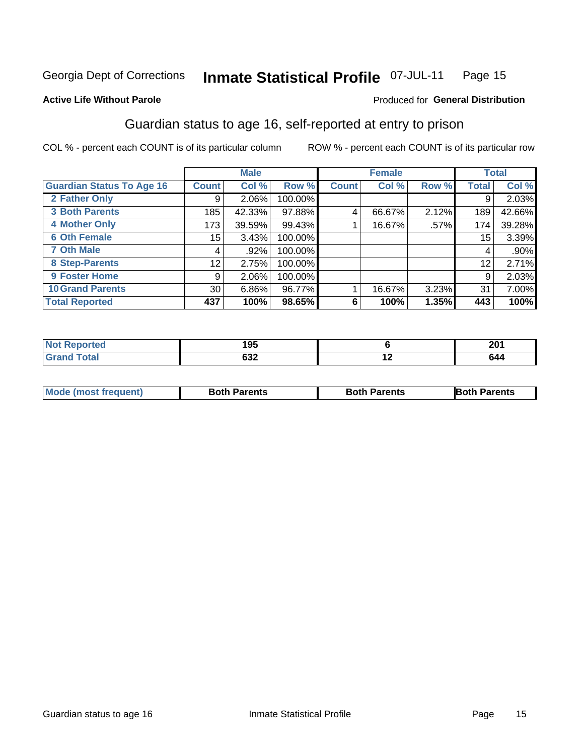Georgia Dept of Corrections **Inmate Statistical Profile** 07-JUL-11

**Active Life Without Parole**

Produced for **General Distribution**

## Guardian status to age 16, self-reported at entry to prison

COL % - percent each COUNT is of its particular column     ROW % - percent each COUNT is of its particular row

| | Male | | | Female | | | Total | |
|---|---|---|---|---|---|---|---|---|
| **Guardian Status To Age 16** | **Count** | **Col %** | **Row %** | **Count** | **Col %** | **Row %** | **Total** | **Col %** |
| 2 Father Only | 9 | 2.06% | 100.00% | | | | 9 | 2.03% |
| 3 Both Parents | 185 | 42.33% | 97.88% | 4 | 66.67% | 2.12% | 189 | 42.66% |
| 4 Mother Only | 173 | 39.59% | 99.43% | 1 | 16.67% | .57% | 174 | 39.28% |
| 6 Oth Female | 15 | 3.43% | 100.00% | | | | 15 | 3.39% |
| 7 Oth Male | 4 | .92% | 100.00% | | | | 4 | .90% |
| 8 Step-Parents | 12 | 2.75% | 100.00% | | | | 12 | 2.71% |
| 9 Foster Home | 9 | 2.06% | 100.00% | | | | 9 | 2.03% |
| 10 Grand Parents | 30 | 6.86% | 96.77% | 1 | 16.67% | 3.23% | 31 | 7.00% |
| **Total Reported** | **437** | **100%** | **98.65%** | **6** | **100%** | **1.35%** | **443** | **100%** |

| | Male | Female | Total |
|---|---|---|---|
| Not Reported | 195 | 6 | 201 |
| Grand Total | 632 | 12 | 644 |

| | Male | Female | Total |
|---|---|---|---|
| Mode (most frequent) | Both Parents | Both Parents | Both Parents |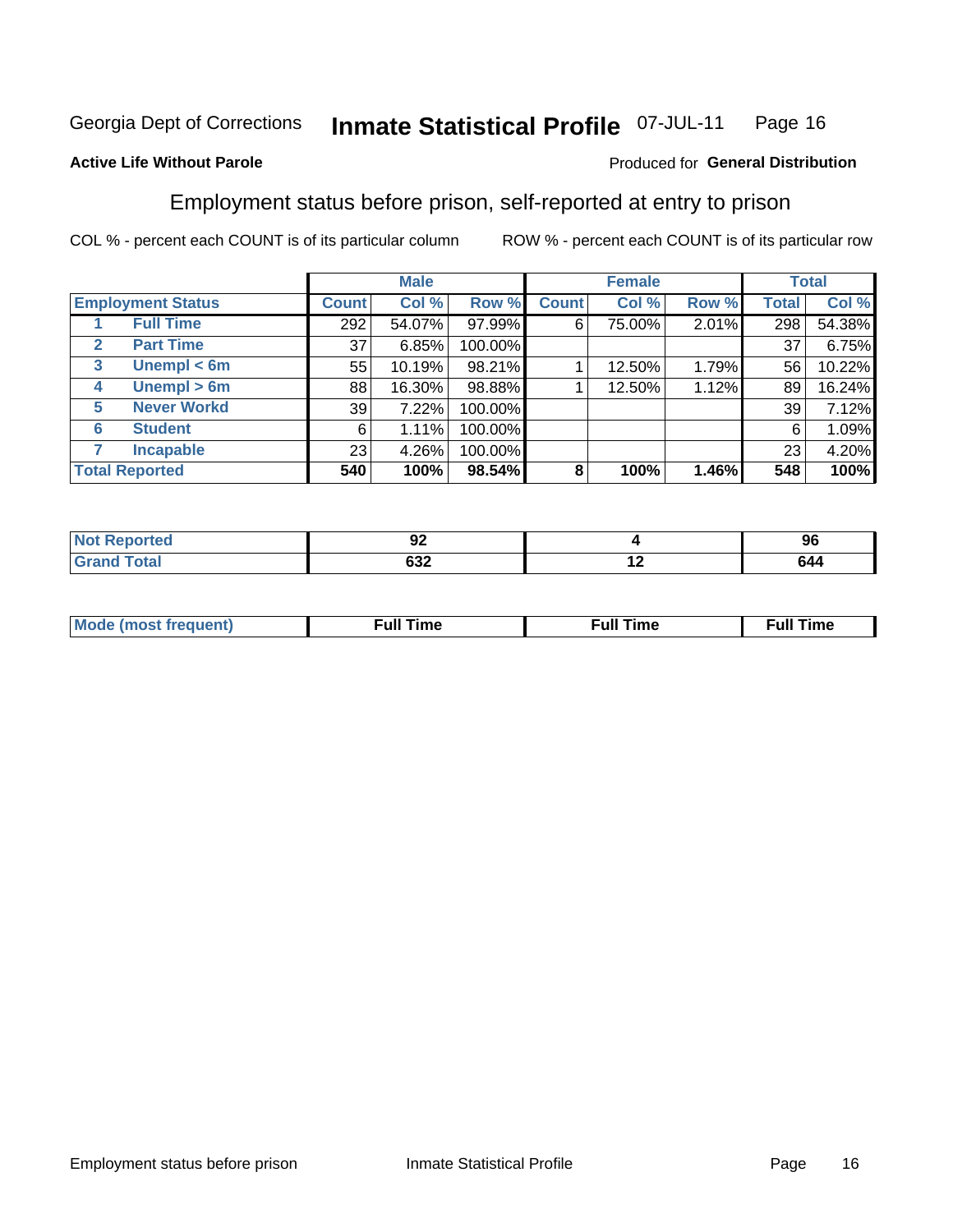Georgia Dept of Corrections **Inmate Statistical Profile** 07-JUL-11

**Active Life Without Parole**

Produced for **General Distribution**

## Employment status before prison, self-reported at entry to prison

COL % - percent each COUNT is of its particular column ROW % - percent each COUNT is of its particular row

| | | Male | | | Female | | | Total | |
|---|---|---|---|---|---|---|---|---|---|
| **Employment Status** | | **Count** | **Col %** | **Row %** | **Count** | **Col %** | **Row %** | **Total** | **Col %** |
| 1 | **Full Time** | 292 | 54.07% | 97.99% | 6 | 75.00% | 2.01% | 298 | 54.38% |
| 2 | **Part Time** | 37 | 6.85% | 100.00% | | | | 37 | 6.75% |
| 3 | **Unempl < 6m** | 55 | 10.19% | 98.21% | 1 | 12.50% | 1.79% | 56 | 10.22% |
| 4 | **Unempl > 6m** | 88 | 16.30% | 98.88% | 1 | 12.50% | 1.12% | 89 | 16.24% |
| 5 | **Never Workd** | 39 | 7.22% | 100.00% | | | | 39 | 7.12% |
| 6 | **Student** | 6 | 1.11% | 100.00% | | | | 6 | 1.09% |
| 7 | **Incapable** | 23 | 4.26% | 100.00% | | | | 23 | 4.20% |
| **Total Reported** | | **540** | **100%** | **98.54%** | **8** | **100%** | **1.46%** | **548** | **100%** |

| | Male | Female | Total |
|---|---|---|---|
| **Not Reported** | **92** | **4** | **96** |
| **Grand Total** | **632** | **12** | **644** |

| | Male | Female | Total |
|---|---|---|---|
| **Mode (most frequent)** | **Full Time** | **Full Time** | **Full Time** |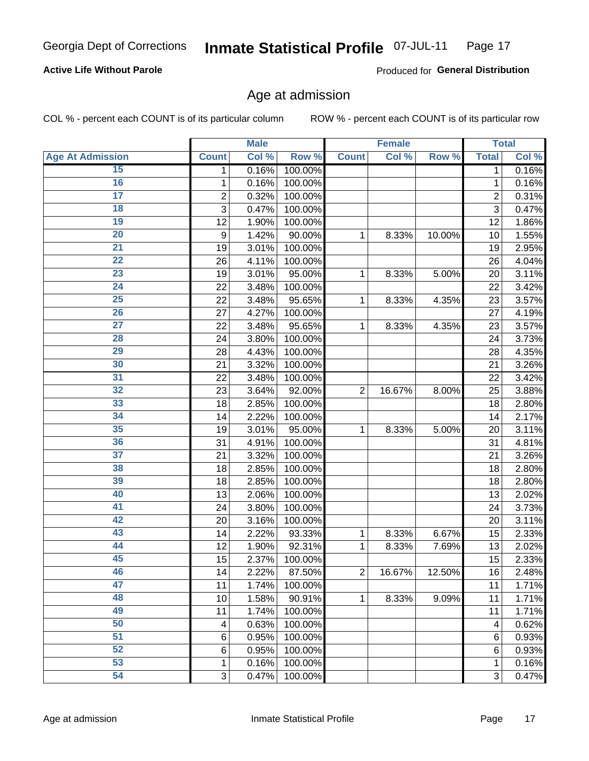Georgia Dept of Corrections **Inmate Statistical Profile** 07-JUL-11

**Active Life Without Parole**

Produced for **General Distribution**

## Age at admission

COL % - percent each COUNT is of its particular column ROW % - percent each COUNT is of its particular row

| Age At Admission | Male | | | Female | | | Total | |
|---|---|---|---|---|---|---|---|---|
| | Count | Col % | Row % | Count | Col % | Row % | Total | Col % |
| 15 | 1 | 0.16% | 100.00% | | | | 1 | 0.16% |
| 16 | 1 | 0.16% | 100.00% | | | | 1 | 0.16% |
| 17 | 2 | 0.32% | 100.00% | | | | 2 | 0.31% |
| 18 | 3 | 0.47% | 100.00% | | | | 3 | 0.47% |
| 19 | 12 | 1.90% | 100.00% | | | | 12 | 1.86% |
| 20 | 9 | 1.42% | 90.00% | 1 | 8.33% | 10.00% | 10 | 1.55% |
| 21 | 19 | 3.01% | 100.00% | | | | 19 | 2.95% |
| 22 | 26 | 4.11% | 100.00% | | | | 26 | 4.04% |
| 23 | 19 | 3.01% | 95.00% | 1 | 8.33% | 5.00% | 20 | 3.11% |
| 24 | 22 | 3.48% | 100.00% | | | | 22 | 3.42% |
| 25 | 22 | 3.48% | 95.65% | 1 | 8.33% | 4.35% | 23 | 3.57% |
| 26 | 27 | 4.27% | 100.00% | | | | 27 | 4.19% |
| 27 | 22 | 3.48% | 95.65% | 1 | 8.33% | 4.35% | 23 | 3.57% |
| 28 | 24 | 3.80% | 100.00% | | | | 24 | 3.73% |
| 29 | 28 | 4.43% | 100.00% | | | | 28 | 4.35% |
| 30 | 21 | 3.32% | 100.00% | | | | 21 | 3.26% |
| 31 | 22 | 3.48% | 100.00% | | | | 22 | 3.42% |
| 32 | 23 | 3.64% | 92.00% | 2 | 16.67% | 8.00% | 25 | 3.88% |
| 33 | 18 | 2.85% | 100.00% | | | | 18 | 2.80% |
| 34 | 14 | 2.22% | 100.00% | | | | 14 | 2.17% |
| 35 | 19 | 3.01% | 95.00% | 1 | 8.33% | 5.00% | 20 | 3.11% |
| 36 | 31 | 4.91% | 100.00% | | | | 31 | 4.81% |
| 37 | 21 | 3.32% | 100.00% | | | | 21 | 3.26% |
| 38 | 18 | 2.85% | 100.00% | | | | 18 | 2.80% |
| 39 | 18 | 2.85% | 100.00% | | | | 18 | 2.80% |
| 40 | 13 | 2.06% | 100.00% | | | | 13 | 2.02% |
| 41 | 24 | 3.80% | 100.00% | | | | 24 | 3.73% |
| 42 | 20 | 3.16% | 100.00% | | | | 20 | 3.11% |
| 43 | 14 | 2.22% | 93.33% | 1 | 8.33% | 6.67% | 15 | 2.33% |
| 44 | 12 | 1.90% | 92.31% | 1 | 8.33% | 7.69% | 13 | 2.02% |
| 45 | 15 | 2.37% | 100.00% | | | | 15 | 2.33% |
| 46 | 14 | 2.22% | 87.50% | 2 | 16.67% | 12.50% | 16 | 2.48% |
| 47 | 11 | 1.74% | 100.00% | | | | 11 | 1.71% |
| 48 | 10 | 1.58% | 90.91% | 1 | 8.33% | 9.09% | 11 | 1.71% |
| 49 | 11 | 1.74% | 100.00% | | | | 11 | 1.71% |
| 50 | 4 | 0.63% | 100.00% | | | | 4 | 0.62% |
| 51 | 6 | 0.95% | 100.00% | | | | 6 | 0.93% |
| 52 | 6 | 0.95% | 100.00% | | | | 6 | 0.93% |
| 53 | 1 | 0.16% | 100.00% | | | | 1 | 0.16% |
| 54 | 3 | 0.47% | 100.00% | | | | 3 | 0.47% |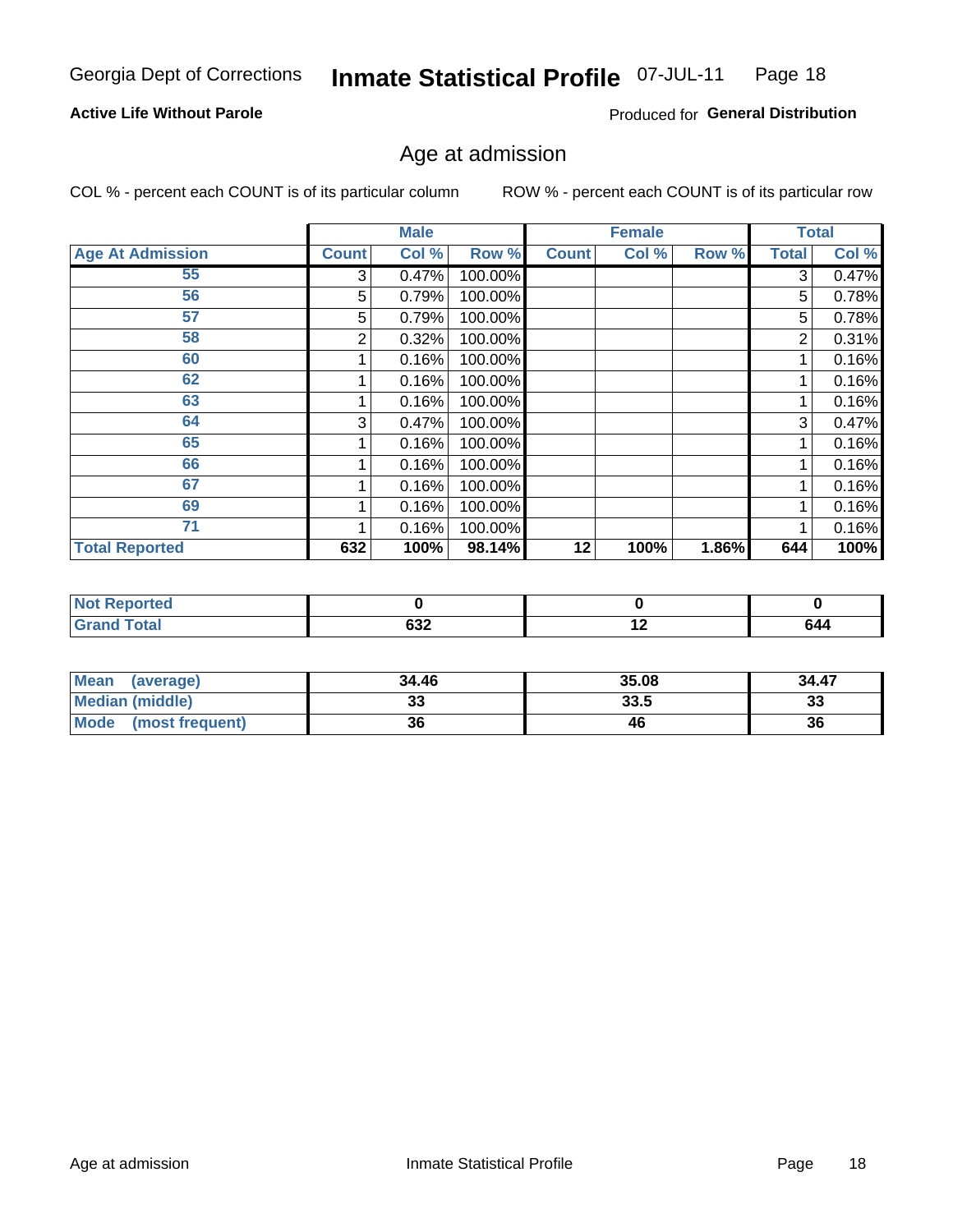Georgia Dept of Corrections **Inmate Statistical Profile** 07-JUL-11

**Active Life Without Parole**

Produced for **General Distribution**

## Age at admission

COL % - percent each COUNT is of its particular column

ROW % - percent each COUNT is of its particular row

| | Male | | | Female | | | Total | |
|---|---|---|---|---|---|---|---|---|
| **Age At Admission** | **Count** | **Col %** | **Row %** | **Count** | **Col %** | **Row %** | **Total** | **Col %** |
| 55 | 3 | 0.47% | 100.00% | | | | 3 | 0.47% |
| 56 | 5 | 0.79% | 100.00% | | | | 5 | 0.78% |
| 57 | 5 | 0.79% | 100.00% | | | | 5 | 0.78% |
| 58 | 2 | 0.32% | 100.00% | | | | 2 | 0.31% |
| 60 | 1 | 0.16% | 100.00% | | | | 1 | 0.16% |
| 62 | 1 | 0.16% | 100.00% | | | | 1 | 0.16% |
| 63 | 1 | 0.16% | 100.00% | | | | 1 | 0.16% |
| 64 | 3 | 0.47% | 100.00% | | | | 3 | 0.47% |
| 65 | 1 | 0.16% | 100.00% | | | | 1 | 0.16% |
| 66 | 1 | 0.16% | 100.00% | | | | 1 | 0.16% |
| 67 | 1 | 0.16% | 100.00% | | | | 1 | 0.16% |
| 69 | 1 | 0.16% | 100.00% | | | | 1 | 0.16% |
| 71 | 1 | 0.16% | 100.00% | | | | 1 | 0.16% |
| **Total Reported** | **632** | **100%** | **98.14%** | **12** | **100%** | **1.86%** | **644** | **100%** |

| | Male | Female | Total |
|---|---|---|---|
| **Not Reported** | **0** | **0** | **0** |
| **Grand Total** | **632** | **12** | **644** |

| | Male | Female | Total |
|---|---|---|---|
| **Mean (average)** | **34.46** | **35.08** | **34.47** |
| **Median (middle)** | **33** | **33.5** | **33** |
| **Mode (most frequent)** | **36** | **46** | **36** |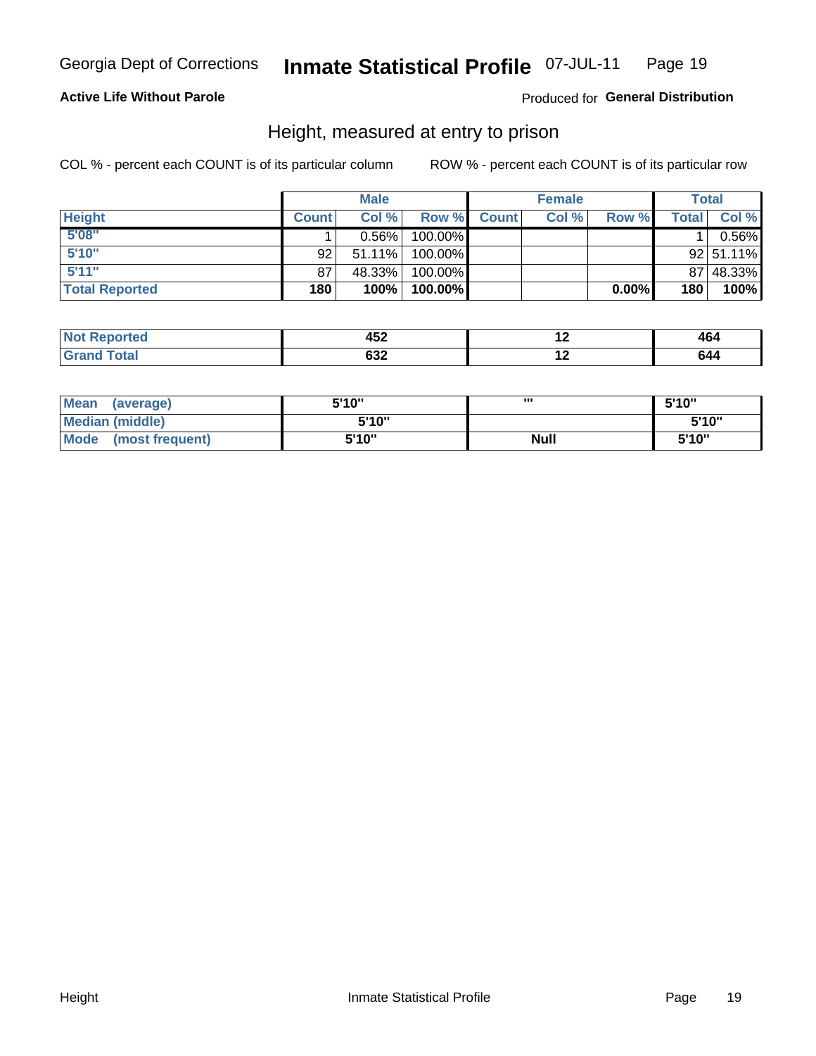Georgia Dept of Corrections **Inmate Statistical Profile** 07-JUL-11

**Active Life Without Parole**

Produced for **General Distribution**

## Height, measured at entry to prison

COL % - percent each COUNT is of its particular column

ROW % - percent each COUNT is of its particular row

| | Male | | | Female | | | Total | |
|---|---|---|---|---|---|---|---|---|
| **Height** | **Count** | **Col %** | **Row %** | **Count** | **Col %** | **Row %** | **Total** | **Col %** |
| **5'08"** | 1 | 0.56% | 100.00% | | | | 1 | 0.56% |
| **5'10"** | 92 | 51.11% | 100.00% | | | | 92 | 51.11% |
| **5'11"** | 87 | 48.33% | 100.00% | | | | 87 | 48.33% |
| **Total Reported** | **180** | **100%** | **100.00%** | | | **0.00%** | **180** | **100%** |

| | Male | Female | Total |
|---|---|---|---|
| **Not Reported** | **452** | **12** | **464** |
| **Grand Total** | **632** | **12** | **644** |

| | Male | Female | Total |
|---|---|---|---|
| **Mean (average)** | **5'10"** | **'''** | **5'10"** |
| **Median (middle)** | **5'10"** | | **5'10"** |
| **Mode (most frequent)** | **5'10"** | **Null** | **5'10"** |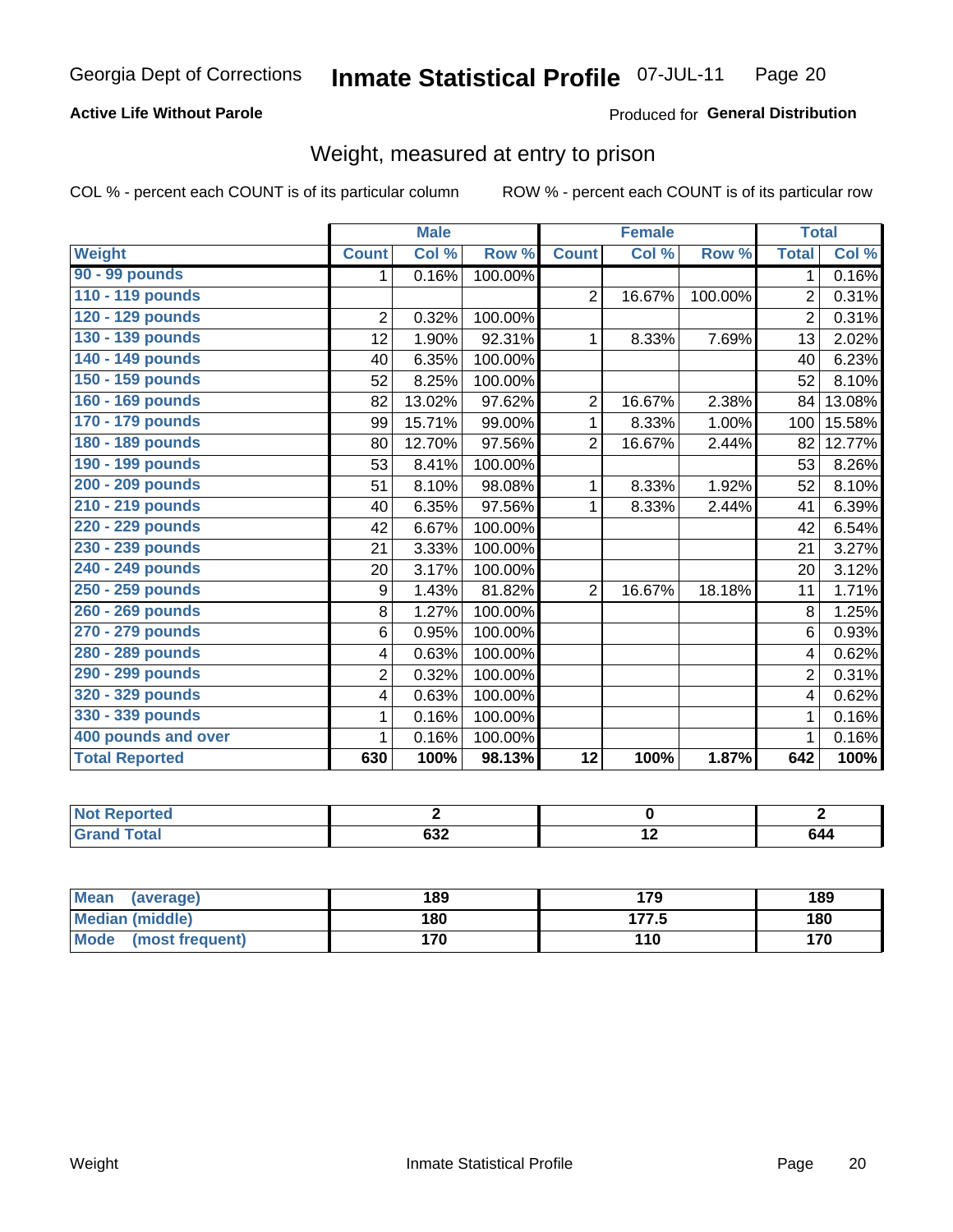Georgia Dept of Corrections **Inmate Statistical Profile** 07-JUL-11

**Active Life Without Parole**

Produced for **General Distribution**

## Weight, measured at entry to prison

COL % - percent each COUNT is of its particular column ROW % - percent each COUNT is of its particular row

| | Male | | | Female | | | Total | |
|---|---|---|---|---|---|---|---|---|
| Weight | Count | Col % | Row % | Count | Col % | Row % | Total | Col % |
| 90 - 99 pounds | 1 | 0.16% | 100.00% | | | | 1 | 0.16% |
| 110 - 119 pounds | | | | 2 | 16.67% | 100.00% | 2 | 0.31% |
| 120 - 129 pounds | 2 | 0.32% | 100.00% | | | | 2 | 0.31% |
| 130 - 139 pounds | 12 | 1.90% | 92.31% | 1 | 8.33% | 7.69% | 13 | 2.02% |
| 140 - 149 pounds | 40 | 6.35% | 100.00% | | | | 40 | 6.23% |
| 150 - 159 pounds | 52 | 8.25% | 100.00% | | | | 52 | 8.10% |
| 160 - 169 pounds | 82 | 13.02% | 97.62% | 2 | 16.67% | 2.38% | 84 | 13.08% |
| 170 - 179 pounds | 99 | 15.71% | 99.00% | 1 | 8.33% | 1.00% | 100 | 15.58% |
| 180 - 189 pounds | 80 | 12.70% | 97.56% | 2 | 16.67% | 2.44% | 82 | 12.77% |
| 190 - 199 pounds | 53 | 8.41% | 100.00% | | | | 53 | 8.26% |
| 200 - 209 pounds | 51 | 8.10% | 98.08% | 1 | 8.33% | 1.92% | 52 | 8.10% |
| 210 - 219 pounds | 40 | 6.35% | 97.56% | 1 | 8.33% | 2.44% | 41 | 6.39% |
| 220 - 229 pounds | 42 | 6.67% | 100.00% | | | | 42 | 6.54% |
| 230 - 239 pounds | 21 | 3.33% | 100.00% | | | | 21 | 3.27% |
| 240 - 249 pounds | 20 | 3.17% | 100.00% | | | | 20 | 3.12% |
| 250 - 259 pounds | 9 | 1.43% | 81.82% | 2 | 16.67% | 18.18% | 11 | 1.71% |
| 260 - 269 pounds | 8 | 1.27% | 100.00% | | | | 8 | 1.25% |
| 270 - 279 pounds | 6 | 0.95% | 100.00% | | | | 6 | 0.93% |
| 280 - 289 pounds | 4 | 0.63% | 100.00% | | | | 4 | 0.62% |
| 290 - 299 pounds | 2 | 0.32% | 100.00% | | | | 2 | 0.31% |
| 320 - 329 pounds | 4 | 0.63% | 100.00% | | | | 4 | 0.62% |
| 330 - 339 pounds | 1 | 0.16% | 100.00% | | | | 1 | 0.16% |
| 400 pounds and over | 1 | 0.16% | 100.00% | | | | 1 | 0.16% |
| **Total Reported** | **630** | **100%** | **98.13%** | **12** | **100%** | **1.87%** | **642** | **100%** |

| | Male | Female | Total |
|---|---|---|---|
| Not Reported | 2 | 0 | 2 |
| Grand Total | 632 | 12 | 644 |

| | Male | Female | Total |
|---|---|---|---|
| Mean (average) | 189 | 179 | 189 |
| Median (middle) | 180 | 177.5 | 180 |
| Mode (most frequent) | 170 | 110 | 170 |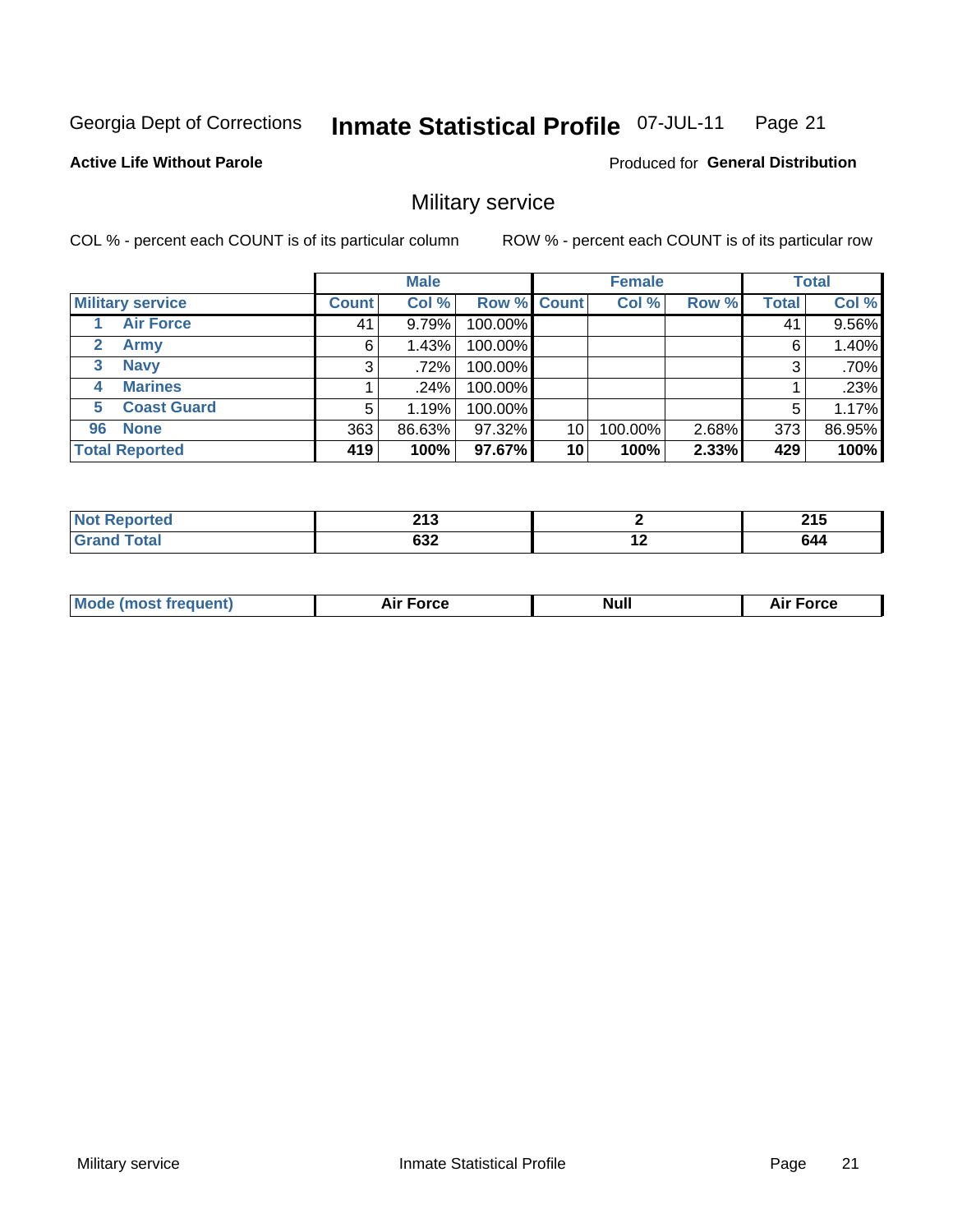Georgia Dept of Corrections **Inmate Statistical Profile** 07-JUL-11

**Active Life Without Parole**

Produced for **General Distribution**

## Military service

COL % - percent each COUNT is of its particular column ROW % - percent each COUNT is of its particular row

| | | Male | | | Female | | | Total | |
|---|---|---|---|---|---|---|---|---|---|
| **Military service** | | **Count** | **Col %** | **Row %** | **Count** | **Col %** | **Row %** | **Total** | **Col %** |
| 1 | Air Force | 41 | 9.79% | 100.00% | | | | 41 | 9.56% |
| 2 | Army | 6 | 1.43% | 100.00% | | | | 6 | 1.40% |
| 3 | Navy | 3 | .72% | 100.00% | | | | 3 | .70% |
| 4 | Marines | 1 | .24% | 100.00% | | | | 1 | .23% |
| 5 | Coast Guard | 5 | 1.19% | 100.00% | | | | 5 | 1.17% |
| 96 | None | 363 | 86.63% | 97.32% | 10 | 100.00% | 2.68% | 373 | 86.95% |
| **Total Reported** | | **419** | **100%** | **97.67%** | **10** | **100%** | **2.33%** | **429** | **100%** |

| | Male | Female | Total |
|---|---|---|---|
| **Not Reported** | **213** | **2** | **215** |
| **Grand Total** | **632** | **12** | **644** |

| | Male | Female | Total |
|---|---|---|---|
| **Mode (most frequent)** | **Air Force** | **Null** | **Air Force** |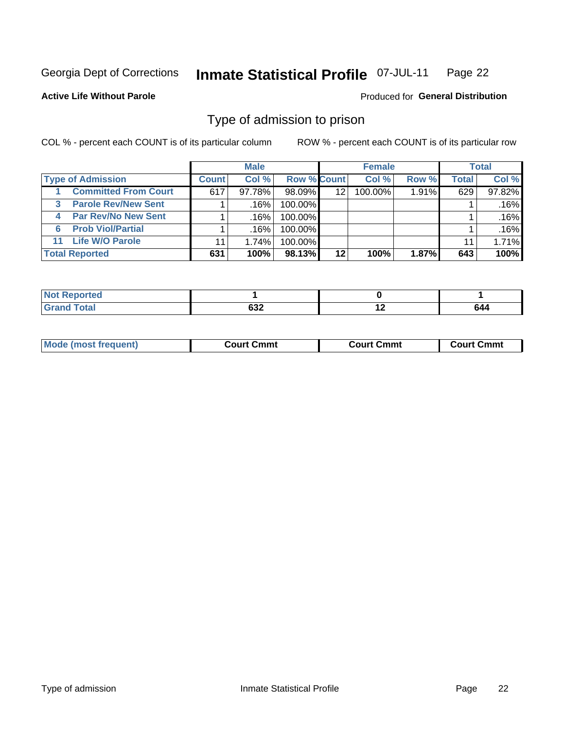Georgia Dept of Corrections **Inmate Statistical Profile** 07-JUL-11

**Active Life Without Parole**

Produced for **General Distribution**

## Type of admission to prison

COL % - percent each COUNT is of its particular column

ROW % - percent each COUNT is of its particular row

| | Male | | | Female | | | Total | |
|---|---|---|---|---|---|---|---|---|
| **Type of Admission** | **Count** | **Col %** | **Row %** | **Count** | **Col %** | **Row %** | **Total** | **Col %** |
| **1 Committed From Court** | 617 | 97.78% | 98.09% | 12 | 100.00% | 1.91% | 629 | 97.82% |
| **3 Parole Rev/New Sent** | 1 | .16% | 100.00% | | | | 1 | .16% |
| **4 Par Rev/No New Sent** | 1 | .16% | 100.00% | | | | 1 | .16% |
| **6 Prob Viol/Partial** | 1 | .16% | 100.00% | | | | 1 | .16% |
| **11 Life W/O Parole** | 11 | 1.74% | 100.00% | | | | 11 | 1.71% |
| **Total Reported** | **631** | **100%** | **98.13%** | **12** | **100%** | **1.87%** | **643** | **100%** |

| | Male | Female | Total |
|---|---|---|---|
| **Not Reported** | **1** | **0** | **1** |
| **Grand Total** | **632** | **12** | **644** |

| | Male | Female | Total |
|---|---|---|---|
| **Mode (most frequent)** | **Court Cmmt** | **Court Cmmt** | **Court Cmmt** |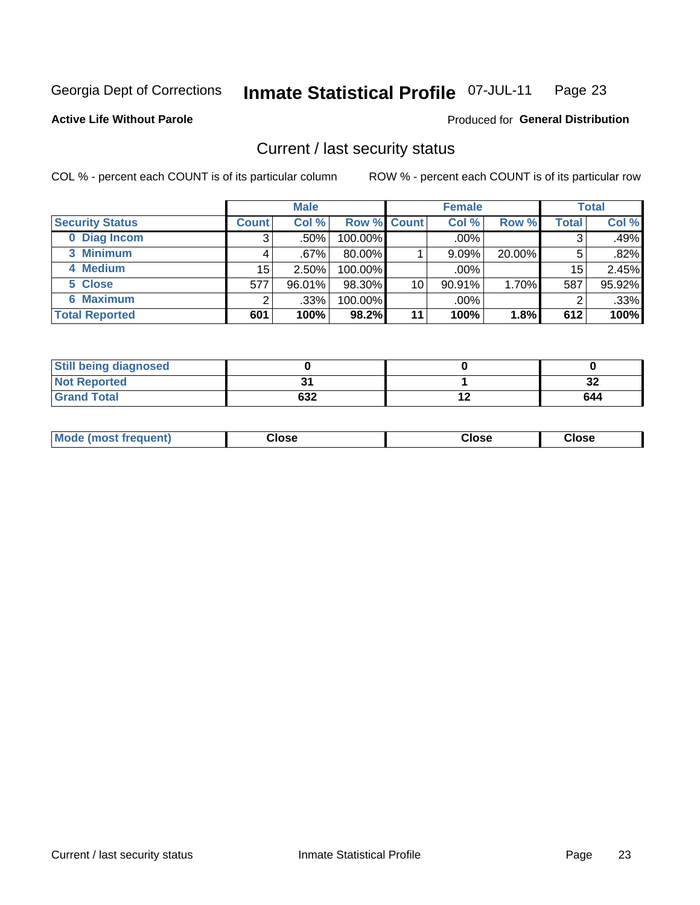Georgia Dept of Corrections **Inmate Statistical Profile** 07-JUL-11

**Active Life Without Parole**

Produced for **General Distribution**

## Current / last security status

COL % - percent each COUNT is of its particular column

ROW % - percent each COUNT is of its particular row

| | Male | | | Female | | | Total | |
|---|---|---|---|---|---|---|---|---|
| **Security Status** | **Count** | **Col %** | **Row %** | **Count** | **Col %** | **Row %** | **Total** | **Col %** |
| 0 Diag Incom | 3 | .50% | 100.00% | | .00% | | 3 | .49% |
| 3 Minimum | 4 | .67% | 80.00% | 1 | 9.09% | 20.00% | 5 | .82% |
| 4 Medium | 15 | 2.50% | 100.00% | | .00% | | 15 | 2.45% |
| 5 Close | 577 | 96.01% | 98.30% | 10 | 90.91% | 1.70% | 587 | 95.92% |
| 6 Maximum | 2 | .33% | 100.00% | | .00% | | 2 | .33% |
| **Total Reported** | **601** | **100%** | **98.2%** | **11** | **100%** | **1.8%** | **612** | **100%** |

| | Male | Female | Total |
|---|---|---|---|
| **Still being diagnosed** | **0** | **0** | **0** |
| **Not Reported** | **31** | **1** | **32** |
| **Grand Total** | **632** | **12** | **644** |

| | Male | Female | Total |
|---|---|---|---|
| **Mode (most frequent)** | **Close** | **Close** | **Close** |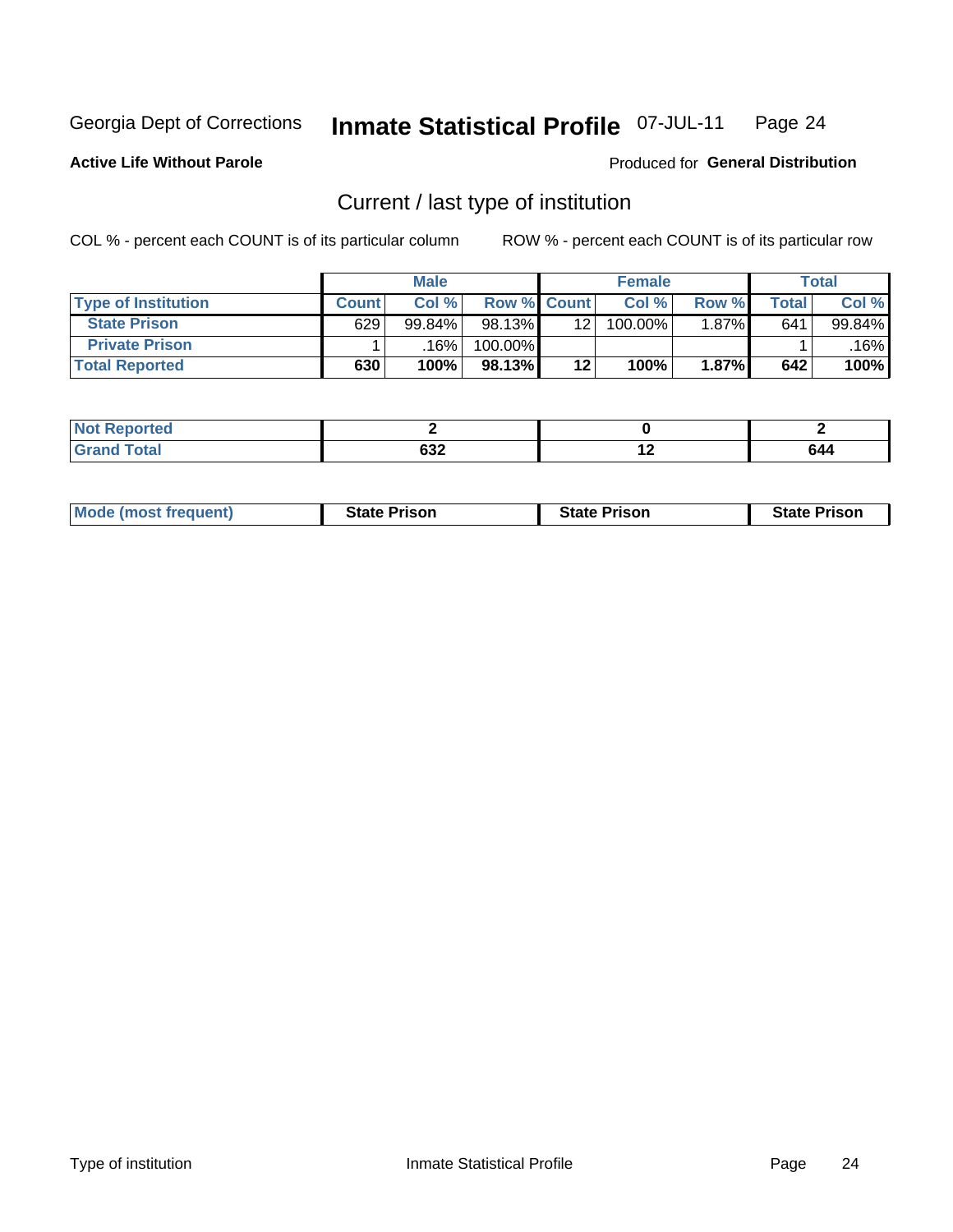Georgia Dept of Corrections **Inmate Statistical Profile** 07-JUL-11

**Active Life Without Parole**

Produced for **General Distribution**

## Current / last type of institution

COL % - percent each COUNT is of its particular column ROW % - percent each COUNT is of its particular row

| | Male | | | Female | | | Total | |
|---|---|---|---|---|---|---|---|---|
| **Type of Institution** | **Count** | **Col %** | **Row %** | **Count** | **Col %** | **Row %** | **Total** | **Col %** |
| **State Prison** | 629 | 99.84% | 98.13% | 12 | 100.00% | 1.87% | 641 | 99.84% |
| **Private Prison** | 1 | .16% | 100.00% | | | | 1 | .16% |
| **Total Reported** | **630** | **100%** | **98.13%** | **12** | **100%** | **1.87%** | **642** | **100%** |

| | Male | Female | Total |
|---|---|---|---|
| **Not Reported** | **2** | **0** | **2** |
| **Grand Total** | **632** | **12** | **644** |

| | | | |
|---|---|---|---|
| **Mode (most frequent)** | **State Prison** | **State Prison** | **State Prison** |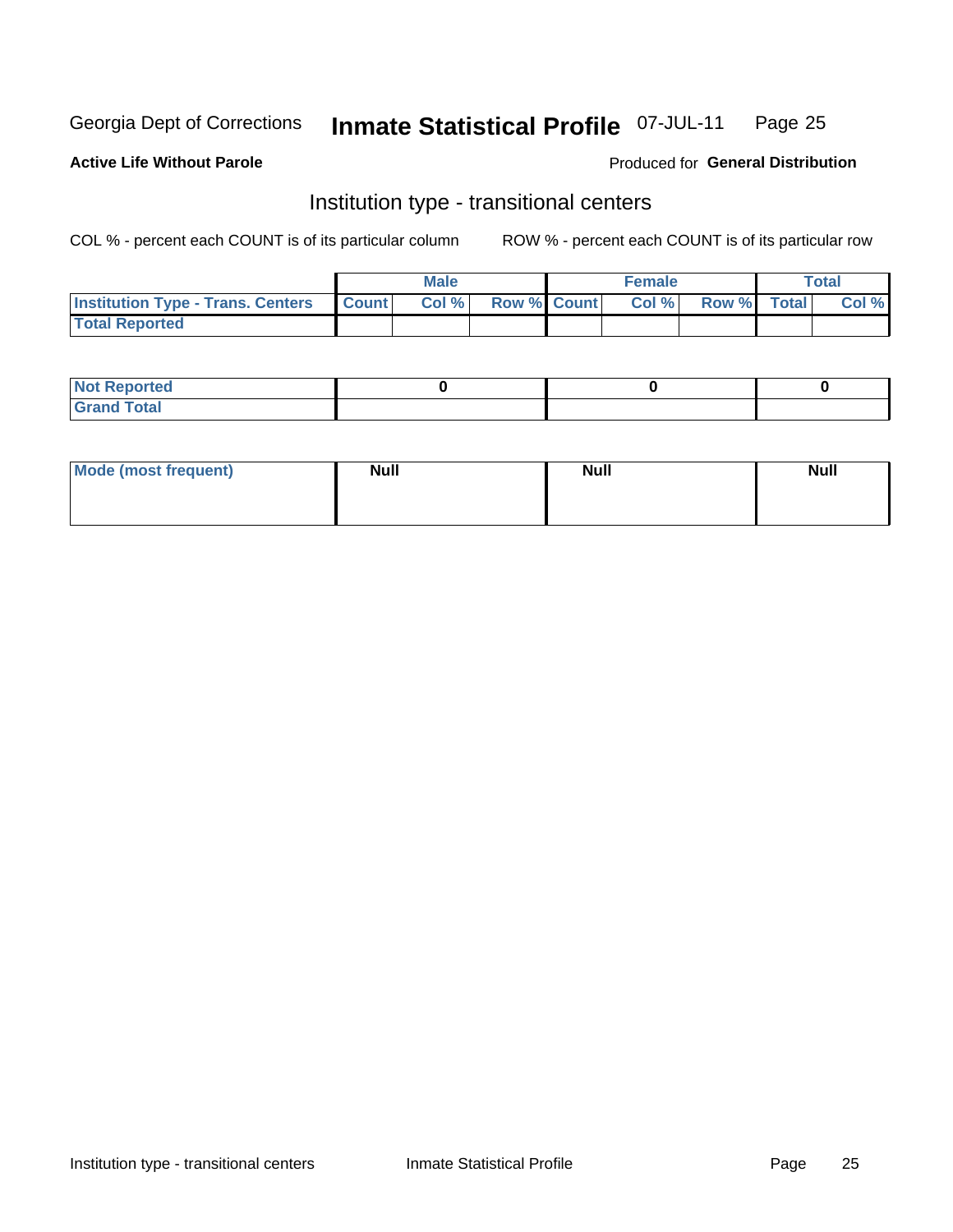Georgia Dept of Corrections **Inmate Statistical Profile** 07-JUL-11 Page 25

**Active Life Without Parole**

Produced for **General Distribution**

## Institution type - transitional centers

COL % - percent each COUNT is of its particular column ROW % - percent each COUNT is of its particular row

| | Male | | | Female | | | Total | |
|---|---|---|---|---|---|---|---|---|
| **Institution Type - Trans. Centers** | **Count** | **Col %** | **Row %** | **Count** | **Col %** | **Row %** | **Total** | **Col %** |
| **Total Reported** | | | | | | | | |

| | Male | Female | Total |
|---|---|---|---|
| **Not Reported** | 0 | 0 | 0 |
| **Grand Total** | | | |

| | Male | Female | Total |
|---|---|---|---|
| **Mode (most frequent)** | Null | Null | Null |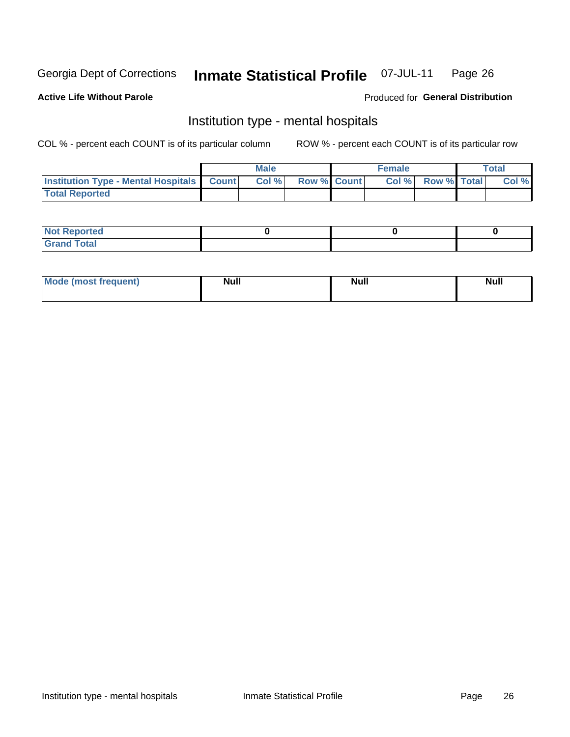Georgia Dept of Corrections **Inmate Statistical Profile** 07-JUL-11 Page 26

**Active Life Without Parole** Produced for **General Distribution**

## Institution type - mental hospitals

COL % - percent each COUNT is of its particular column ROW % - percent each COUNT is of its particular row

| | Male | | | Female | | | Total | |
|---|---|---|---|---|---|---|---|---|
| **Institution Type - Mental Hospitals** | **Count** | **Col %** | **Row %** | **Count** | **Col %** | **Row %** | **Total** | **Col %** |
| **Total Reported** | | | | | | | | |

| | Male | Female | Total |
|---|---|---|---|
| **Not Reported** | 0 | 0 | 0 |
| **Grand Total** | | | |

| | Male | Female | Total |
|---|---|---|---|
| **Mode (most frequent)** | Null | Null | Null |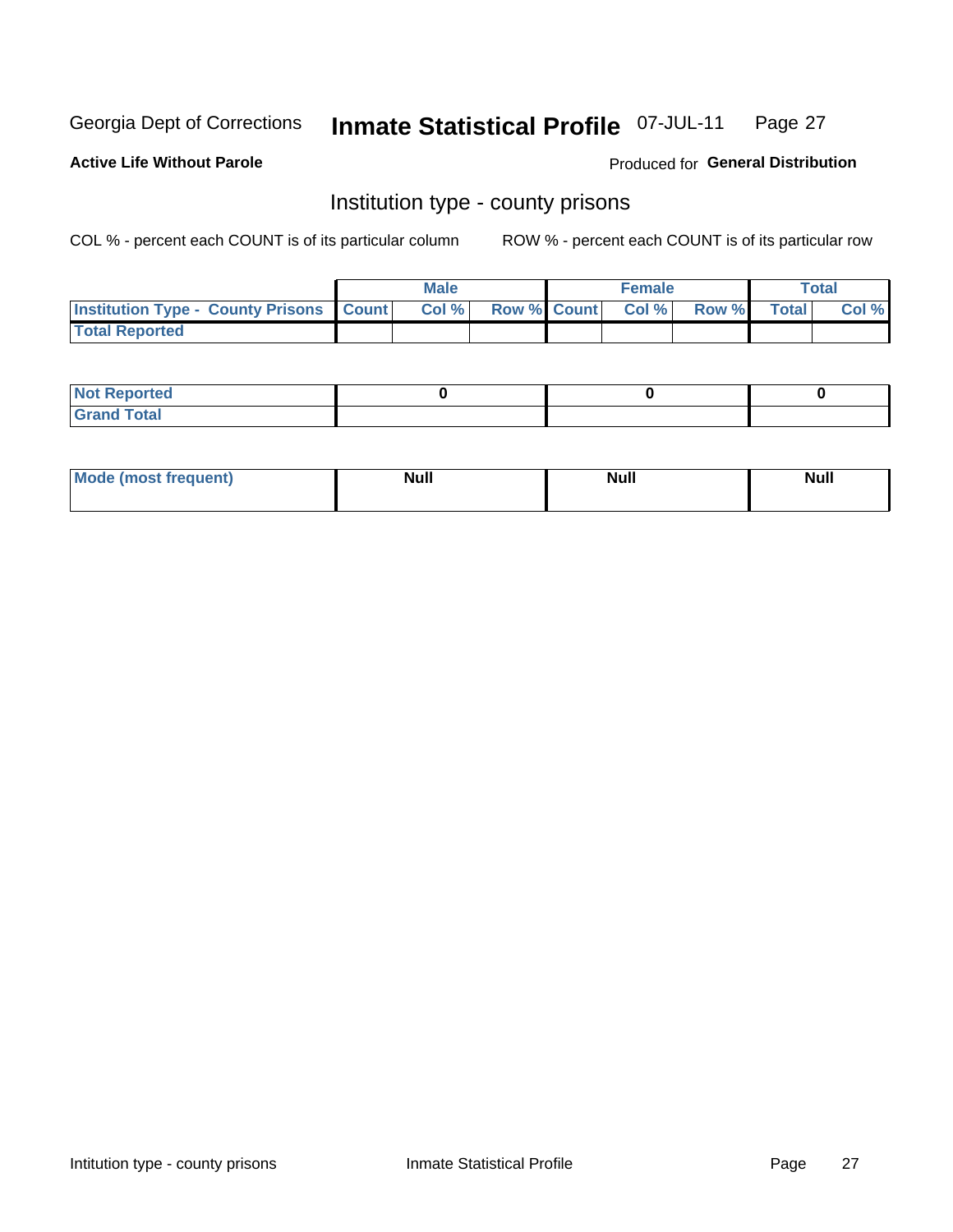Georgia Dept of Corrections **Inmate Statistical Profile** 07-JUL-11

**Active Life Without Parole**

Produced for **General Distribution**

## Institution type - county prisons

COL % - percent each COUNT is of its particular column

ROW % - percent each COUNT is of its particular row

| | Male | | | Female | | | Total | |
|---|---|---|---|---|---|---|---|---|
| **Institution Type - County Prisons** | **Count** | **Col %** | **Row %** | **Count** | **Col %** | **Row %** | **Total** | **Col %** |
| **Total Reported** | | | | | | | | |

| | Male | Female | Total |
|---|---|---|---|
| **Not Reported** | **0** | **0** | **0** |
| **Grand Total** | | | |

| | Male | Female | Total |
|---|---|---|---|
| **Mode (most frequent)** | **Null** | **Null** | **Null** |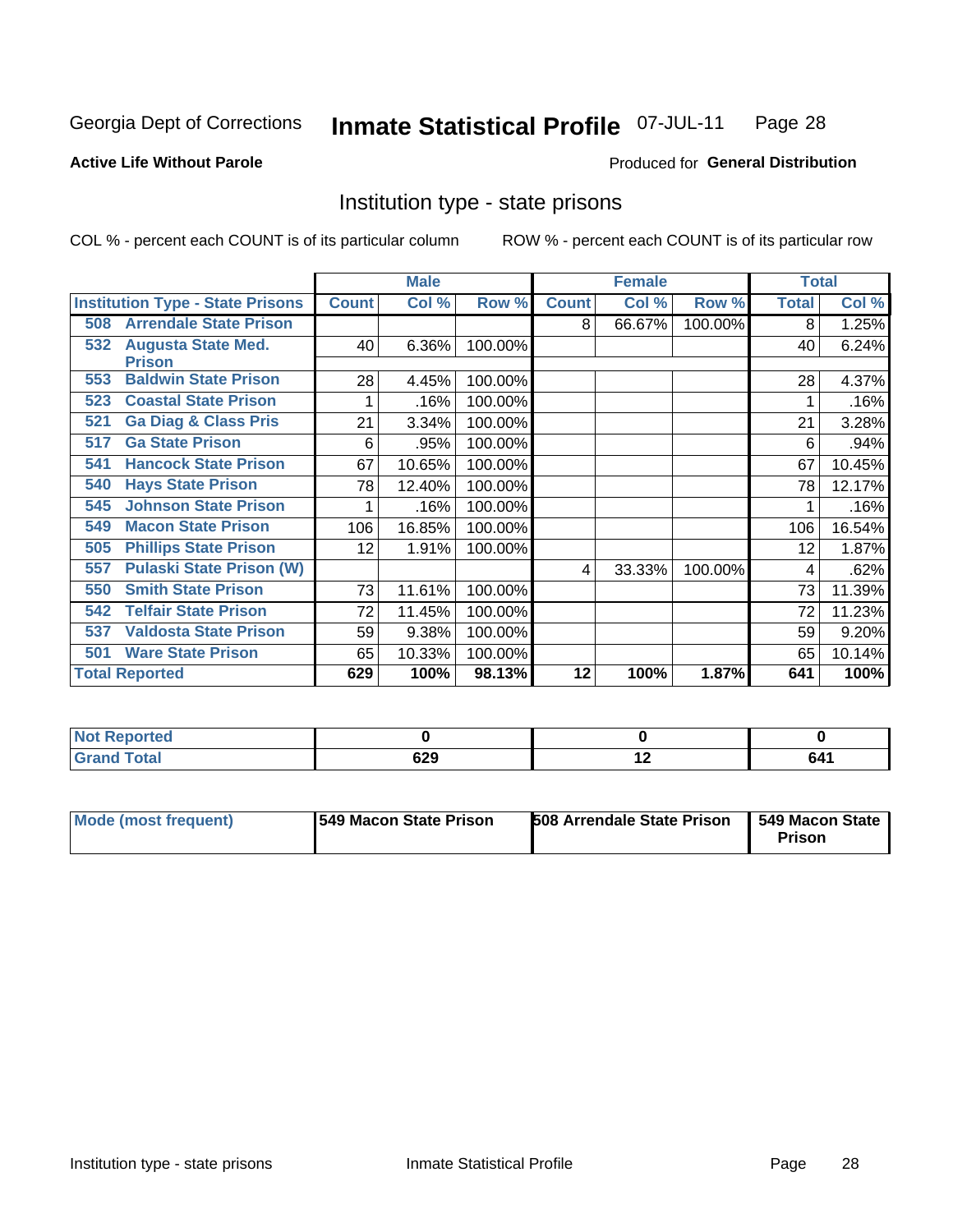Georgia Dept of Corrections **Inmate Statistical Profile** 07-JUL-11

**Active Life Without Parole**

Produced for **General Distribution**

## Institution type - state prisons

COL % - percent each COUNT is of its particular column ROW % - percent each COUNT is of its particular row

| | Male | | | Female | | | Total | |
|---|---|---|---|---|---|---|---|---|
| **Institution Type - State Prisons** | **Count** | **Col %** | **Row %** | **Count** | **Col %** | **Row %** | **Total** | **Col %** |
| **508 Arrendale State Prison** | | | | 8 | 66.67% | 100.00% | 8 | 1.25% |
| **532 Augusta State Med. Prison** | 40 | 6.36% | 100.00% | | | | 40 | 6.24% |
| **553 Baldwin State Prison** | 28 | 4.45% | 100.00% | | | | 28 | 4.37% |
| **523 Coastal State Prison** | 1 | .16% | 100.00% | | | | 1 | .16% |
| **521 Ga Diag & Class Pris** | 21 | 3.34% | 100.00% | | | | 21 | 3.28% |
| **517 Ga State Prison** | 6 | .95% | 100.00% | | | | 6 | .94% |
| **541 Hancock State Prison** | 67 | 10.65% | 100.00% | | | | 67 | 10.45% |
| **540 Hays State Prison** | 78 | 12.40% | 100.00% | | | | 78 | 12.17% |
| **545 Johnson State Prison** | 1 | .16% | 100.00% | | | | 1 | .16% |
| **549 Macon State Prison** | 106 | 16.85% | 100.00% | | | | 106 | 16.54% |
| **505 Phillips State Prison** | 12 | 1.91% | 100.00% | | | | 12 | 1.87% |
| **557 Pulaski State Prison (W)** | | | | 4 | 33.33% | 100.00% | 4 | .62% |
| **550 Smith State Prison** | 73 | 11.61% | 100.00% | | | | 73 | 11.39% |
| **542 Telfair State Prison** | 72 | 11.45% | 100.00% | | | | 72 | 11.23% |
| **537 Valdosta State Prison** | 59 | 9.38% | 100.00% | | | | 59 | 9.20% |
| **501 Ware State Prison** | 65 | 10.33% | 100.00% | | | | 65 | 10.14% |
| **Total Reported** | **629** | **100%** | **98.13%** | **12** | **100%** | **1.87%** | **641** | **100%** |

| | Male | Female | Total |
|---|---|---|---|
| **Not Reported** | **0** | **0** | **0** |
| **Grand Total** | **629** | **12** | **641** |

| | Male | Female | Total |
|---|---|---|---|
| **Mode (most frequent)** | **549 Macon State Prison** | **508 Arrendale State Prison** | **549 Macon State Prison** |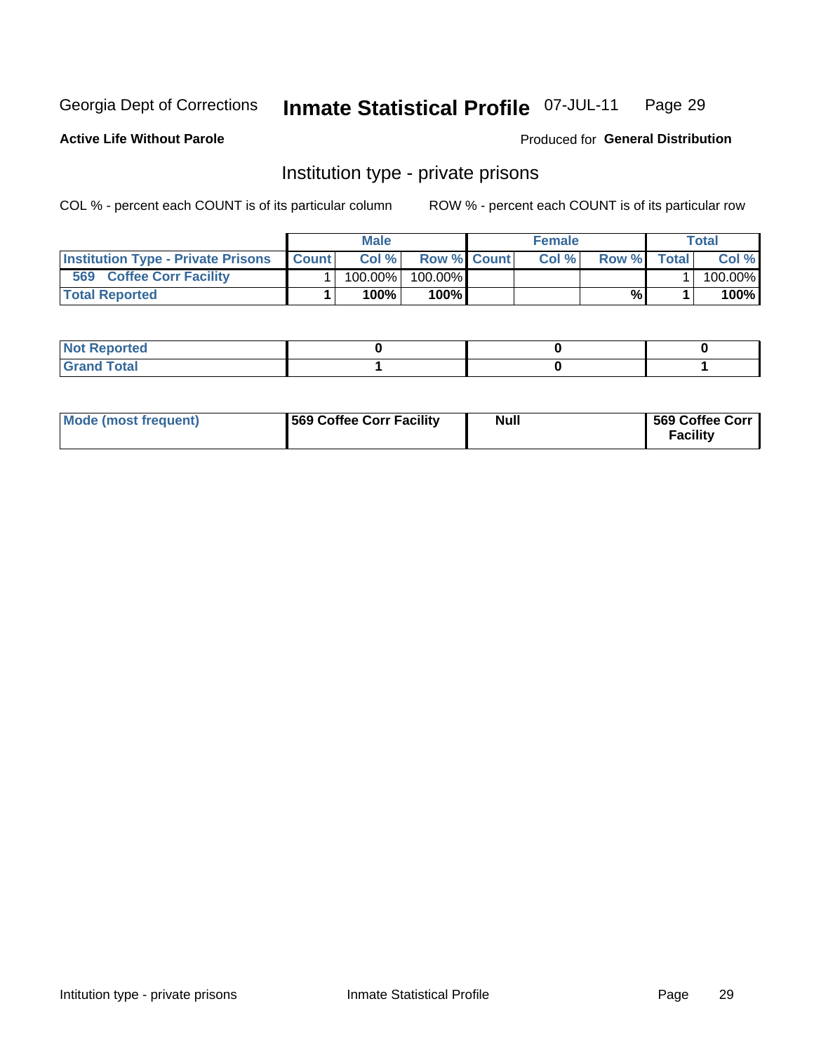Georgia Dept of Corrections **Inmate Statistical Profile** 07-JUL-11

**Active Life Without Parole**

Produced for **General Distribution**

## Institution type - private prisons

COL % - percent each COUNT is of its particular column

ROW % - percent each COUNT is of its particular row

| | Male | | | Female | | | Total | |
|---|---|---|---|---|---|---|---|---|
| **Institution Type - Private Prisons** | **Count** | **Col %** | **Row %** | **Count** | **Col %** | **Row %** | **Total** | **Col %** |
| **569 Coffee Corr Facility** | 1 | 100.00% | 100.00% | | | | 1 | 100.00% |
| **Total Reported** | **1** | **100%** | **100%** | | | **%** | **1** | **100%** |

| | Male | Female | Total |
|---|---|---|---|
| **Not Reported** | **0** | **0** | **0** |
| **Grand Total** | **1** | **0** | **1** |

| | Male | Female | Total |
|---|---|---|---|
| **Mode (most frequent)** | **569 Coffee Corr Facility** | **Null** | **569 Coffee Corr Facility** |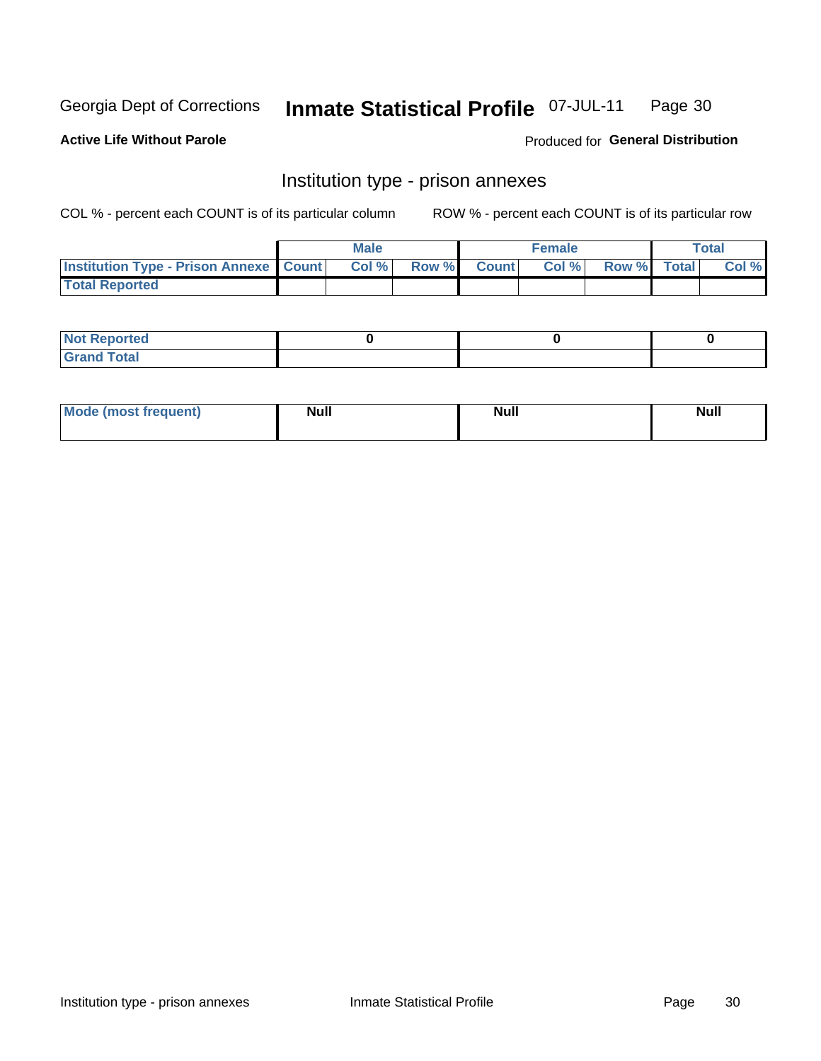Georgia Dept of Corrections **Inmate Statistical Profile** 07-JUL-11 Page 30

**Active Life Without Parole**

Produced for **General Distribution**

## Institution type - prison annexes

COL % - percent each COUNT is of its particular column ROW % - percent each COUNT is of its particular row

| | Male | | | Female | | | Total | |
|---|---|---|---|---|---|---|---|---|
| **Institution Type - Prison Annexe** | **Count** | **Col %** | **Row %** | **Count** | **Col %** | **Row %** | **Total** | **Col %** |
| **Total Reported** | | | | | | | | |

| | Male | Female | Total |
|---|---|---|---|
| **Not Reported** | 0 | 0 | 0 |
| **Grand Total** | | | |

| | Male | Female | Total |
|---|---|---|---|
| **Mode (most frequent)** | Null | Null | Null |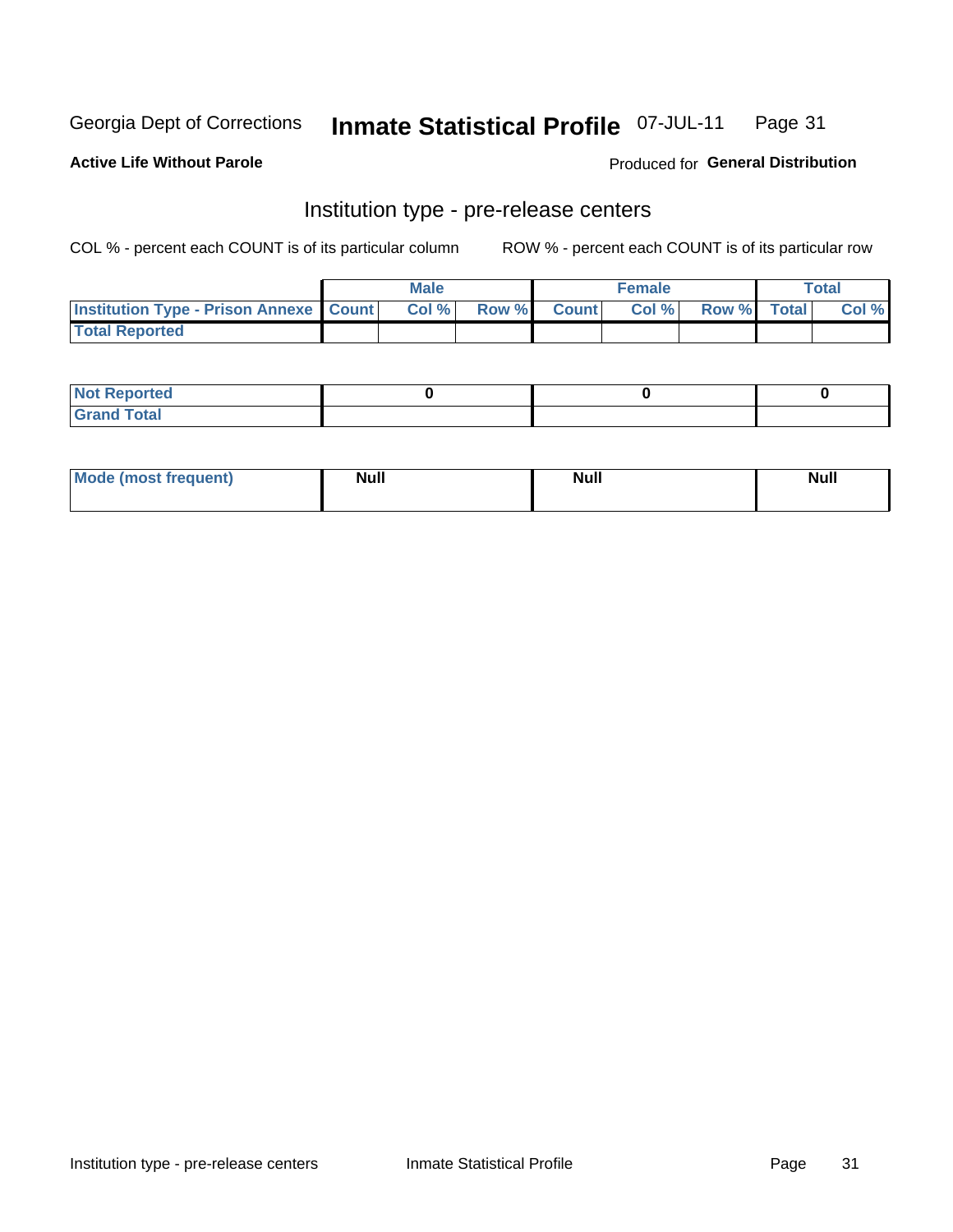Georgia Dept of Corrections **Inmate Statistical Profile** 07-JUL-11

**Active Life Without Parole**

Produced for **General Distribution**

## Institution type - pre-release centers

COL % - percent each COUNT is of its particular column ROW % - percent each COUNT is of its particular row

| | Male | | | Female | | | Total | |
|---|---|---|---|---|---|---|---|---|
| **Institution Type - Prison Annexe** | **Count** | **Col %** | **Row %** | **Count** | **Col %** | **Row %** | **Total** | **Col %** |
| **Total Reported** | | | | | | | | |

| | Male | Female | Total |
|---|---|---|---|
| **Not Reported** | **0** | **0** | **0** |
| **Grand Total** | | | |

| | Male | Female | Total |
|---|---|---|---|
| **Mode (most frequent)** | **Null** | **Null** | **Null** |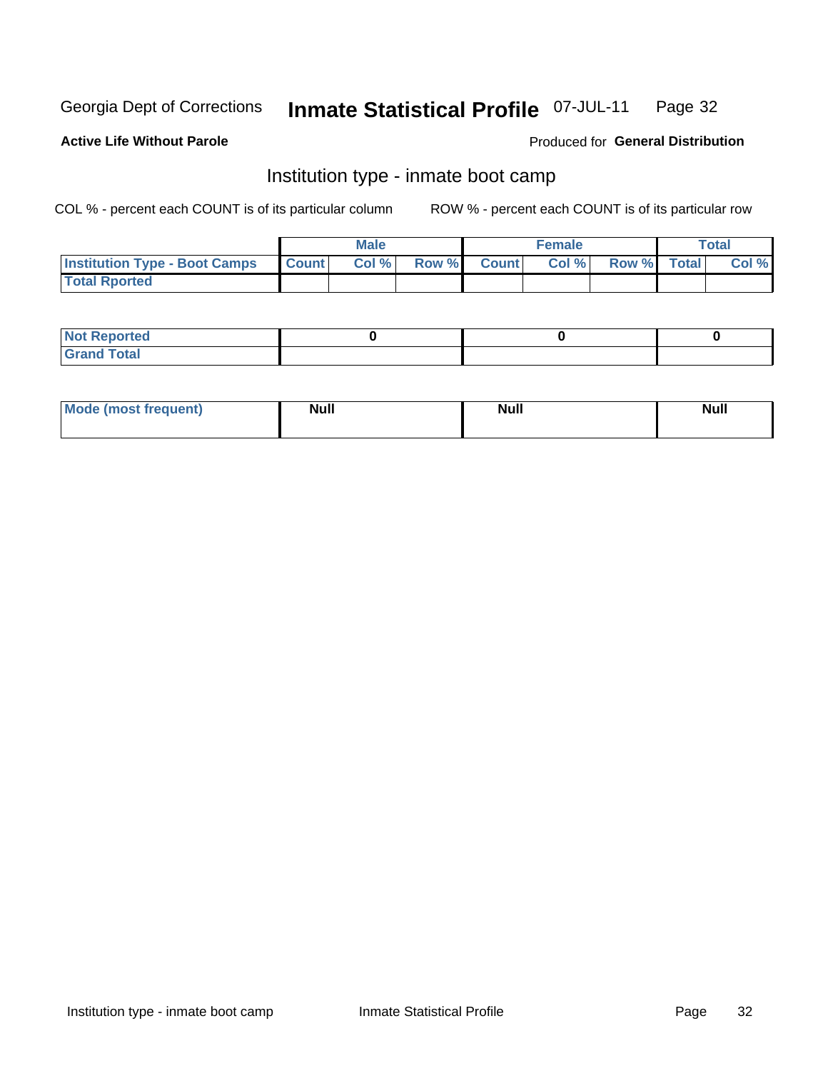Georgia Dept of Corrections **Inmate Statistical Profile** 07-JUL-11

**Active Life Without Parole**

Produced for **General Distribution**

## Institution type - inmate boot camp

COL % - percent each COUNT is of its particular column ROW % - percent each COUNT is of its particular row

| | Male | | | Female | | | Total | |
|---|---|---|---|---|---|---|---|---|
| **Institution Type - Boot Camps** | **Count** | **Col %** | **Row %** | **Count** | **Col %** | **Row %** | **Total** | **Col %** |
| **Total Rported** | | | | | | | | |

| | Male | Female | Total |
|---|---|---|---|
| **Not Reported** | 0 | 0 | 0 |
| **Grand Total** | | | |

| | Male | Female | Total |
|---|---|---|---|
| **Mode (most frequent)** | Null | Null | Null |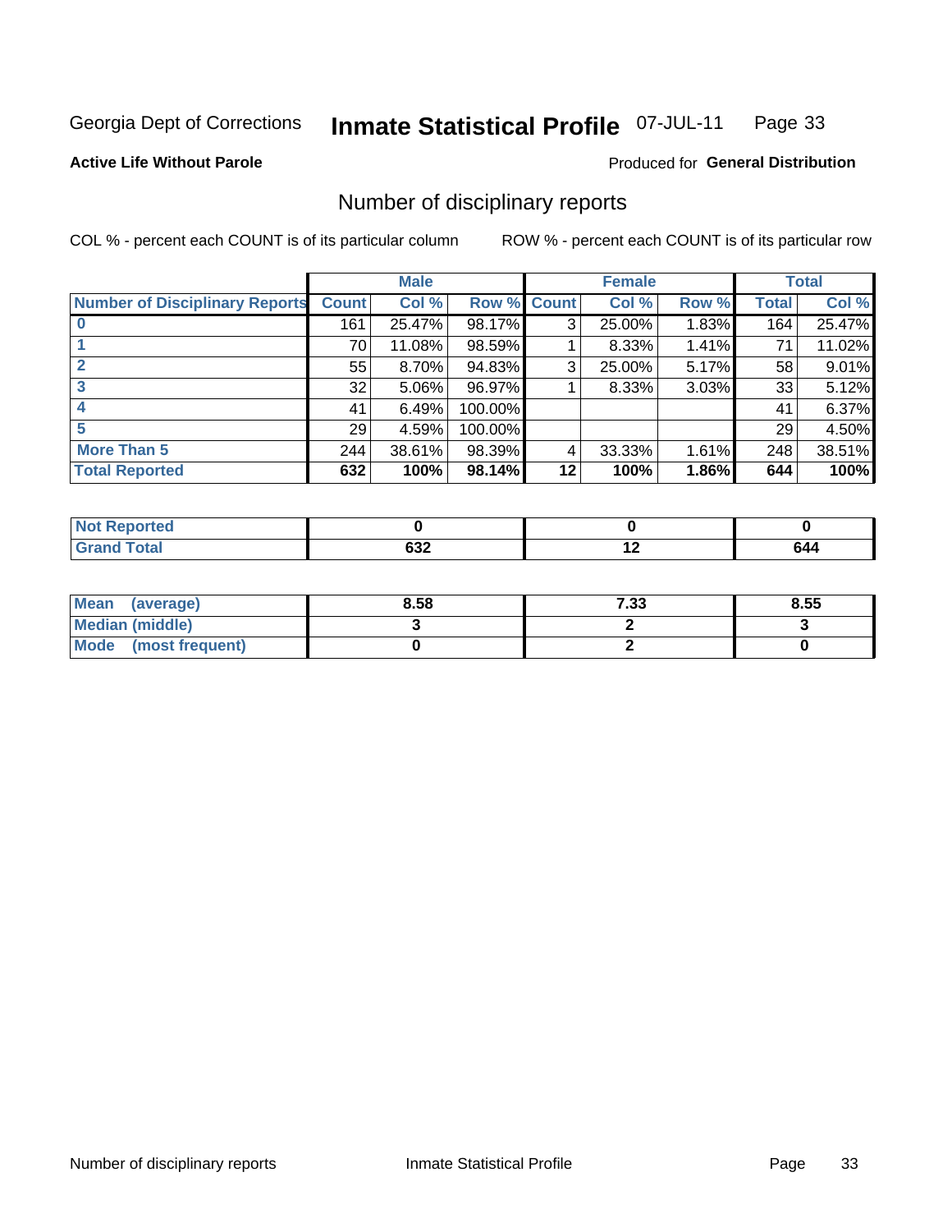Georgia Dept of Corrections **Inmate Statistical Profile** 07-JUL-11

**Active Life Without Parole**

Produced for **General Distribution**

## Number of disciplinary reports

COL % - percent each COUNT is of its particular column

ROW % - percent each COUNT is of its particular row

| | Male | | | Female | | | Total | |
|---|---|---|---|---|---|---|---|---|
| **Number of Disciplinary Reports** | **Count** | **Col %** | **Row %** | **Count** | **Col %** | **Row %** | **Total** | **Col %** |
| **0** | 161 | 25.47% | 98.17% | 3 | 25.00% | 1.83% | 164 | 25.47% |
| **1** | 70 | 11.08% | 98.59% | 1 | 8.33% | 1.41% | 71 | 11.02% |
| **2** | 55 | 8.70% | 94.83% | 3 | 25.00% | 5.17% | 58 | 9.01% |
| **3** | 32 | 5.06% | 96.97% | 1 | 8.33% | 3.03% | 33 | 5.12% |
| **4** | 41 | 6.49% | 100.00% | | | | 41 | 6.37% |
| **5** | 29 | 4.59% | 100.00% | | | | 29 | 4.50% |
| **More Than 5** | 244 | 38.61% | 98.39% | 4 | 33.33% | 1.61% | 248 | 38.51% |
| **Total Reported** | **632** | **100%** | **98.14%** | **12** | **100%** | **1.86%** | **644** | **100%** |

| | Male | Female | Total |
|---|---|---|---|
| **Not Reported** | **0** | **0** | **0** |
| **Grand Total** | **632** | **12** | **644** |

| | Male | Female | Total |
|---|---|---|---|
| **Mean (average)** | **8.58** | **7.33** | **8.55** |
| **Median (middle)** | **3** | **2** | **3** |
| **Mode (most frequent)** | **0** | **2** | **0** |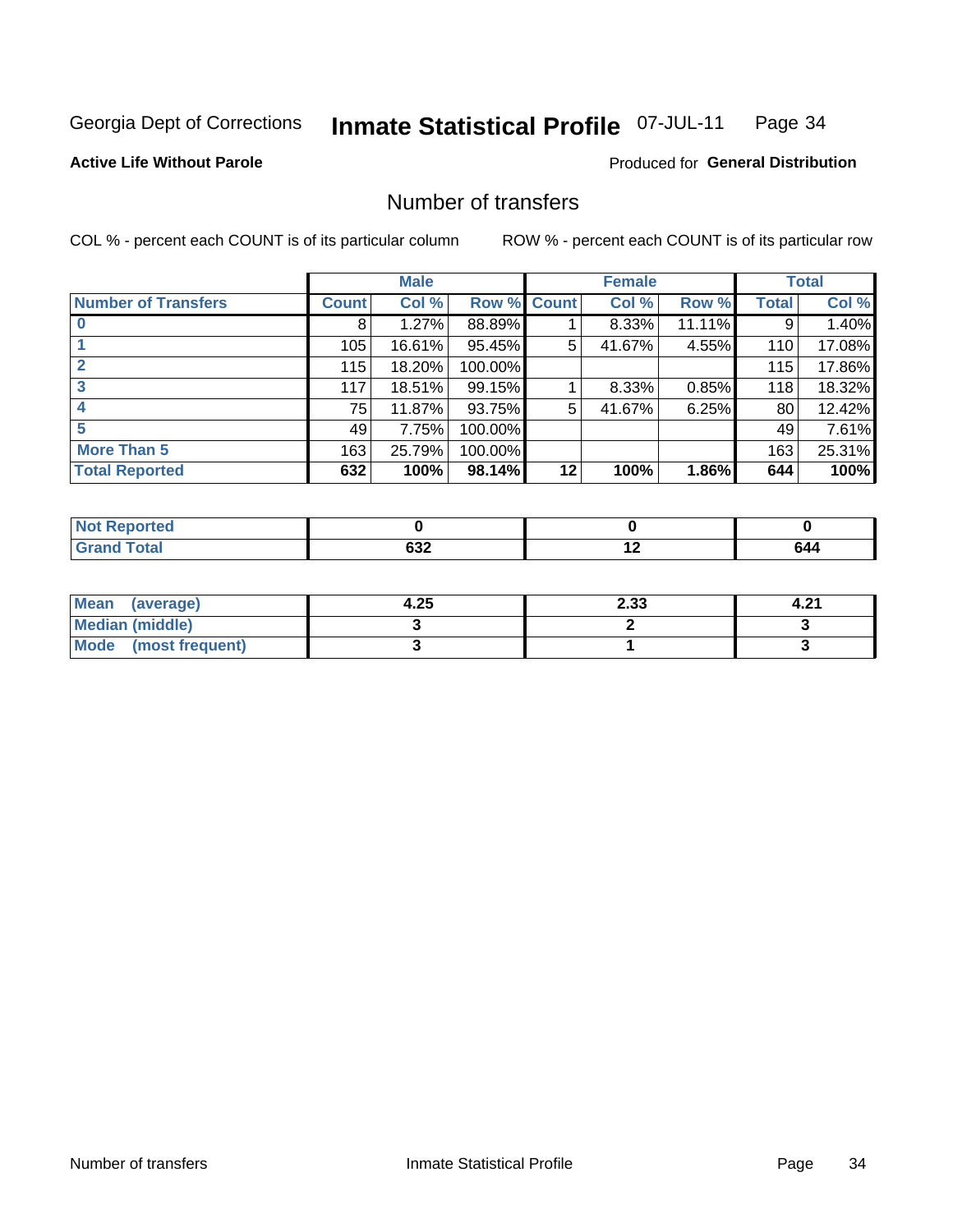Georgia Dept of Corrections **Inmate Statistical Profile** 07-JUL-11

**Active Life Without Parole**

Produced for **General Distribution**

## Number of transfers

COL % - percent each COUNT is of its particular column ROW % - percent each COUNT is of its particular row

| | Male | | | Female | | | Total | |
|---|---|---|---|---|---|---|---|---|
| **Number of Transfers** | **Count** | **Col %** | **Row %** | **Count** | **Col %** | **Row %** | **Total** | **Col %** |
| **0** | 8 | 1.27% | 88.89% | 1 | 8.33% | 11.11% | 9 | 1.40% |
| **1** | 105 | 16.61% | 95.45% | 5 | 41.67% | 4.55% | 110 | 17.08% |
| **2** | 115 | 18.20% | 100.00% | | | | 115 | 17.86% |
| **3** | 117 | 18.51% | 99.15% | 1 | 8.33% | 0.85% | 118 | 18.32% |
| **4** | 75 | 11.87% | 93.75% | 5 | 41.67% | 6.25% | 80 | 12.42% |
| **5** | 49 | 7.75% | 100.00% | | | | 49 | 7.61% |
| **More Than 5** | 163 | 25.79% | 100.00% | | | | 163 | 25.31% |
| **Total Reported** | **632** | **100%** | **98.14%** | **12** | **100%** | **1.86%** | **644** | **100%** |

| | Male | Female | Total |
|---|---|---|---|
| **Not Reported** | **0** | **0** | **0** |
| **Grand Total** | **632** | **12** | **644** |

| | Male | Female | Total |
|---|---|---|---|
| **Mean (average)** | **4.25** | **2.33** | **4.21** |
| **Median (middle)** | **3** | **2** | **3** |
| **Mode (most frequent)** | **3** | **1** | **3** |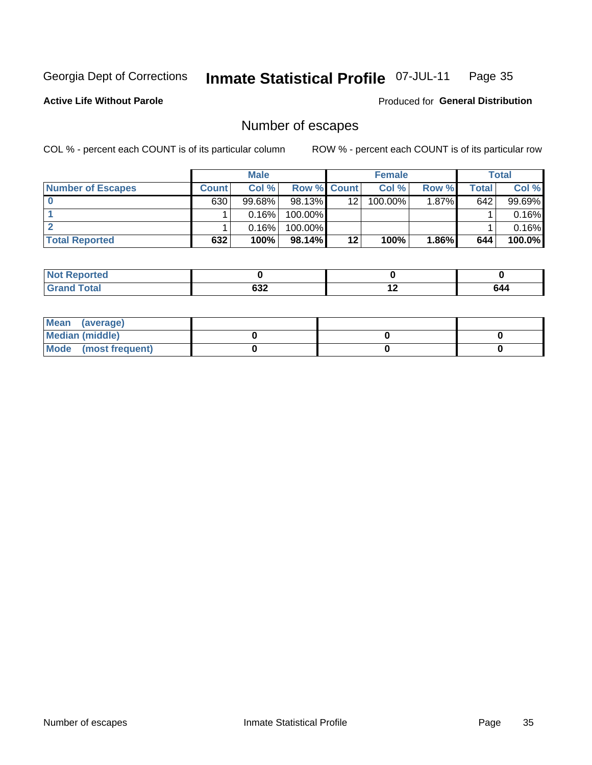Georgia Dept of Corrections **Inmate Statistical Profile** 07-JUL-11 Page 35

**Active Life Without Parole**

Produced for **General Distribution**

## Number of escapes

COL % - percent each COUNT is of its particular column ROW % - percent each COUNT is of its particular row

| | Male | | | Female | | | Total | |
|---|---|---|---|---|---|---|---|---|
| **Number of Escapes** | **Count** | **Col %** | **Row %** | **Count** | **Col %** | **Row %** | **Total** | **Col %** |
| **0** | 630 | 99.68% | 98.13% | 12 | 100.00% | 1.87% | 642 | 99.69% |
| **1** | 1 | 0.16% | 100.00% | | | | 1 | 0.16% |
| **2** | 1 | 0.16% | 100.00% | | | | 1 | 0.16% |
| **Total Reported** | **632** | **100%** | **98.14%** | **12** | **100%** | **1.86%** | **644** | **100.0%** |

| | Male | Female | Total |
|---|---|---|---|
| **Not Reported** | **0** | **0** | **0** |
| **Grand Total** | **632** | **12** | **644** |

| | Male | Female | Total |
|---|---|---|---|
| **Mean (average)** | | | |
| **Median (middle)** | **0** | **0** | **0** |
| **Mode (most frequent)** | **0** | **0** | **0** |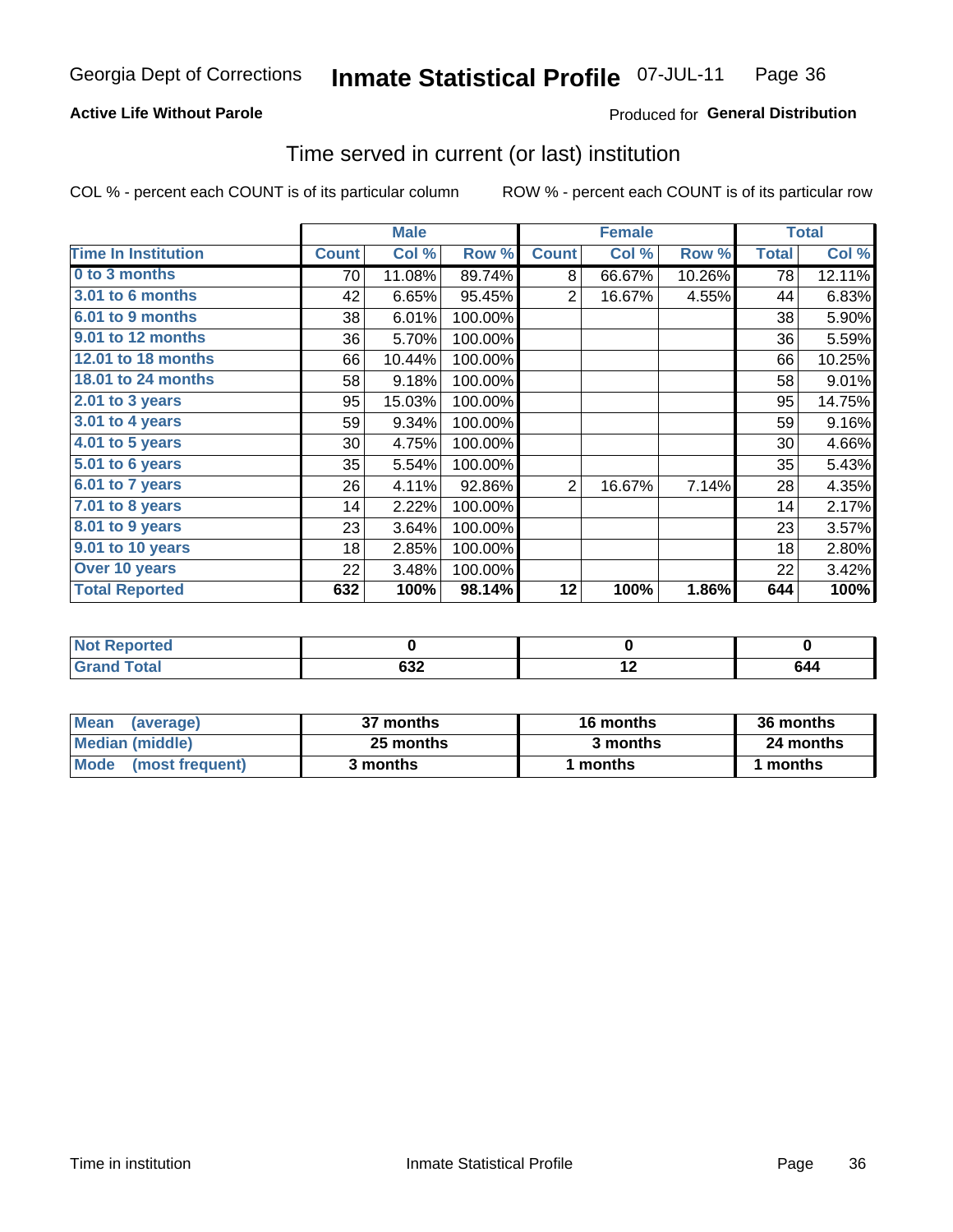Georgia Dept of Corrections **Inmate Statistical Profile** 07-JUL-11

**Active Life Without Parole**

Produced for **General Distribution**

## Time served in current (or last) institution

COL % - percent each COUNT is of its particular column ROW % - percent each COUNT is of its particular row

| | Male | | | Female | | | Total | |
|---|---|---|---|---|---|---|---|---|
| **Time In Institution** | **Count** | **Col %** | **Row %** | **Count** | **Col %** | **Row %** | **Total** | **Col %** |
| **0 to 3 months** | 70 | 11.08% | 89.74% | 8 | 66.67% | 10.26% | 78 | 12.11% |
| **3.01 to 6 months** | 42 | 6.65% | 95.45% | 2 | 16.67% | 4.55% | 44 | 6.83% |
| **6.01 to 9 months** | 38 | 6.01% | 100.00% | | | | 38 | 5.90% |
| **9.01 to 12 months** | 36 | 5.70% | 100.00% | | | | 36 | 5.59% |
| **12.01 to 18 months** | 66 | 10.44% | 100.00% | | | | 66 | 10.25% |
| **18.01 to 24 months** | 58 | 9.18% | 100.00% | | | | 58 | 9.01% |
| **2.01 to 3 years** | 95 | 15.03% | 100.00% | | | | 95 | 14.75% |
| **3.01 to 4 years** | 59 | 9.34% | 100.00% | | | | 59 | 9.16% |
| **4.01 to 5 years** | 30 | 4.75% | 100.00% | | | | 30 | 4.66% |
| **5.01 to 6 years** | 35 | 5.54% | 100.00% | | | | 35 | 5.43% |
| **6.01 to 7 years** | 26 | 4.11% | 92.86% | 2 | 16.67% | 7.14% | 28 | 4.35% |
| **7.01 to 8 years** | 14 | 2.22% | 100.00% | | | | 14 | 2.17% |
| **8.01 to 9 years** | 23 | 3.64% | 100.00% | | | | 23 | 3.57% |
| **9.01 to 10 years** | 18 | 2.85% | 100.00% | | | | 18 | 2.80% |
| **Over 10 years** | 22 | 3.48% | 100.00% | | | | 22 | 3.42% |
| **Total Reported** | **632** | **100%** | **98.14%** | **12** | **100%** | **1.86%** | **644** | **100%** |

| | Male | Female | Total |
|---|---|---|---|
| **Not Reported** | **0** | **0** | **0** |
| **Grand Total** | **632** | **12** | **644** |

| | Male | Female | Total |
|---|---|---|---|
| **Mean (average)** | **37 months** | **16 months** | **36 months** |
| **Median (middle)** | **25 months** | **3 months** | **24 months** |
| **Mode (most frequent)** | **3 months** | **1 months** | **1 months** |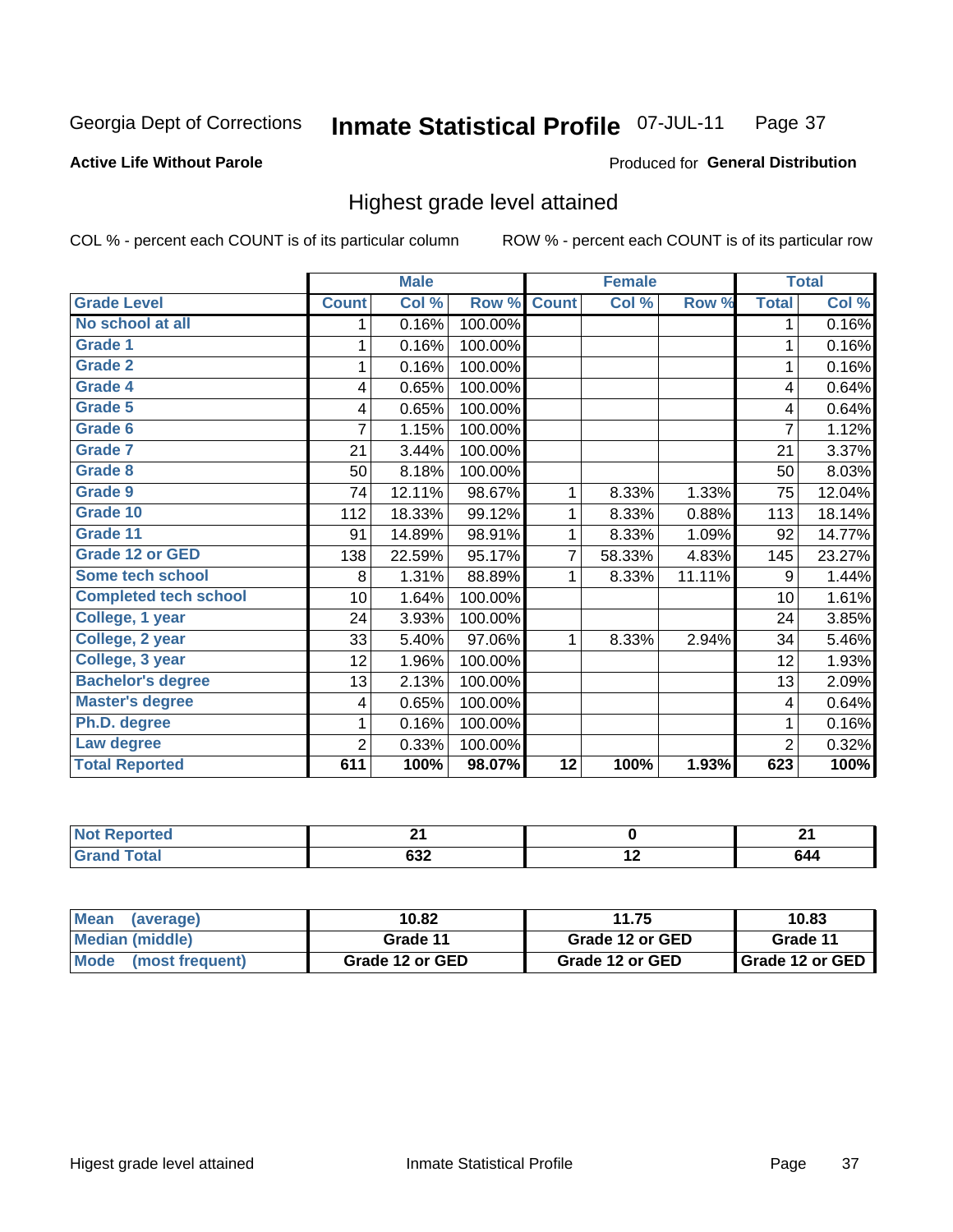Georgia Dept of Corrections **Inmate Statistical Profile** 07-JUL-11

**Active Life Without Parole**

Produced for **General Distribution**

## Highest grade level attained

COL % - percent each COUNT is of its particular column ROW % - percent each COUNT is of its particular row

| | Male | | | Female | | | Total | |
|---|---|---|---|---|---|---|---|---|
| **Grade Level** | **Count** | **Col %** | **Row %** | **Count** | **Col %** | **Row %** | **Total** | **Col %** |
| No school at all | 1 | 0.16% | 100.00% | | | | 1 | 0.16% |
| Grade 1 | 1 | 0.16% | 100.00% | | | | 1 | 0.16% |
| Grade 2 | 1 | 0.16% | 100.00% | | | | 1 | 0.16% |
| Grade 4 | 4 | 0.65% | 100.00% | | | | 4 | 0.64% |
| Grade 5 | 4 | 0.65% | 100.00% | | | | 4 | 0.64% |
| Grade 6 | 7 | 1.15% | 100.00% | | | | 7 | 1.12% |
| Grade 7 | 21 | 3.44% | 100.00% | | | | 21 | 3.37% |
| Grade 8 | 50 | 8.18% | 100.00% | | | | 50 | 8.03% |
| Grade 9 | 74 | 12.11% | 98.67% | 1 | 8.33% | 1.33% | 75 | 12.04% |
| Grade 10 | 112 | 18.33% | 99.12% | 1 | 8.33% | 0.88% | 113 | 18.14% |
| Grade 11 | 91 | 14.89% | 98.91% | 1 | 8.33% | 1.09% | 92 | 14.77% |
| Grade 12 or GED | 138 | 22.59% | 95.17% | 7 | 58.33% | 4.83% | 145 | 23.27% |
| Some tech school | 8 | 1.31% | 88.89% | 1 | 8.33% | 11.11% | 9 | 1.44% |
| Completed tech school | 10 | 1.64% | 100.00% | | | | 10 | 1.61% |
| College, 1 year | 24 | 3.93% | 100.00% | | | | 24 | 3.85% |
| College, 2 year | 33 | 5.40% | 97.06% | 1 | 8.33% | 2.94% | 34 | 5.46% |
| College, 3 year | 12 | 1.96% | 100.00% | | | | 12 | 1.93% |
| Bachelor's degree | 13 | 2.13% | 100.00% | | | | 13 | 2.09% |
| Master's degree | 4 | 0.65% | 100.00% | | | | 4 | 0.64% |
| Ph.D. degree | 1 | 0.16% | 100.00% | | | | 1 | 0.16% |
| Law degree | 2 | 0.33% | 100.00% | | | | 2 | 0.32% |
| **Total Reported** | **611** | **100%** | **98.07%** | **12** | **100%** | **1.93%** | **623** | **100%** |

| | Male | Female | Total |
|---|---|---|---|
| Not Reported | 21 | 0 | 21 |
| Grand Total | 632 | 12 | 644 |

| | Male | Female | Total |
|---|---|---|---|
| Mean (average) | 10.82 | 11.75 | 10.83 |
| Median (middle) | Grade 11 | Grade 12 or GED | Grade 11 |
| Mode (most frequent) | Grade 12 or GED | Grade 12 or GED | Grade 12 or GED |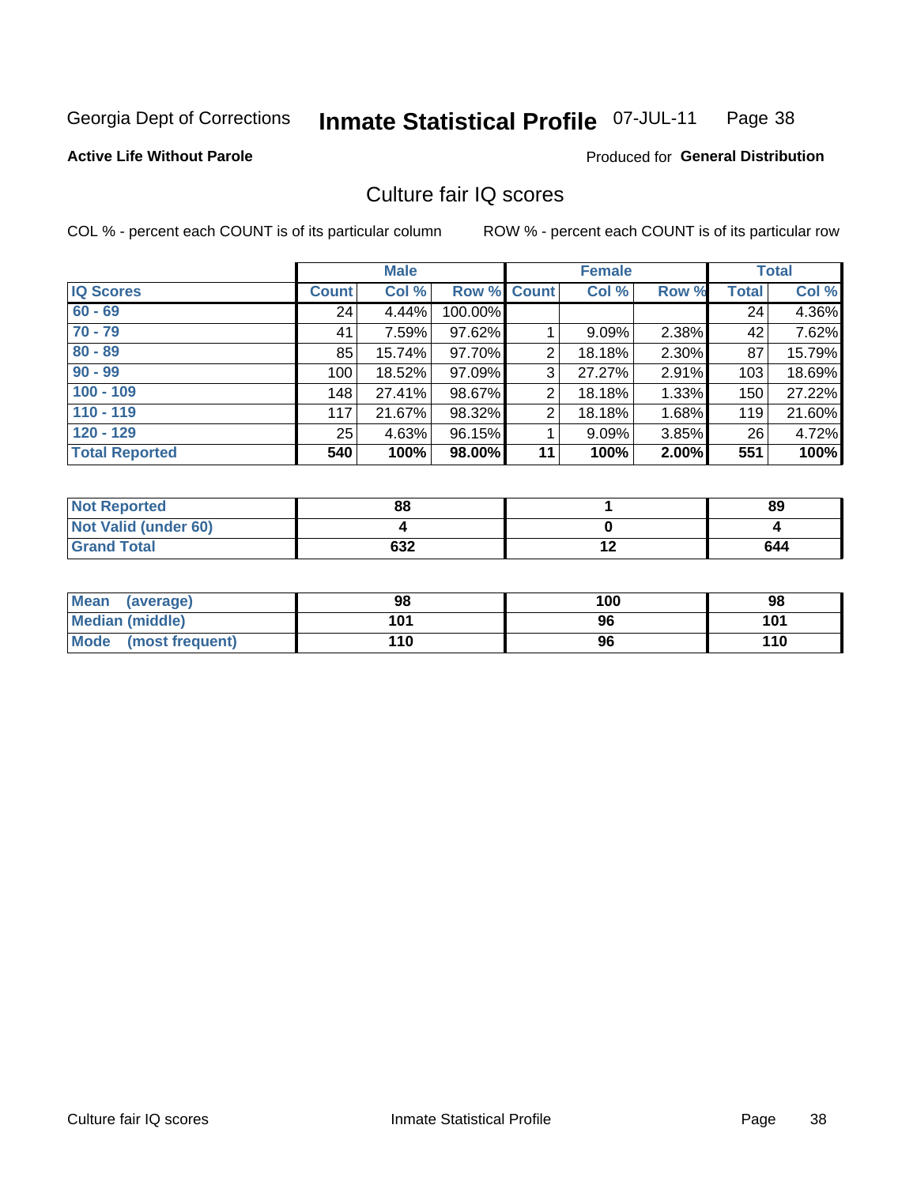Georgia Dept of Corrections **Inmate Statistical Profile** 07-JUL-11 Page 38

**Active Life Without Parole**

Produced for **General Distribution**

# Culture fair IQ scores

COL % - percent each COUNT is of its particular column

ROW % - percent each COUNT is of its particular row

| | Male | | | Female | | | Total | |
|---|---|---|---|---|---|---|---|---|
| **IQ Scores** | **Count** | **Col %** | **Row %** | **Count** | **Col %** | **Row %** | **Total** | **Col %** |
| **60 - 69** | 24 | 4.44% | 100.00% | | | | 24 | 4.36% |
| **70 - 79** | 41 | 7.59% | 97.62% | 1 | 9.09% | 2.38% | 42 | 7.62% |
| **80 - 89** | 85 | 15.74% | 97.70% | 2 | 18.18% | 2.30% | 87 | 15.79% |
| **90 - 99** | 100 | 18.52% | 97.09% | 3 | 27.27% | 2.91% | 103 | 18.69% |
| **100 - 109** | 148 | 27.41% | 98.67% | 2 | 18.18% | 1.33% | 150 | 27.22% |
| **110 - 119** | 117 | 21.67% | 98.32% | 2 | 18.18% | 1.68% | 119 | 21.60% |
| **120 - 129** | 25 | 4.63% | 96.15% | 1 | 9.09% | 3.85% | 26 | 4.72% |
| **Total Reported** | **540** | **100%** | **98.00%** | **11** | **100%** | **2.00%** | **551** | **100%** |

| | Male | Female | Total |
|---|---|---|---|
| **Not Reported** | **88** | **1** | **89** |
| **Not Valid (under 60)** | **4** | **0** | **4** |
| **Grand Total** | **632** | **12** | **644** |

| | Male | Female | Total |
|---|---|---|---|
| **Mean (average)** | **98** | **100** | **98** |
| **Median (middle)** | **101** | **96** | **101** |
| **Mode (most frequent)** | **110** | **96** | **110** |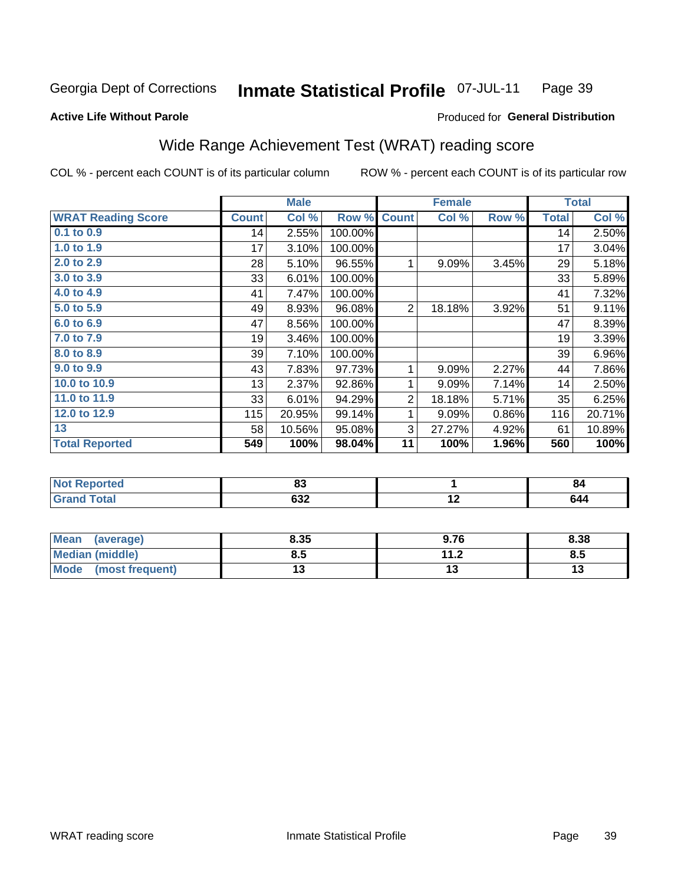Georgia Dept of Corrections **Inmate Statistical Profile** 07-JUL-11

**Active Life Without Parole**

Produced for **General Distribution**

## Wide Range Achievement Test (WRAT) reading score

COL % - percent each COUNT is of its particular column ROW % - percent each COUNT is of its particular row

| | Male | | | Female | | | Total | |
|---|---|---|---|---|---|---|---|---|
| **WRAT Reading Score** | **Count** | **Col %** | **Row %** | **Count** | **Col %** | **Row %** | **Total** | **Col %** |
| 0.1 to 0.9 | 14 | 2.55% | 100.00% | | | | 14 | 2.50% |
| 1.0 to 1.9 | 17 | 3.10% | 100.00% | | | | 17 | 3.04% |
| 2.0 to 2.9 | 28 | 5.10% | 96.55% | 1 | 9.09% | 3.45% | 29 | 5.18% |
| 3.0 to 3.9 | 33 | 6.01% | 100.00% | | | | 33 | 5.89% |
| 4.0 to 4.9 | 41 | 7.47% | 100.00% | | | | 41 | 7.32% |
| 5.0 to 5.9 | 49 | 8.93% | 96.08% | 2 | 18.18% | 3.92% | 51 | 9.11% |
| 6.0 to 6.9 | 47 | 8.56% | 100.00% | | | | 47 | 8.39% |
| 7.0 to 7.9 | 19 | 3.46% | 100.00% | | | | 19 | 3.39% |
| 8.0 to 8.9 | 39 | 7.10% | 100.00% | | | | 39 | 6.96% |
| 9.0 to 9.9 | 43 | 7.83% | 97.73% | 1 | 9.09% | 2.27% | 44 | 7.86% |
| 10.0 to 10.9 | 13 | 2.37% | 92.86% | 1 | 9.09% | 7.14% | 14 | 2.50% |
| 11.0 to 11.9 | 33 | 6.01% | 94.29% | 2 | 18.18% | 5.71% | 35 | 6.25% |
| 12.0 to 12.9 | 115 | 20.95% | 99.14% | 1 | 9.09% | 0.86% | 116 | 20.71% |
| 13 | 58 | 10.56% | 95.08% | 3 | 27.27% | 4.92% | 61 | 10.89% |
| **Total Reported** | **549** | **100%** | **98.04%** | **11** | **100%** | **1.96%** | **560** | **100%** |

| | Male | Female | Total |
|---|---|---|---|
| **Not Reported** | **83** | **1** | **84** |
| **Grand Total** | **632** | **12** | **644** |

| | Male | Female | Total |
|---|---|---|---|
| **Mean (average)** | **8.35** | **9.76** | **8.38** |
| **Median (middle)** | **8.5** | **11.2** | **8.5** |
| **Mode (most frequent)** | **13** | **13** | **13** |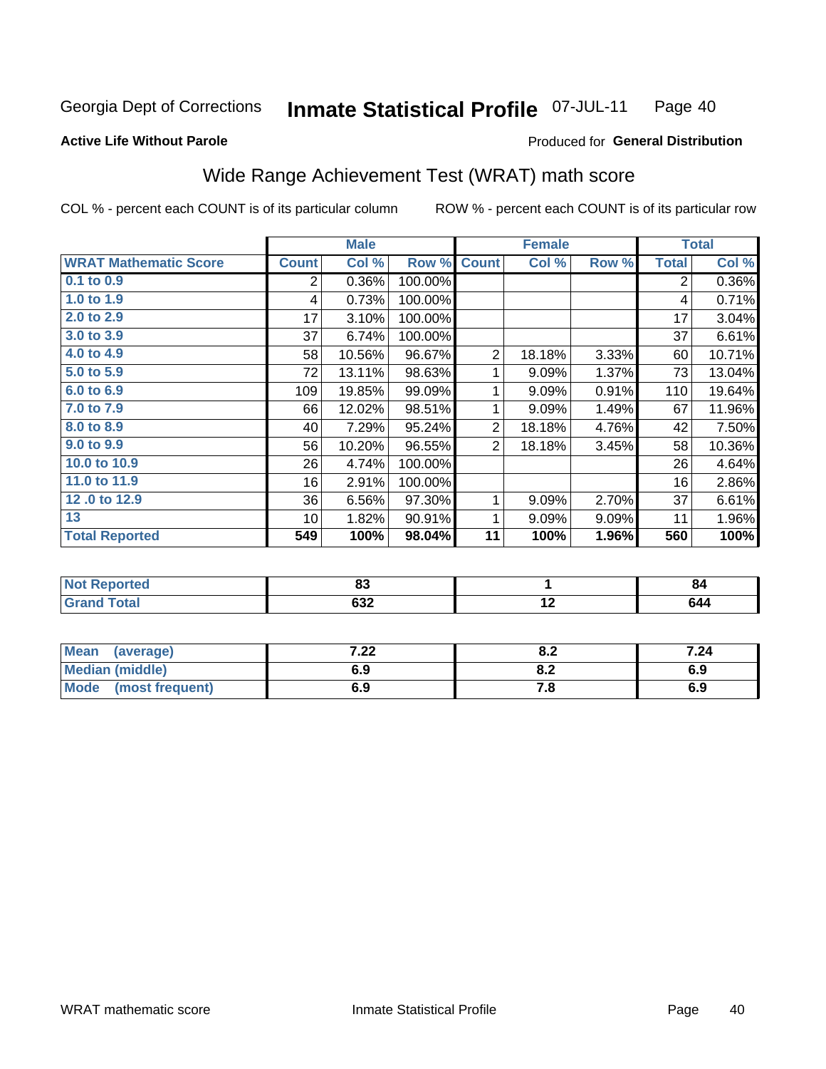Georgia Dept of Corrections **Inmate Statistical Profile** 07-JUL-11 Page 40

**Active Life Without Parole**

Produced for **General Distribution**

## Wide Range Achievement Test (WRAT) math score

COL % - percent each COUNT is of its particular column ROW % - percent each COUNT is of its particular row

| | Male | | | Female | | | Total | |
|---|---|---|---|---|---|---|---|---|
| **WRAT Mathematic Score** | **Count** | **Col %** | **Row %** | **Count** | **Col %** | **Row %** | **Total** | **Col %** |
| 0.1 to 0.9 | 2 | 0.36% | 100.00% | | | | 2 | 0.36% |
| 1.0 to 1.9 | 4 | 0.73% | 100.00% | | | | 4 | 0.71% |
| 2.0 to 2.9 | 17 | 3.10% | 100.00% | | | | 17 | 3.04% |
| 3.0 to 3.9 | 37 | 6.74% | 100.00% | | | | 37 | 6.61% |
| 4.0 to 4.9 | 58 | 10.56% | 96.67% | 2 | 18.18% | 3.33% | 60 | 10.71% |
| 5.0 to 5.9 | 72 | 13.11% | 98.63% | 1 | 9.09% | 1.37% | 73 | 13.04% |
| 6.0 to 6.9 | 109 | 19.85% | 99.09% | 1 | 9.09% | 0.91% | 110 | 19.64% |
| 7.0 to 7.9 | 66 | 12.02% | 98.51% | 1 | 9.09% | 1.49% | 67 | 11.96% |
| 8.0 to 8.9 | 40 | 7.29% | 95.24% | 2 | 18.18% | 4.76% | 42 | 7.50% |
| 9.0 to 9.9 | 56 | 10.20% | 96.55% | 2 | 18.18% | 3.45% | 58 | 10.36% |
| 10.0 to 10.9 | 26 | 4.74% | 100.00% | | | | 26 | 4.64% |
| 11.0 to 11.9 | 16 | 2.91% | 100.00% | | | | 16 | 2.86% |
| 12 .0 to 12.9 | 36 | 6.56% | 97.30% | 1 | 9.09% | 2.70% | 37 | 6.61% |
| 13 | 10 | 1.82% | 90.91% | 1 | 9.09% | 9.09% | 11 | 1.96% |
| **Total Reported** | **549** | **100%** | **98.04%** | **11** | **100%** | **1.96%** | **560** | **100%** |

| | Male | Female | Total |
|---|---|---|---|
| Not Reported | 83 | 1 | 84 |
| Grand Total | 632 | 12 | 644 |

| | Male | Female | Total |
|---|---|---|---|
| Mean (average) | 7.22 | 8.2 | 7.24 |
| Median (middle) | 6.9 | 8.2 | 6.9 |
| Mode (most frequent) | 6.9 | 7.8 | 6.9 |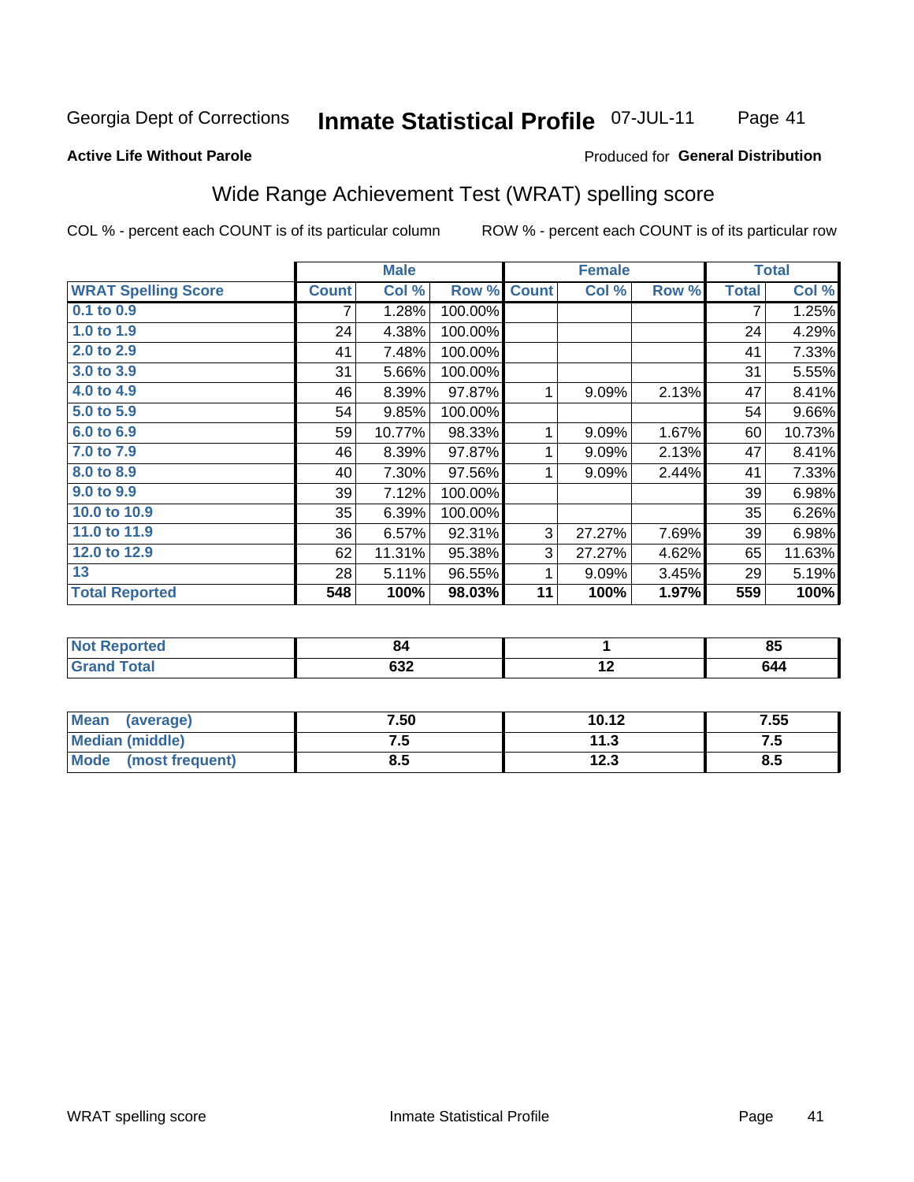Georgia Dept of Corrections **Inmate Statistical Profile** 07-JUL-11

**Active Life Without Parole**

Produced for **General Distribution**

## Wide Range Achievement Test (WRAT) spelling score

COL % - percent each COUNT is of its particular column     ROW % - percent each COUNT is of its particular row

| | Male | | | Female | | | Total | |
|---|---|---|---|---|---|---|---|---|
| **WRAT Spelling Score** | **Count** | **Col %** | **Row %** | **Count** | **Col %** | **Row %** | **Total** | **Col %** |
| 0.1 to 0.9 | 7 | 1.28% | 100.00% | | | | 7 | 1.25% |
| 1.0 to 1.9 | 24 | 4.38% | 100.00% | | | | 24 | 4.29% |
| 2.0 to 2.9 | 41 | 7.48% | 100.00% | | | | 41 | 7.33% |
| 3.0 to 3.9 | 31 | 5.66% | 100.00% | | | | 31 | 5.55% |
| 4.0 to 4.9 | 46 | 8.39% | 97.87% | 1 | 9.09% | 2.13% | 47 | 8.41% |
| 5.0 to 5.9 | 54 | 9.85% | 100.00% | | | | 54 | 9.66% |
| 6.0 to 6.9 | 59 | 10.77% | 98.33% | 1 | 9.09% | 1.67% | 60 | 10.73% |
| 7.0 to 7.9 | 46 | 8.39% | 97.87% | 1 | 9.09% | 2.13% | 47 | 8.41% |
| 8.0 to 8.9 | 40 | 7.30% | 97.56% | 1 | 9.09% | 2.44% | 41 | 7.33% |
| 9.0 to 9.9 | 39 | 7.12% | 100.00% | | | | 39 | 6.98% |
| 10.0 to 10.9 | 35 | 6.39% | 100.00% | | | | 35 | 6.26% |
| 11.0 to 11.9 | 36 | 6.57% | 92.31% | 3 | 27.27% | 7.69% | 39 | 6.98% |
| 12.0 to 12.9 | 62 | 11.31% | 95.38% | 3 | 27.27% | 4.62% | 65 | 11.63% |
| 13 | 28 | 5.11% | 96.55% | 1 | 9.09% | 3.45% | 29 | 5.19% |
| **Total Reported** | **548** | **100%** | **98.03%** | **11** | **100%** | **1.97%** | **559** | **100%** |

| | Male | Female | Total |
|---|---|---|---|
| **Not Reported** | **84** | **1** | **85** |
| **Grand Total** | **632** | **12** | **644** |

| | Male | Female | Total |
|---|---|---|---|
| **Mean (average)** | **7.50** | **10.12** | **7.55** |
| **Median (middle)** | **7.5** | **11.3** | **7.5** |
| **Mode (most frequent)** | **8.5** | **12.3** | **8.5** |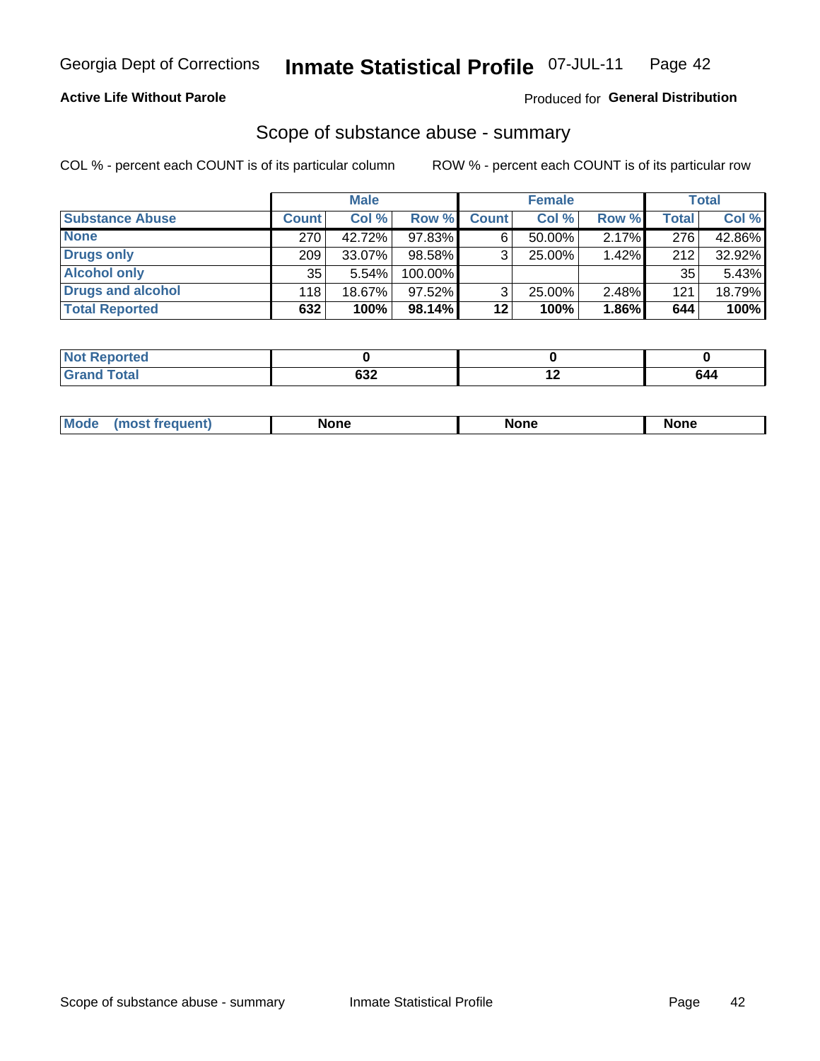Georgia Dept of Corrections **Inmate Statistical Profile** 07-JUL-11

**Active Life Without Parole**

Produced for **General Distribution**

## Scope of substance abuse - summary

COL % - percent each COUNT is of its particular column ROW % - percent each COUNT is of its particular row

| | Male | | | Female | | | Total | |
|---|---|---|---|---|---|---|---|---|
| **Substance Abuse** | **Count** | **Col %** | **Row %** | **Count** | **Col %** | **Row %** | **Total** | **Col %** |
| **None** | 270 | 42.72% | 97.83% | 6 | 50.00% | 2.17% | 276 | 42.86% |
| **Drugs only** | 209 | 33.07% | 98.58% | 3 | 25.00% | 1.42% | 212 | 32.92% |
| **Alcohol only** | 35 | 5.54% | 100.00% | | | | 35 | 5.43% |
| **Drugs and alcohol** | 118 | 18.67% | 97.52% | 3 | 25.00% | 2.48% | 121 | 18.79% |
| **Total Reported** | **632** | **100%** | **98.14%** | **12** | **100%** | **1.86%** | **644** | **100%** |

| | Male | Female | Total |
|---|---|---|---|
| **Not Reported** | **0** | **0** | **0** |
| **Grand Total** | **632** | **12** | **644** |

| | Male | Female | Total |
|---|---|---|---|
| **Mode (most frequent)** | **None** | **None** | **None** |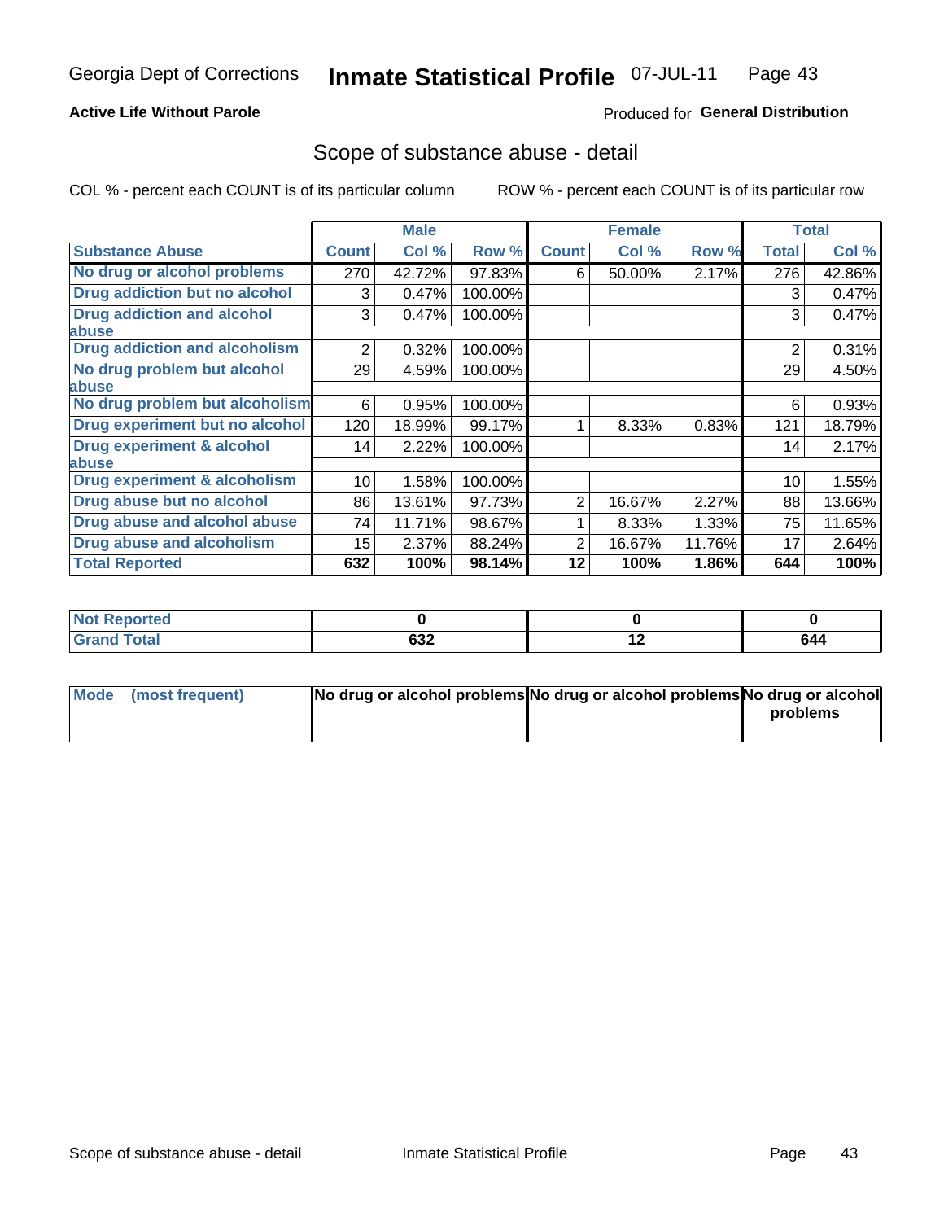Georgia Dept of Corrections **Inmate Statistical Profile** 07-JUL-11

**Active Life Without Parole**

Produced for **General Distribution**

## Scope of substance abuse - detail

COL % - percent each COUNT is of its particular column ROW % - percent each COUNT is of its particular row

| | Male | | | Female | | | Total | |
|---|---|---|---|---|---|---|---|---|
| **Substance Abuse** | **Count** | **Col %** | **Row %** | **Count** | **Col %** | **Row %** | **Total** | **Col %** |
| **No drug or alcohol problems** | 270 | 42.72% | 97.83% | 6 | 50.00% | 2.17% | 276 | 42.86% |
| **Drug addiction but no alcohol** | 3 | 0.47% | 100.00% | | | | 3 | 0.47% |
| **Drug addiction and alcohol abuse** | 3 | 0.47% | 100.00% | | | | 3 | 0.47% |
| **Drug addiction and alcoholism** | 2 | 0.32% | 100.00% | | | | 2 | 0.31% |
| **No drug problem but alcohol abuse** | 29 | 4.59% | 100.00% | | | | 29 | 4.50% |
| **No drug problem but alcoholism** | 6 | 0.95% | 100.00% | | | | 6 | 0.93% |
| **Drug experiment but no alcohol** | 120 | 18.99% | 99.17% | 1 | 8.33% | 0.83% | 121 | 18.79% |
| **Drug experiment & alcohol abuse** | 14 | 2.22% | 100.00% | | | | 14 | 2.17% |
| **Drug experiment & alcoholism** | 10 | 1.58% | 100.00% | | | | 10 | 1.55% |
| **Drug abuse but no alcohol** | 86 | 13.61% | 97.73% | 2 | 16.67% | 2.27% | 88 | 13.66% |
| **Drug abuse and alcohol abuse** | 74 | 11.71% | 98.67% | 1 | 8.33% | 1.33% | 75 | 11.65% |
| **Drug abuse and alcoholism** | 15 | 2.37% | 88.24% | 2 | 16.67% | 11.76% | 17 | 2.64% |
| **Total Reported** | **632** | **100%** | **98.14%** | **12** | **100%** | **1.86%** | **644** | **100%** |

| | Male | Female | Total |
|---|---|---|---|
| **Not Reported** | **0** | **0** | **0** |
| **Grand Total** | **632** | **12** | **644** |

| | Male | Female | Total |
|---|---|---|---|
| **Mode (most frequent)** | **No drug or alcohol problems** | **No drug or alcohol problems** | **No drug or alcohol problems** |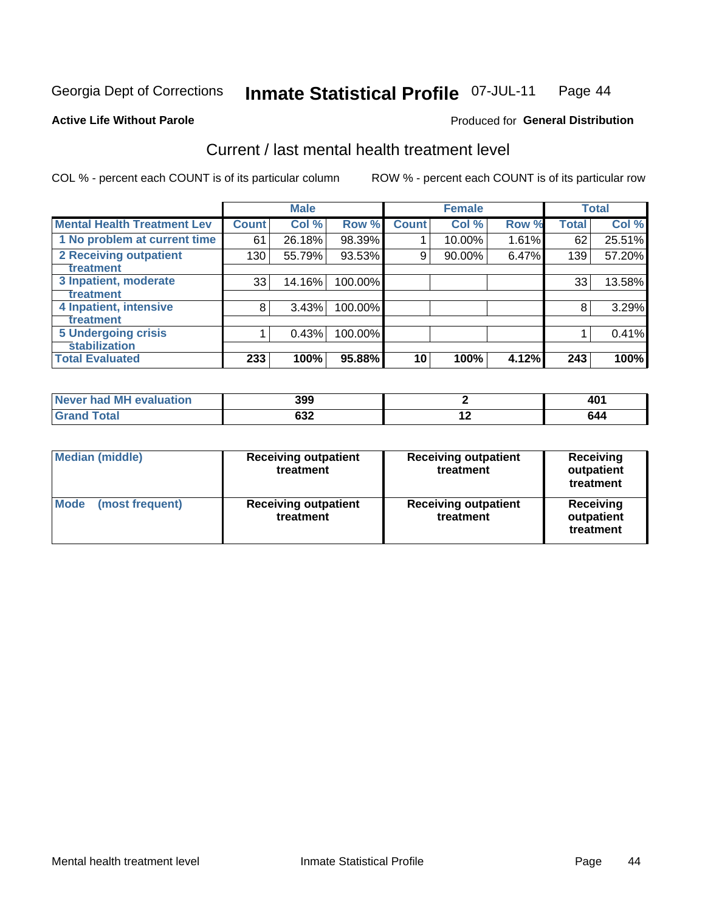Georgia Dept of Corrections **Inmate Statistical Profile** 07-JUL-11

**Active Life Without Parole**

Produced for **General Distribution**

## Current / last mental health treatment level

COL % - percent each COUNT is of its particular column ROW % - percent each COUNT is of its particular row

| | Male | | | Female | | | Total | |
|---|---|---|---|---|---|---|---|---|
| **Mental Health Treatment Lev** | **Count** | **Col %** | **Row %** | **Count** | **Col %** | **Row %** | **Total** | **Col %** |
| **1 No problem at current time** | 61 | 26.18% | 98.39% | 1 | 10.00% | 1.61% | 62 | 25.51% |
| **2 Receiving outpatient treatment** | 130 | 55.79% | 93.53% | 9 | 90.00% | 6.47% | 139 | 57.20% |
| **3 Inpatient, moderate treatment** | 33 | 14.16% | 100.00% | | | | 33 | 13.58% |
| **4 Inpatient, intensive treatment** | 8 | 3.43% | 100.00% | | | | 8 | 3.29% |
| **5 Undergoing crisis stabilization** | 1 | 0.43% | 100.00% | | | | 1 | 0.41% |
| **Total Evaluated** | **233** | **100%** | **95.88%** | **10** | **100%** | **4.12%** | **243** | **100%** |

| | Male | Female | Total |
|---|---|---|---|
| **Never had MH evaluation** | **399** | **2** | **401** |
| **Grand Total** | **632** | **12** | **644** |

| | Male | Female | Total |
|---|---|---|---|
| **Median (middle)** | **Receiving outpatient treatment** | **Receiving outpatient treatment** | **Receiving outpatient treatment** |
| **Mode (most frequent)** | **Receiving outpatient treatment** | **Receiving outpatient treatment** | **Receiving outpatient treatment** |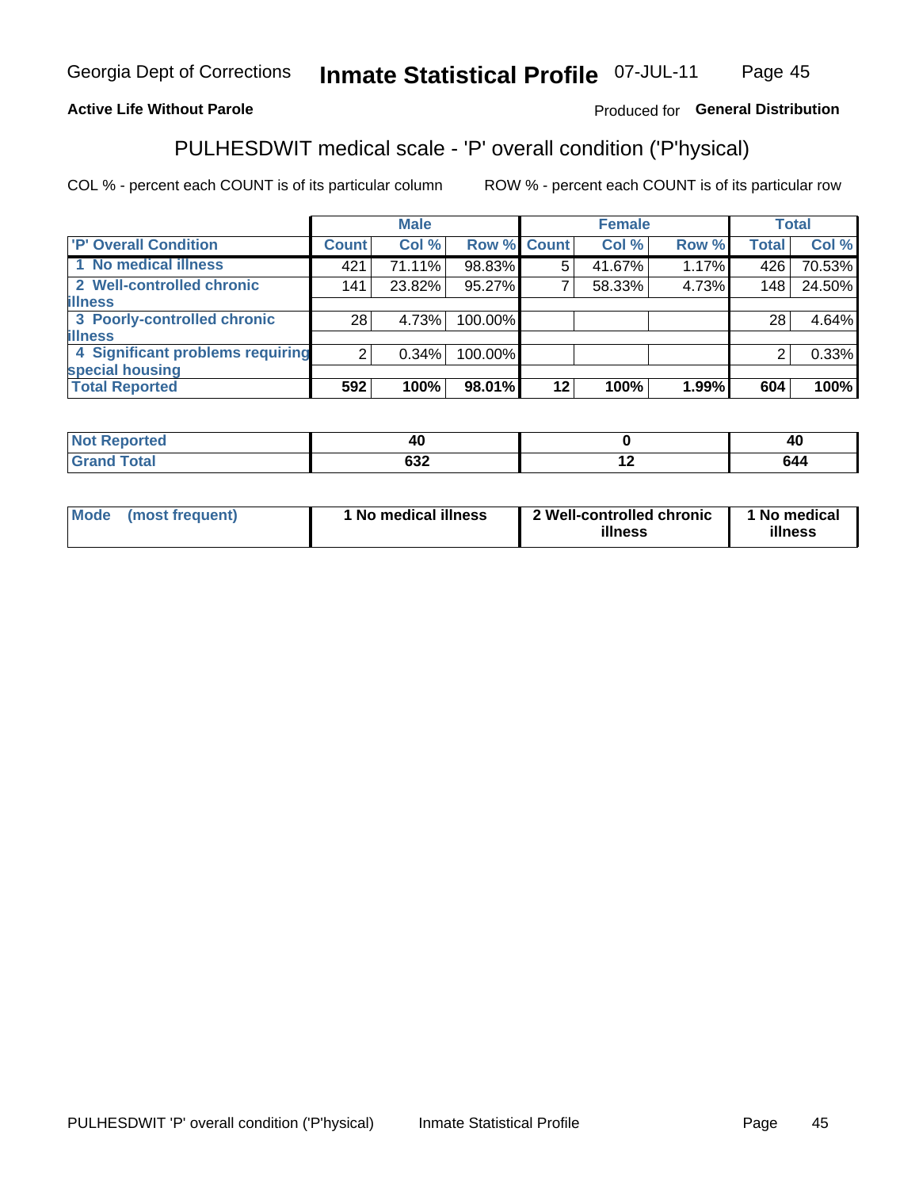Georgia Dept of Corrections **Inmate Statistical Profile** 07-JUL-11

**Active Life Without Parole**

Produced for **General Distribution**

## PULHESDWIT medical scale - 'P' overall condition ('P'hysical)

COL % - percent each COUNT is of its particular column ROW % - percent each COUNT is of its particular row

| | Male | | | Female | | | Total | |
|---|---|---|---|---|---|---|---|---|
| 'P' Overall Condition | Count | Col % | Row % | Count | Col % | Row % | Total | Col % |
| 1 No medical illness | 421 | 71.11% | 98.83% | 5 | 41.67% | 1.17% | 426 | 70.53% |
| 2 Well-controlled chronic illness | 141 | 23.82% | 95.27% | 7 | 58.33% | 4.73% | 148 | 24.50% |
| 3 Poorly-controlled chronic illness | 28 | 4.73% | 100.00% | | | | 28 | 4.64% |
| 4 Significant problems requiring special housing | 2 | 0.34% | 100.00% | | | | 2 | 0.33% |
| **Total Reported** | **592** | **100%** | **98.01%** | **12** | **100%** | **1.99%** | **604** | **100%** |

| | Male | Female | Total |
|---|---|---|---|
| Not Reported | 40 | 0 | 40 |
| Grand Total | 632 | 12 | 644 |

| | Male | Female | Total |
|---|---|---|---|
| Mode (most frequent) | 1 No medical illness | 2 Well-controlled chronic illness | 1 No medical illness |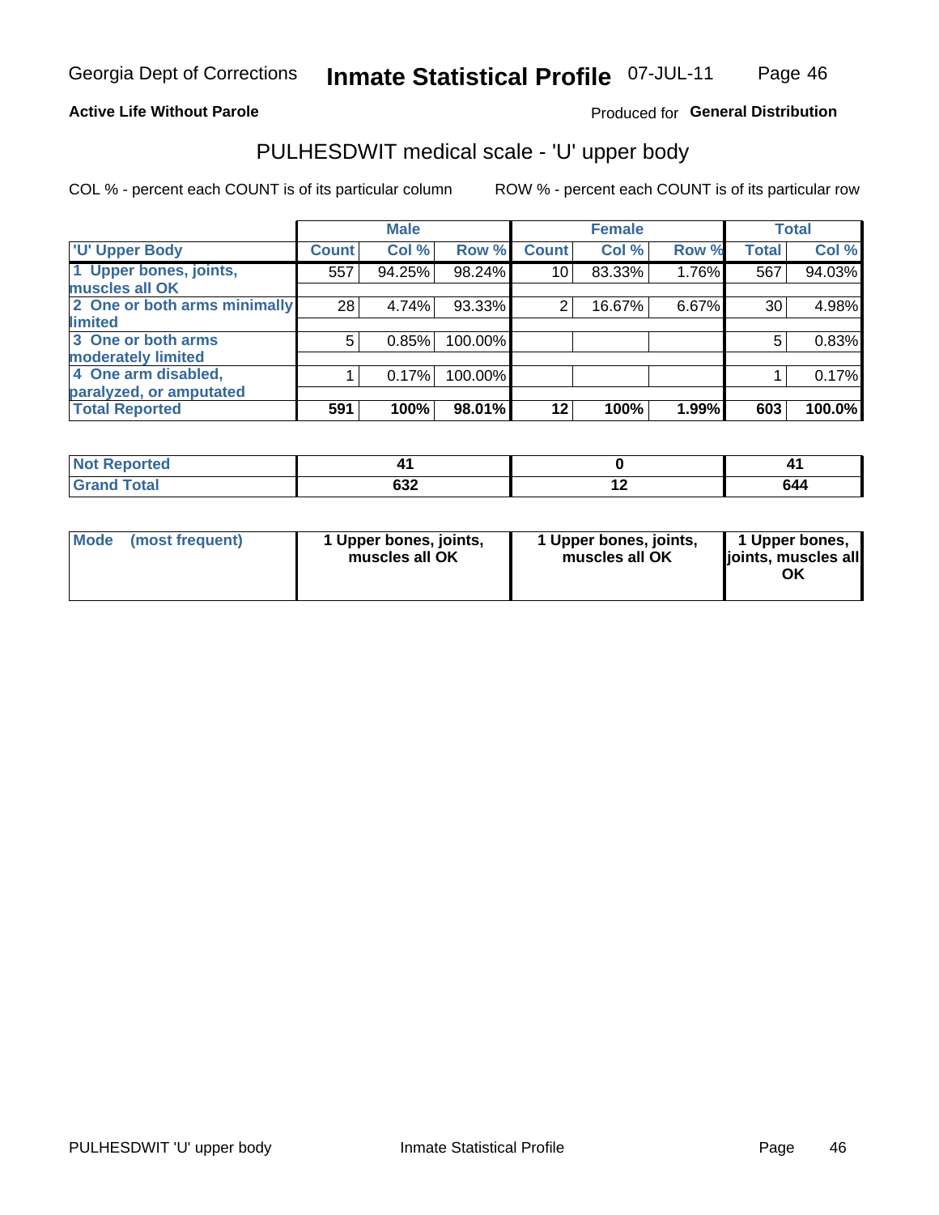**Active Life Without Parole**

Produced for **General Distribution**

# PULHESDWIT medical scale - 'U' upper body

COL % - percent each COUNT is of its particular column

ROW % - percent each COUNT is of its particular row

| | Male | | | Female | | | Total | |
|---|---|---|---|---|---|---|---|---|
| 'U' Upper Body | Count | Col % | Row % | Count | Col % | Row % | Total | Col % |
| 1 Upper bones, joints, muscles all OK | 557 | 94.25% | 98.24% | 10 | 83.33% | 1.76% | 567 | 94.03% |
| 2 One or both arms minimally limited | 28 | 4.74% | 93.33% | 2 | 16.67% | 6.67% | 30 | 4.98% |
| 3 One or both arms moderately limited | 5 | 0.85% | 100.00% | | | | 5 | 0.83% |
| 4 One arm disabled, paralyzed, or amputated | 1 | 0.17% | 100.00% | | | | 1 | 0.17% |
| **Total Reported** | **591** | **100%** | **98.01%** | **12** | **100%** | **1.99%** | **603** | **100.0%** |

| | Male | Female | Total |
|---|---|---|---|
| Not Reported | 41 | 0 | 41 |
| Grand Total | 632 | 12 | 644 |

| | Male | Female | Total |
|---|---|---|---|
| Mode (most frequent) | 1 Upper bones, joints, muscles all OK | 1 Upper bones, joints, muscles all OK | 1 Upper bones, joints, muscles all OK |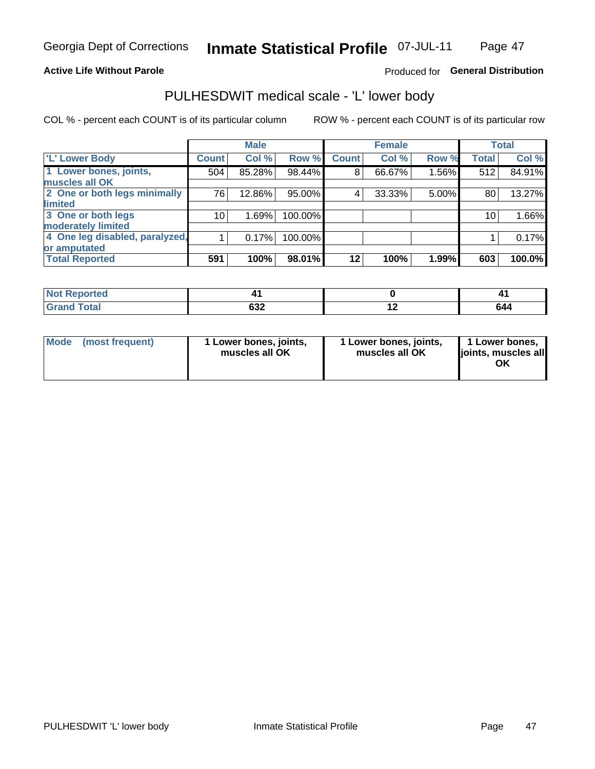Georgia Dept of Corrections **Inactive Statistical Profile** 07-JUL-11

**Active Life Without Parole**

Produced for **General Distribution**

## PULHESDWIT medical scale - 'L' lower body

COL % - percent each COUNT is of its particular column

ROW % - percent each COUNT is of its particular row

| | Male | | | Female | | | Total | |
|---|---|---|---|---|---|---|---|---|
| 'L' Lower Body | Count | Col % | Row % | Count | Col % | Row % | Total | Col % |
| 1 Lower bones, joints, muscles all OK | 504 | 85.28% | 98.44% | 8 | 66.67% | 1.56% | 512 | 84.91% |
| 2 One or both legs minimally limited | 76 | 12.86% | 95.00% | 4 | 33.33% | 5.00% | 80 | 13.27% |
| 3 One or both legs moderately limited | 10 | 1.69% | 100.00% | | | | 10 | 1.66% |
| 4 One leg disabled, paralyzed, or amputated | 1 | 0.17% | 100.00% | | | | 1 | 0.17% |
| **Total Reported** | **591** | **100%** | **98.01%** | **12** | **100%** | **1.99%** | **603** | **100.0%** |

| | Male | Female | Total |
|---|---|---|---|
| Not Reported | 41 | 0 | 41 |
| Grand Total | 632 | 12 | 644 |

| | Male | Female | Total |
|---|---|---|---|
| Mode (most frequent) | 1 Lower bones, joints, muscles all OK | 1 Lower bones, joints, muscles all OK | 1 Lower bones, joints, muscles all OK |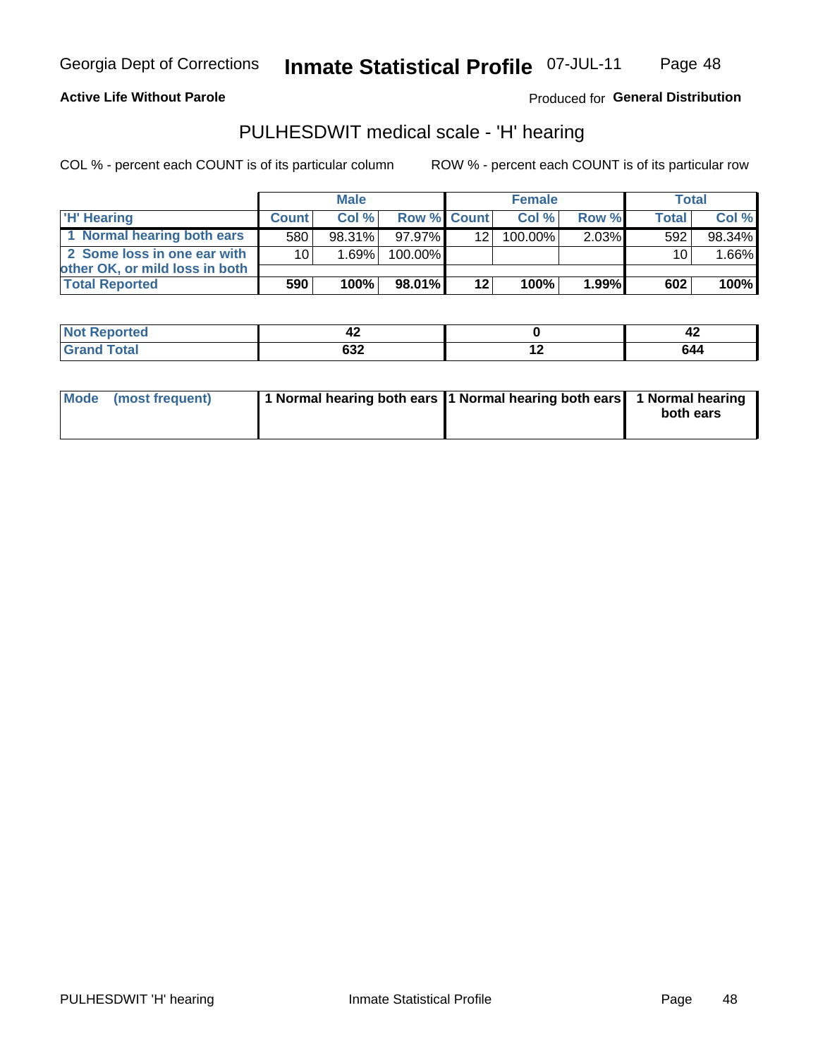**Active Life Without Parole**

Produced for **General Distribution**

## PULHESDWIT medical scale - 'H' hearing

COL % - percent each COUNT is of its particular column

ROW % - percent each COUNT is of its particular row

| | Male | | | Female | | | Total | |
|---|---|---|---|---|---|---|---|---|
| 'H' Hearing | Count | Col % | Row % | Count | Col % | Row % | Total | Col % |
| 1 Normal hearing both ears | 580 | 98.31% | 97.97% | 12 | 100.00% | 2.03% | 592 | 98.34% |
| 2 Some loss in one ear with other OK, or mild loss in both | 10 | 1.69% | 100.00% | | | | 10 | 1.66% |
| **Total Reported** | **590** | **100%** | **98.01%** | **12** | **100%** | **1.99%** | **602** | **100%** |

| | Male | Female | Total |
|---|---|---|---|
| Not Reported | 42 | 0 | 42 |
| Grand Total | 632 | 12 | 644 |

| | Male | Female | Total |
|---|---|---|---|
| Mode (most frequent) | 1 Normal hearing both ears | 1 Normal hearing both ears | 1 Normal hearing both ears |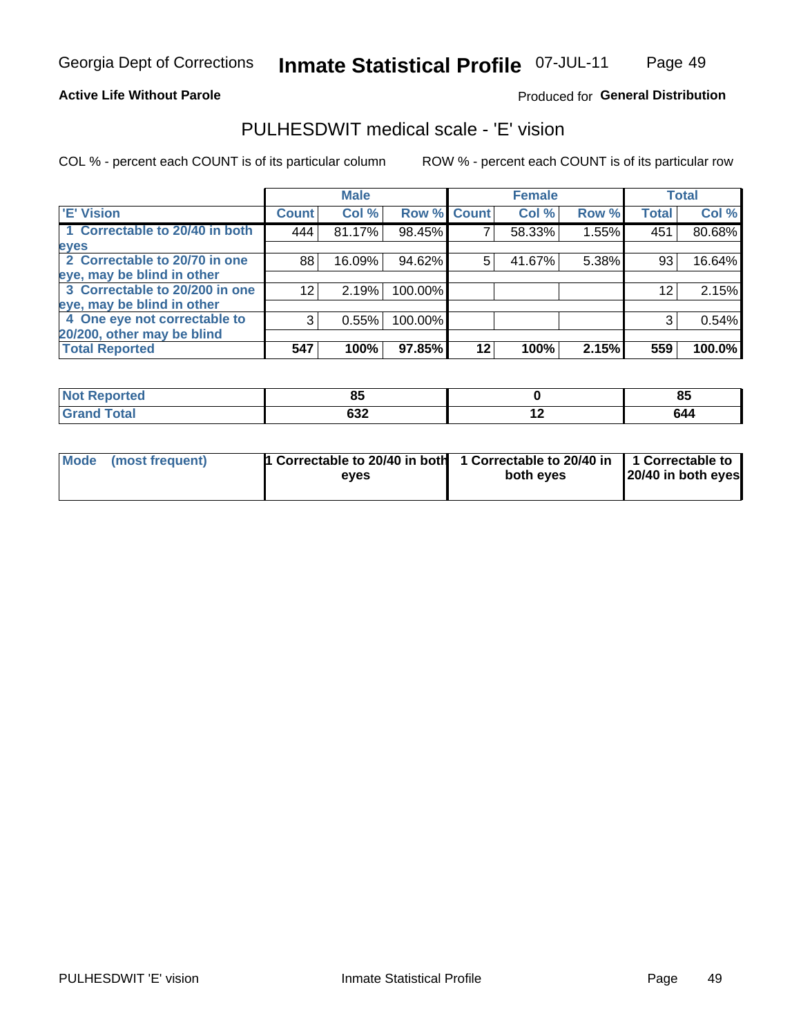Georgia Dept of Corrections **Inmate Statistical Profile** 07-JUL-11

**Active Life Without Parole**

Produced for **General Distribution**

## PULHESDWIT medical scale - 'E' vision

COL % - percent each COUNT is of its particular column

ROW % - percent each COUNT is of its particular row

| | Male | | | Female | | | Total | |
|---|---|---|---|---|---|---|---|---|
| 'E' Vision | Count | Col % | Row % | Count | Col % | Row % | Total | Col % |
| 1 Correctable to 20/40 in both eyes | 444 | 81.17% | 98.45% | 7 | 58.33% | 1.55% | 451 | 80.68% |
| 2 Correctable to 20/70 in one eye, may be blind in other | 88 | 16.09% | 94.62% | 5 | 41.67% | 5.38% | 93 | 16.64% |
| 3 Correctable to 20/200 in one eye, may be blind in other | 12 | 2.19% | 100.00% | | | | 12 | 2.15% |
| 4 One eye not correctable to 20/200, other may be blind | 3 | 0.55% | 100.00% | | | | 3 | 0.54% |
| **Total Reported** | **547** | **100%** | **97.85%** | **12** | **100%** | **2.15%** | **559** | **100.0%** |

| | Male | Female | Total |
|---|---|---|---|
| Not Reported | 85 | 0 | 85 |
| Grand Total | 632 | 12 | 644 |

| | Male | Female | Total |
|---|---|---|---|
| Mode (most frequent) | 1 Correctable to 20/40 in both eyes | 1 Correctable to 20/40 in both eyes | 1 Correctable to 20/40 in both eyes |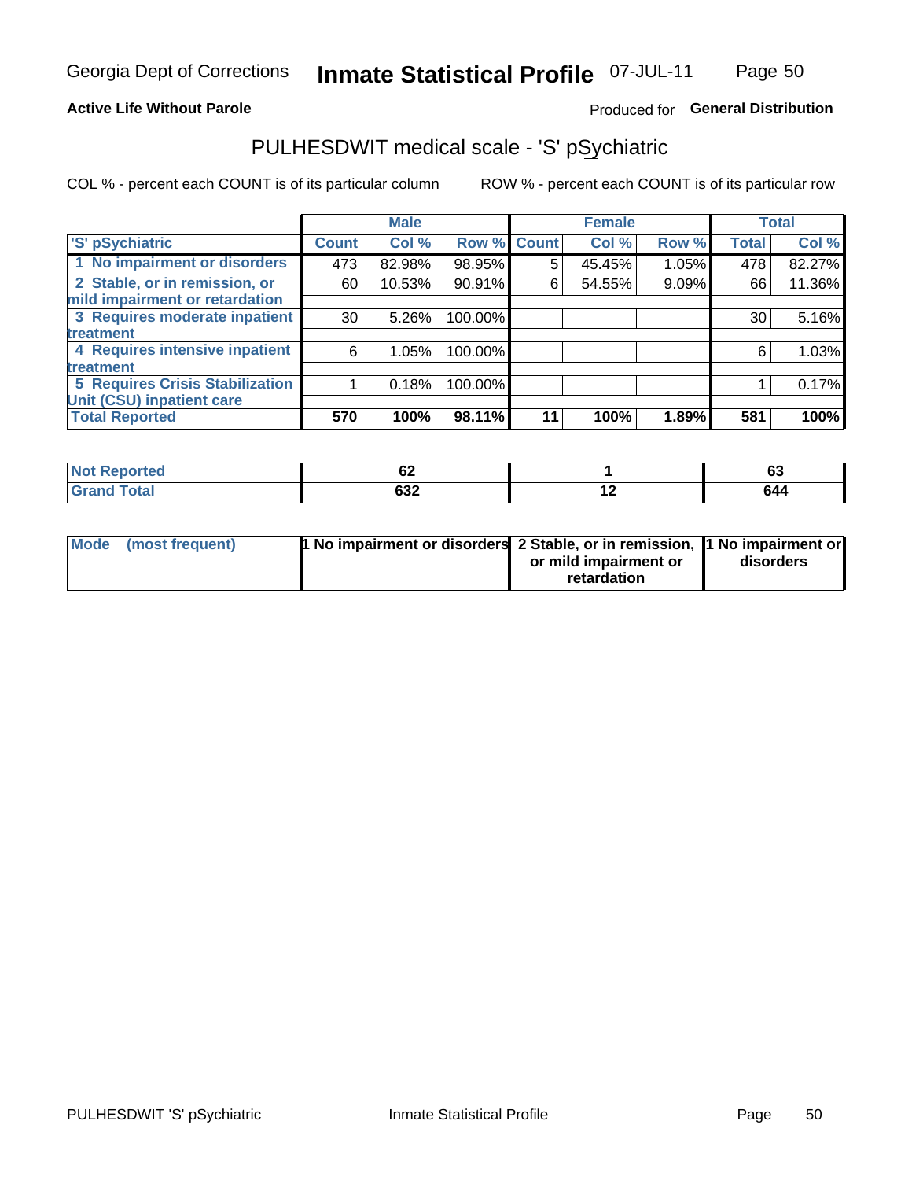Georgia Dept of Corrections **Inmate Statistical Profile** 07-JUL-11

**Active Life Without Parole**

Produced for **General Distribution**

## PULHESDWIT medical scale - 'S' pSychiatric

COL % - percent each COUNT is of its particular column

ROW % - percent each COUNT is of its particular row

| | Male | | | Female | | | Total | |
|---|---|---|---|---|---|---|---|---|
| 'S' pSychiatric | Count | Col % | Row % | Count | Col % | Row % | Total | Col % |
| 1 No impairment or disorders | 473 | 82.98% | 98.95% | 5 | 45.45% | 1.05% | 478 | 82.27% |
| 2 Stable, or in remission, or mild impairment or retardation | 60 | 10.53% | 90.91% | 6 | 54.55% | 9.09% | 66 | 11.36% |
| 3 Requires moderate inpatient treatment | 30 | 5.26% | 100.00% | | | | 30 | 5.16% |
| 4 Requires intensive inpatient treatment | 6 | 1.05% | 100.00% | | | | 6 | 1.03% |
| 5 Requires Crisis Stabilization Unit (CSU) inpatient care | 1 | 0.18% | 100.00% | | | | 1 | 0.17% |
| **Total Reported** | **570** | **100%** | **98.11%** | **11** | **100%** | **1.89%** | **581** | **100%** |

| | Male | Female | Total |
|---|---|---|---|
| Not Reported | 62 | 1 | 63 |
| Grand Total | 632 | 12 | 644 |

| | Male | Female | Total |
|---|---|---|---|
| Mode (most frequent) | 1 No impairment or disorders | 2 Stable, or in remission, or mild impairment or retardation | 1 No impairment or disorders |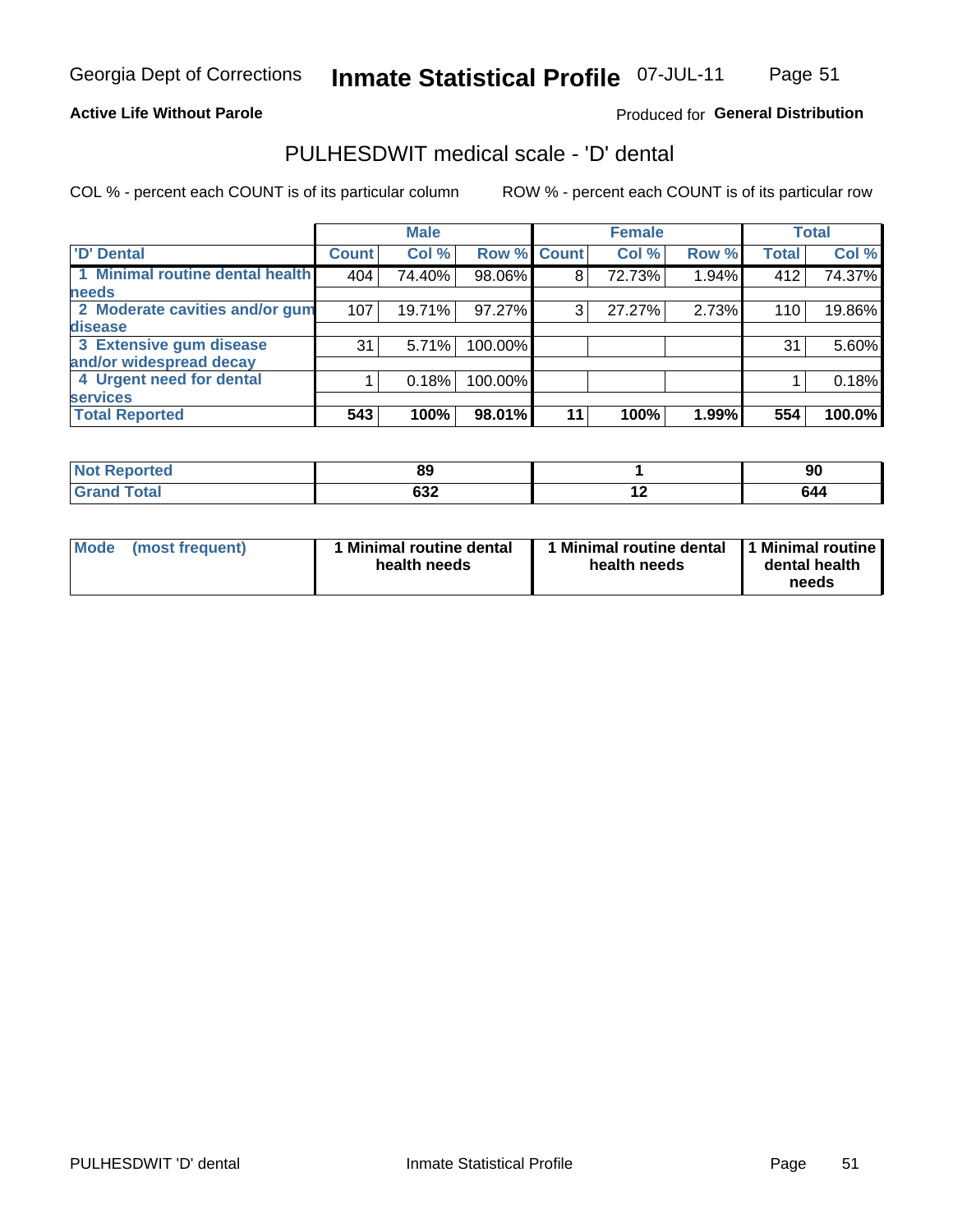Georgia Dept of Corrections **Inmate Statistical Profile** 07-JUL-11

**Active Life Without Parole**

Produced for **General Distribution**

## PULHESDWIT medical scale - 'D' dental

COL % - percent each COUNT is of its particular column

ROW % - percent each COUNT is of its particular row

| | Male | | | Female | | | Total | |
|---|---|---|---|---|---|---|---|---|
| **'D' Dental** | **Count** | **Col %** | **Row %** | **Count** | **Col %** | **Row %** | **Total** | **Col %** |
| **1 Minimal routine dental health needs** | 404 | 74.40% | 98.06% | 8 | 72.73% | 1.94% | 412 | 74.37% |
| **2 Moderate cavities and/or gum disease** | 107 | 19.71% | 97.27% | 3 | 27.27% | 2.73% | 110 | 19.86% |
| **3 Extensive gum disease and/or widespread decay** | 31 | 5.71% | 100.00% | | | | 31 | 5.60% |
| **4 Urgent need for dental services** | 1 | 0.18% | 100.00% | | | | 1 | 0.18% |
| **Total Reported** | **543** | **100%** | **98.01%** | **11** | **100%** | **1.99%** | **554** | **100.0%** |

| | Male | Female | Total |
|---|---|---|---|
| **Not Reported** | **89** | **1** | **90** |
| **Grand Total** | **632** | **12** | **644** |

| | Male | Female | Total |
|---|---|---|---|
| **Mode (most frequent)** | **1 Minimal routine dental health needs** | **1 Minimal routine dental health needs** | **1 Minimal routine dental health needs** |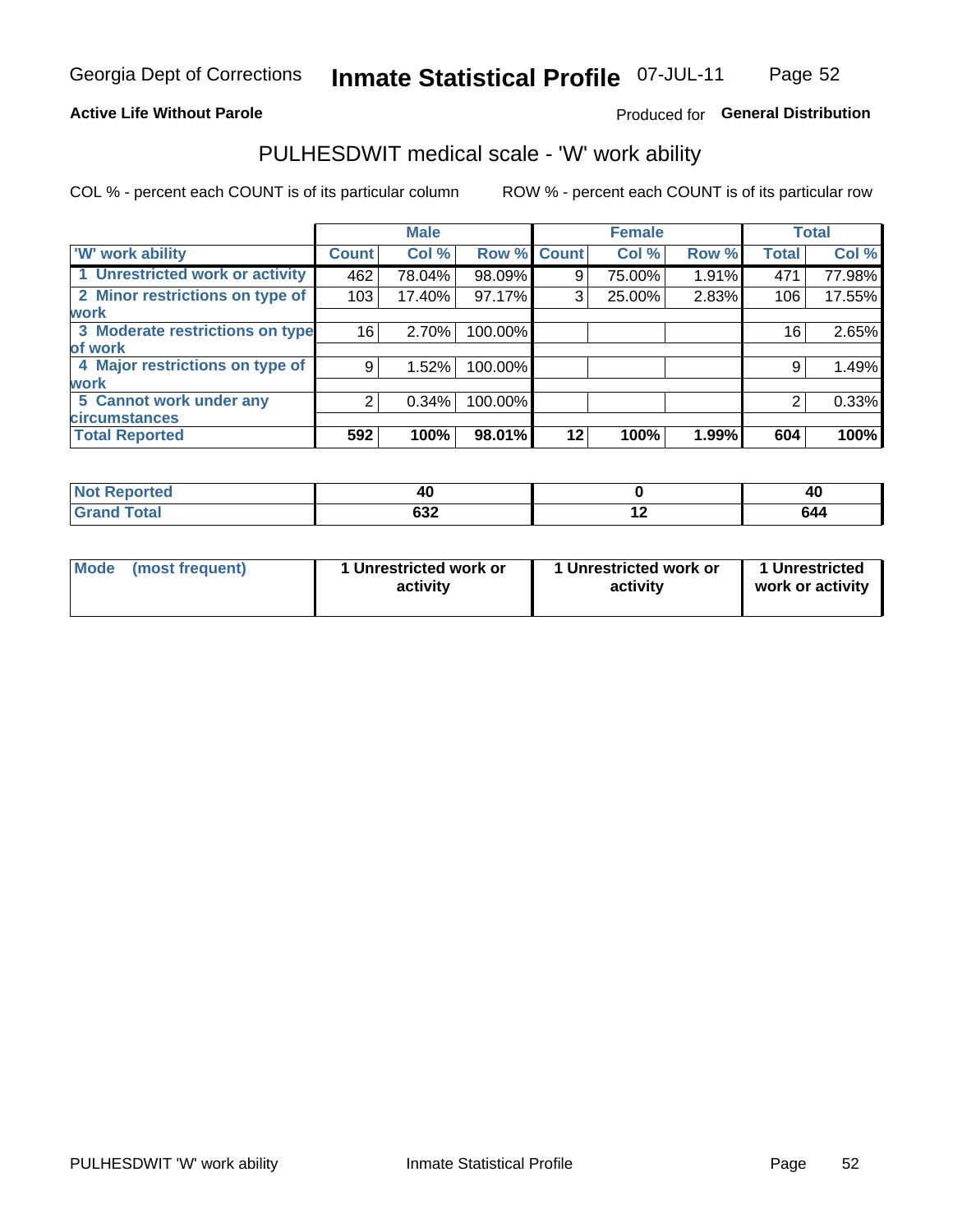Georgia Dept of Corrections **Inherit Statistical Profile** 07-JUL-11

**Active Life Without Parole** Produced for **General Distribution**

## PULHESDWIT medical scale - 'W' work ability

COL % - percent each COUNT is of its particular column ROW % - percent each COUNT is of its particular row

| | Male | | | Female | | | Total | |
|---|---|---|---|---|---|---|---|---|
| 'W' work ability | Count | Col % | Row % | Count | Col % | Row % | Total | Col % |
| 1 Unrestricted work or activity | 462 | 78.04% | 98.09% | 9 | 75.00% | 1.91% | 471 | 77.98% |
| 2 Minor restrictions on type of work | 103 | 17.40% | 97.17% | 3 | 25.00% | 2.83% | 106 | 17.55% |
| 3 Moderate restrictions on type of work | 16 | 2.70% | 100.00% | | | | 16 | 2.65% |
| 4 Major restrictions on type of work | 9 | 1.52% | 100.00% | | | | 9 | 1.49% |
| 5 Cannot work under any circumstances | 2 | 0.34% | 100.00% | | | | 2 | 0.33% |
| **Total Reported** | **592** | **100%** | **98.01%** | **12** | **100%** | **1.99%** | **604** | **100%** |

| | Male | Female | Total |
|---|---|---|---|
| Not Reported | 40 | 0 | 40 |
| Grand Total | 632 | 12 | 644 |

| | Male | Female | Total |
|---|---|---|---|
| Mode (most frequent) | 1 Unrestricted work or activity | 1 Unrestricted work or activity | 1 Unrestricted work or activity |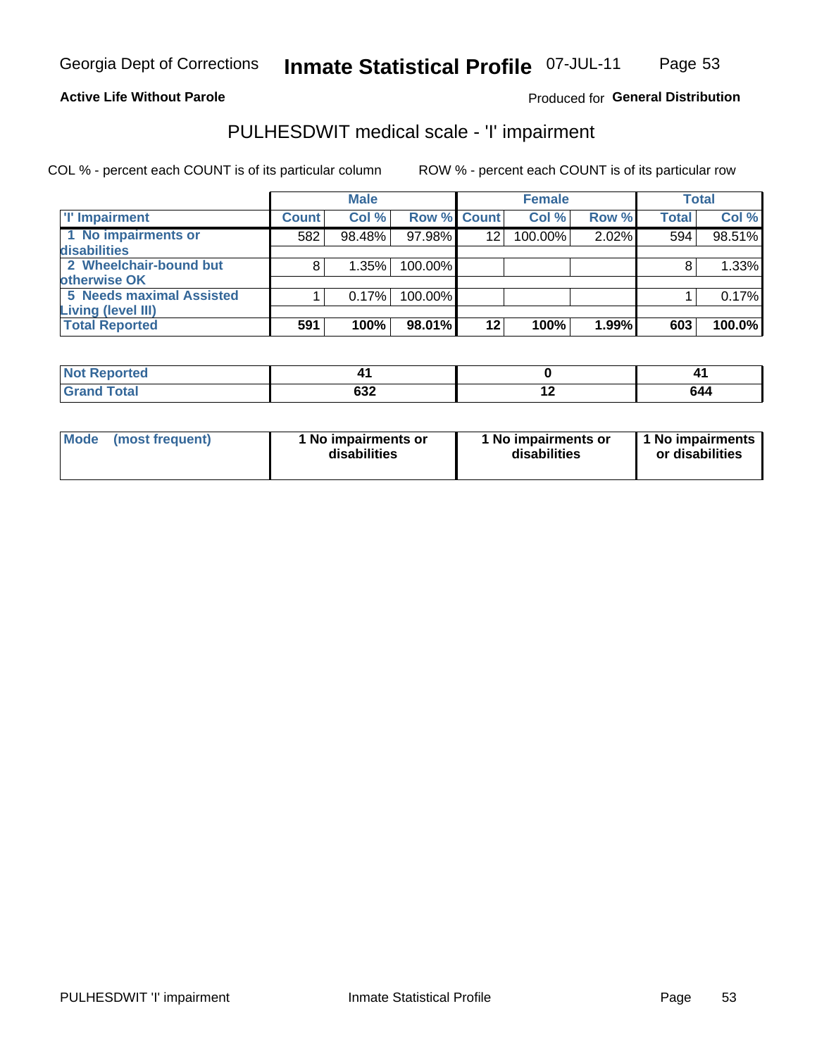**Active Life Without Parole**

Produced for **General Distribution**

## PULHESDWIT medical scale - 'I' impairment

COL % - percent each COUNT is of its particular column

ROW % - percent each COUNT is of its particular row

| | Male | | | Female | | | Total | |
|---|---|---|---|---|---|---|---|---|
| 'I' Impairment | Count | Col % | Row % | Count | Col % | Row % | Total | Col % |
| 1 No impairments or disabilities | 582 | 98.48% | 97.98% | 12 | 100.00% | 2.02% | 594 | 98.51% |
| 2 Wheelchair-bound but otherwise OK | 8 | 1.35% | 100.00% | | | | 8 | 1.33% |
| 5 Needs maximal Assisted Living (level III) | 1 | 0.17% | 100.00% | | | | 1 | 0.17% |
| **Total Reported** | **591** | **100%** | **98.01%** | **12** | **100%** | **1.99%** | **603** | **100.0%** |

| | Male | Female | Total |
|---|---|---|---|
| Not Reported | 41 | 0 | 41 |
| Grand Total | 632 | 12 | 644 |

| | Male | Female | Total |
|---|---|---|---|
| Mode (most frequent) | 1 No impairments or disabilities | 1 No impairments or disabilities | 1 No impairments or disabilities |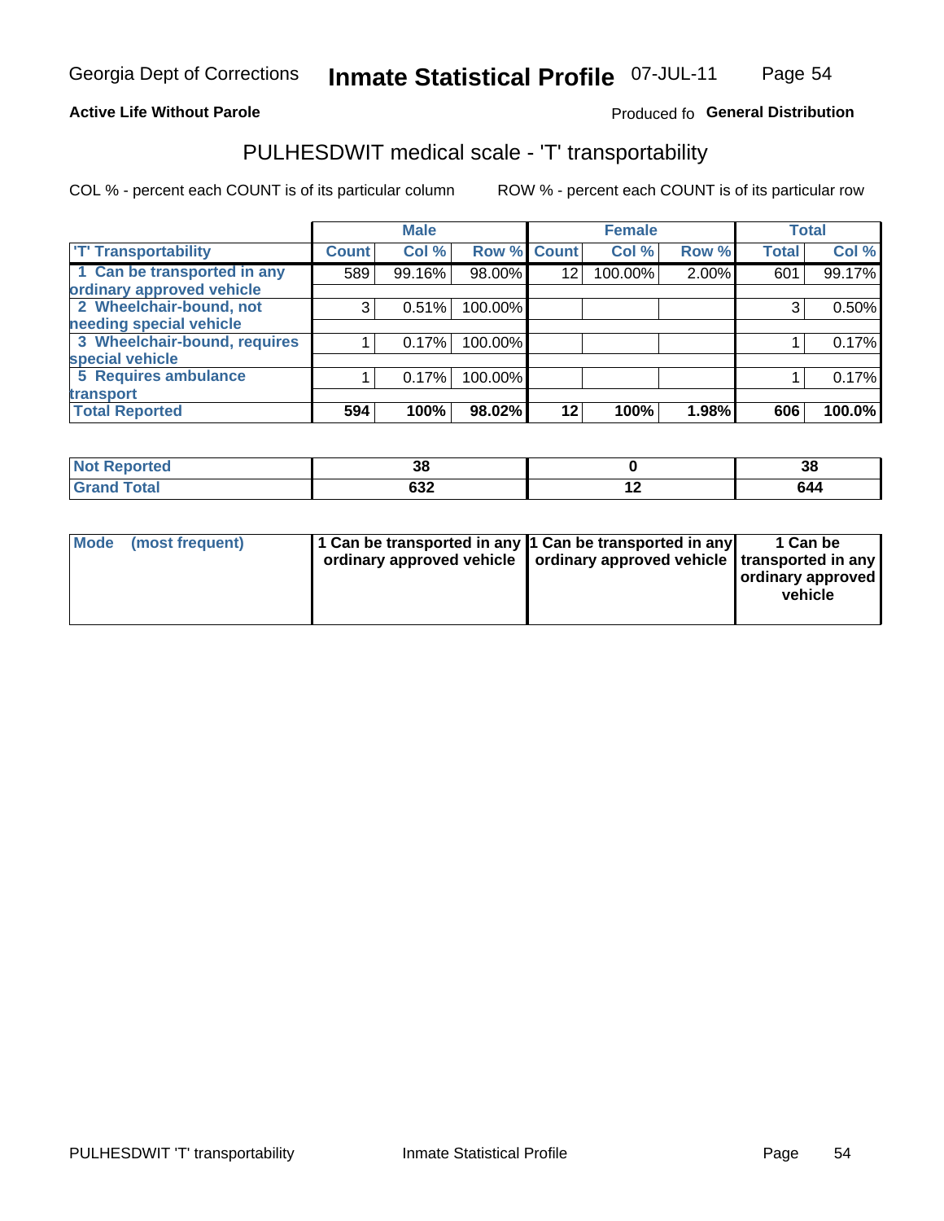Georgia Dept of Corrections **Inmate Statistical Profile** 07-JUL-11

**Active Life Without Parole**

Produced fo **General Distribution**

# PULHESDWIT medical scale - 'T' transportability

COL % - percent each COUNT is of its particular column

ROW % - percent each COUNT is of its particular row

| | Male | | | Female | | | Total | |
|---|---|---|---|---|---|---|---|---|
| 'T' Transportability | Count | Col % | Row % | Count | Col % | Row % | Total | Col % |
| 1 Can be transported in any ordinary approved vehicle | 589 | 99.16% | 98.00% | 12 | 100.00% | 2.00% | 601 | 99.17% |
| 2 Wheelchair-bound, not needing special vehicle | 3 | 0.51% | 100.00% | | | | 3 | 0.50% |
| 3 Wheelchair-bound, requires special vehicle | 1 | 0.17% | 100.00% | | | | 1 | 0.17% |
| 5 Requires ambulance transport | 1 | 0.17% | 100.00% | | | | 1 | 0.17% |
| **Total Reported** | **594** | **100%** | **98.02%** | **12** | **100%** | **1.98%** | **606** | **100.0%** |

| | Male | Female | Total |
|---|---|---|---|
| Not Reported | 38 | 0 | 38 |
| Grand Total | 632 | 12 | 644 |

| | Male | Female | Total |
|---|---|---|---|
| Mode (most frequent) | 1 Can be transported in any ordinary approved vehicle | 1 Can be transported in any ordinary approved vehicle | 1 Can be transported in any ordinary approved vehicle |

PULHESDWIT 'T' transportability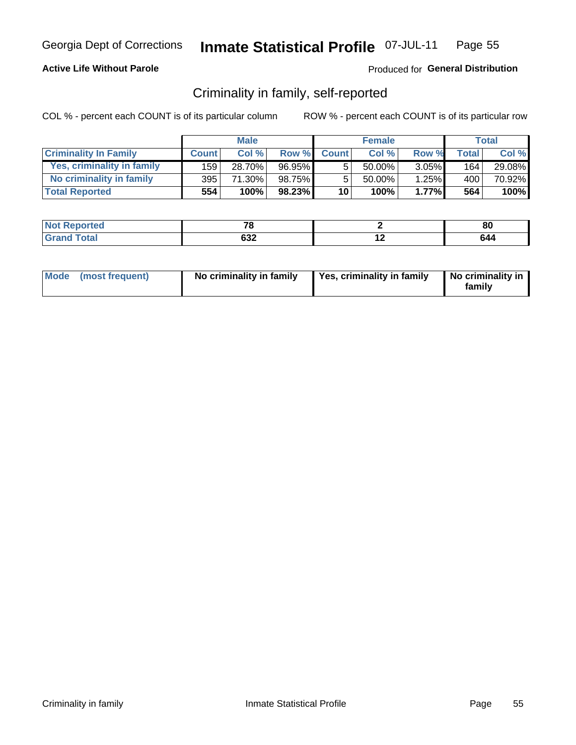Georgia Dept of Corrections **Inmate Statistical Profile** 07-JUL-11

**Active Life Without Parole**

Produced for **General Distribution**

## Criminality in family, self-reported

COL % - percent each COUNT is of its particular column ROW % - percent each COUNT is of its particular row

| | Male | | | Female | | | Total | |
|---|---|---|---|---|---|---|---|---|
| **Criminality In Family** | **Count** | **Col %** | **Row %** | **Count** | **Col %** | **Row %** | **Total** | **Col %** |
| **Yes, criminality in family** | 159 | 28.70% | 96.95% | 5 | 50.00% | 3.05% | 164 | 29.08% |
| **No criminality in family** | 395 | 71.30% | 98.75% | 5 | 50.00% | 1.25% | 400 | 70.92% |
| **Total Reported** | **554** | **100%** | **98.23%** | **10** | **100%** | **1.77%** | **564** | **100%** |

| | Male | Female | Total |
|---|---|---|---|
| **Not Reported** | **78** | **2** | **80** |
| **Grand Total** | **632** | **12** | **644** |

| | Male | Female | Total |
|---|---|---|---|
| **Mode (most frequent)** | **No criminality in family** | **Yes, criminality in family** | **No criminality in family** |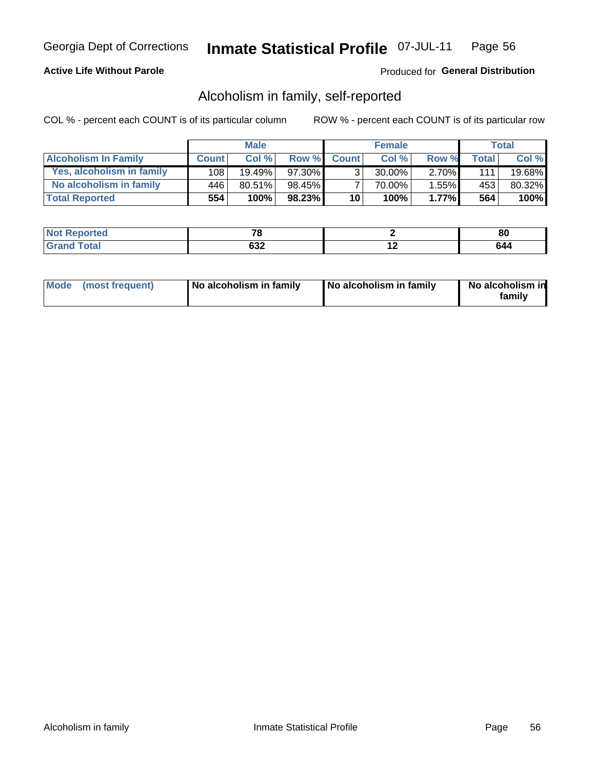**Active Life Without Parole**

Produced for **General Distribution**

## Alcoholism in family, self-reported

COL % - percent each COUNT is of its particular column

ROW % - percent each COUNT is of its particular row

| | Male | | | Female | | | Total | |
|---|---|---|---|---|---|---|---|---|
| **Alcoholism In Family** | **Count** | **Col %** | **Row %** | **Count** | **Col %** | **Row %** | **Total** | **Col %** |
| **Yes, alcoholism in family** | 108 | 19.49% | 97.30% | 3 | 30.00% | 2.70% | 111 | 19.68% |
| **No alcoholism in family** | 446 | 80.51% | 98.45% | 7 | 70.00% | 1.55% | 453 | 80.32% |
| **Total Reported** | **554** | **100%** | **98.23%** | **10** | **100%** | **1.77%** | **564** | **100%** |

| | Male | Female | Total |
|---|---|---|---|
| **Not Reported** | **78** | **2** | **80** |
| **Grand Total** | **632** | **12** | **644** |

| | Male | Female | Total |
|---|---|---|---|
| **Mode (most frequent)** | **No alcoholism in family** | **No alcoholism in family** | **No alcoholism in family** |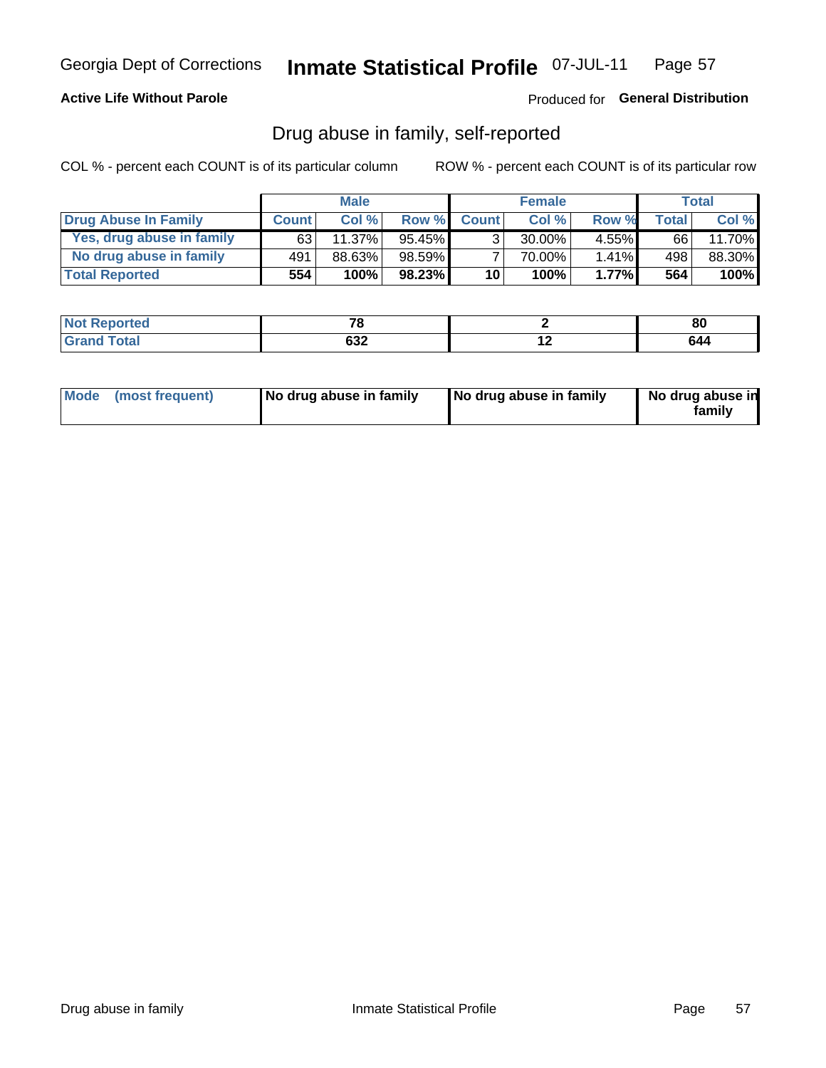Georgia Dept of Corrections **Inmate Statistical Profile** 07-JUL-11

**Active Life Without Parole**

Produced for **General Distribution**

## Drug abuse in family, self-reported

COL % - percent each COUNT is of its particular column

ROW % - percent each COUNT is of its particular row

| | Male | | | Female | | | Total | |
|---|---|---|---|---|---|---|---|---|
| **Drug Abuse In Family** | **Count** | **Col %** | **Row %** | **Count** | **Col %** | **Row %** | **Total** | **Col %** |
| Yes, drug abuse in family | 63 | 11.37% | 95.45% | 3 | 30.00% | 4.55% | 66 | 11.70% |
| No drug abuse in family | 491 | 88.63% | 98.59% | 7 | 70.00% | 1.41% | 498 | 88.30% |
| **Total Reported** | **554** | **100%** | **98.23%** | **10** | **100%** | **1.77%** | **564** | **100%** |

| | Male | Female | Total |
|---|---|---|---|
| **Not Reported** | **78** | **2** | **80** |
| **Grand Total** | **632** | **12** | **644** |

| | Male | Female | Total |
|---|---|---|---|
| **Mode (most frequent)** | **No drug abuse in family** | **No drug abuse in family** | **No drug abuse in family** |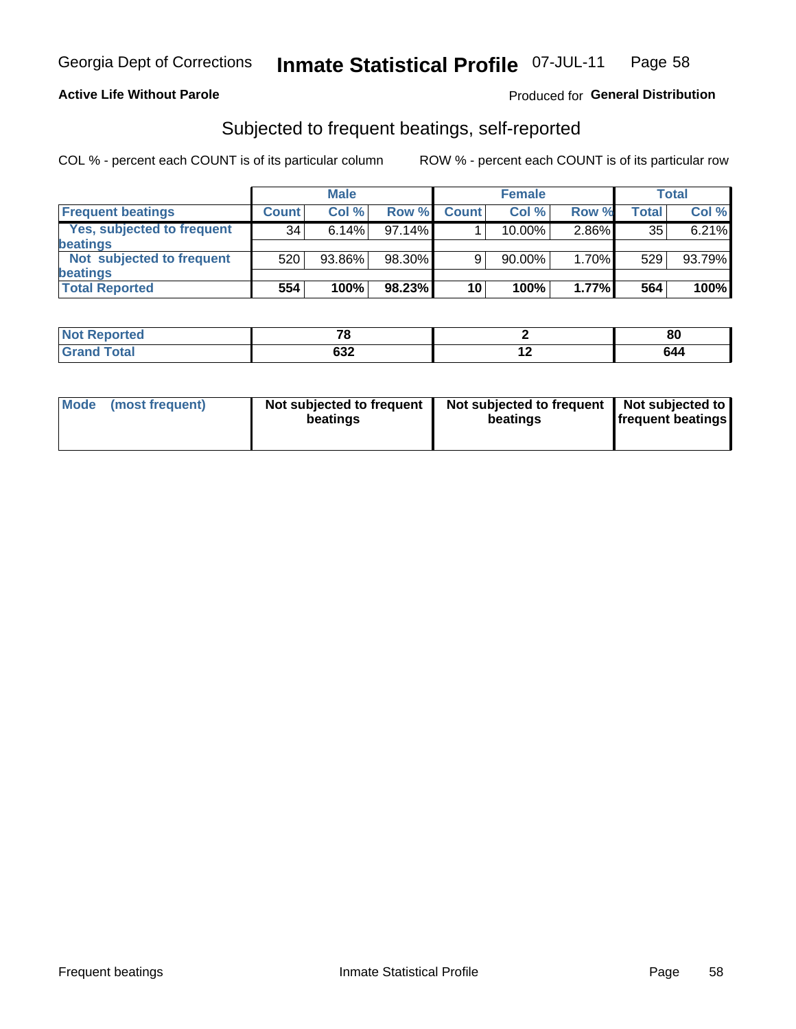Georgia Dept of Corrections **Inmate Statistical Profile** 07-JUL-11

**Active Life Without Parole**

Produced for **General Distribution**

## Subjected to frequent beatings, self-reported

COL % - percent each COUNT is of its particular column     ROW % - percent each COUNT is of its particular row

| | Male | | | Female | | | Total | |
|---|---|---|---|---|---|---|---|---|
| **Frequent beatings** | **Count** | **Col %** | **Row %** | **Count** | **Col %** | **Row %** | **Total** | **Col %** |
| **Yes, subjected to frequent beatings** | 34 | 6.14% | 97.14% | 1 | 10.00% | 2.86% | 35 | 6.21% |
| **Not subjected to frequent beatings** | 520 | 93.86% | 98.30% | 9 | 90.00% | 1.70% | 529 | 93.79% |
| **Total Reported** | **554** | **100%** | **98.23%** | **10** | **100%** | **1.77%** | **564** | **100%** |

| | Male | Female | Total |
|---|---|---|---|
| **Not Reported** | **78** | **2** | **80** |
| **Grand Total** | **632** | **12** | **644** |

| | Male | Female | Total |
|---|---|---|---|
| **Mode (most frequent)** | **Not subjected to frequent beatings** | **Not subjected to frequent beatings** | **Not subjected to frequent beatings** |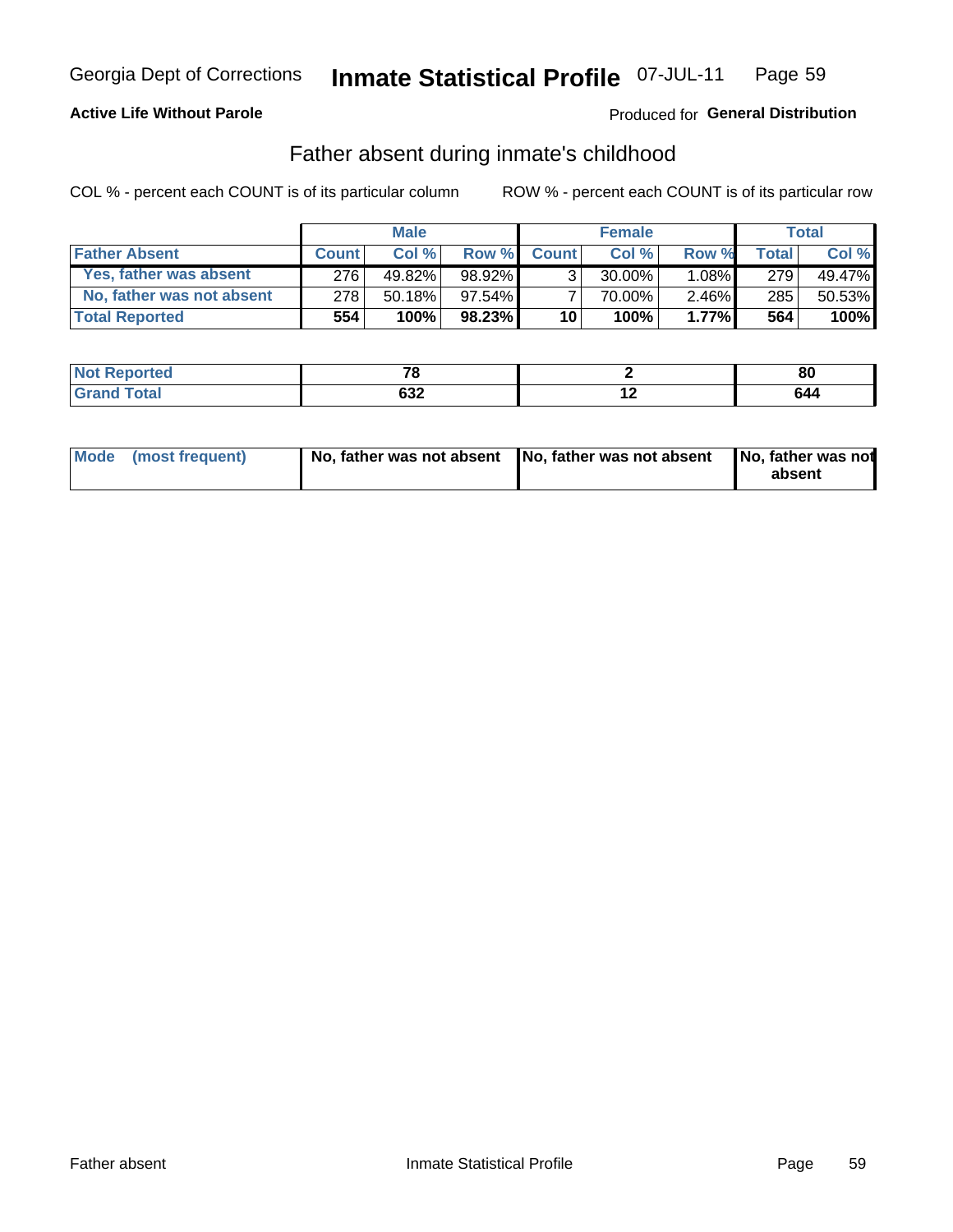Georgia Dept of Corrections **Inmate Statistical Profile** 07-JUL-11

**Active Life Without Parole**

Produced for **General Distribution**

## Father absent during inmate's childhood

COL % - percent each COUNT is of its particular column

ROW % - percent each COUNT is of its particular row

| | Male | | | Female | | | Total | |
|---|---|---|---|---|---|---|---|---|
| **Father Absent** | **Count** | **Col %** | **Row %** | **Count** | **Col %** | **Row %** | **Total** | **Col %** |
| **Yes, father was absent** | 276 | 49.82% | 98.92% | 3 | 30.00% | 1.08% | 279 | 49.47% |
| **No, father was not absent** | 278 | 50.18% | 97.54% | 7 | 70.00% | 2.46% | 285 | 50.53% |
| **Total Reported** | **554** | **100%** | **98.23%** | **10** | **100%** | **1.77%** | **564** | **100%** |

| | Male | Female | Total |
|---|---|---|---|
| **Not Reported** | **78** | **2** | **80** |
| **Grand Total** | **632** | **12** | **644** |

| | Male | Female | Total |
|---|---|---|---|
| **Mode (most frequent)** | **No, father was not absent** | **No, father was not absent** | **No, father was not absent** |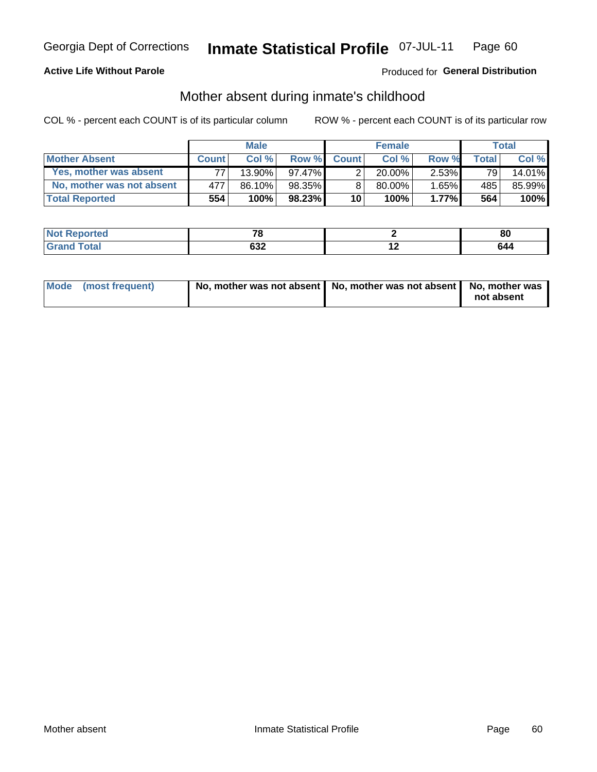Georgia Dept of Corrections **Inmate Statistical Profile** 07-JUL-11

**Active Life Without Parole**

Produced for **General Distribution**

## Mother absent during inmate's childhood

COL % - percent each COUNT is of its particular column

ROW % - percent each COUNT is of its particular row

| | Male | | | Female | | | Total | |
|---|---|---|---|---|---|---|---|---|
| **Mother Absent** | **Count** | **Col %** | **Row %** | **Count** | **Col %** | **Row %** | **Total** | **Col %** |
| **Yes, mother was absent** | 77 | 13.90% | 97.47% | 2 | 20.00% | 2.53% | 79 | 14.01% |
| **No, mother was not absent** | 477 | 86.10% | 98.35% | 8 | 80.00% | 1.65% | 485 | 85.99% |
| **Total Reported** | **554** | **100%** | **98.23%** | **10** | **100%** | **1.77%** | **564** | **100%** |

| | Male | Female | Total |
|---|---|---|---|
| **Not Reported** | **78** | **2** | **80** |
| **Grand Total** | **632** | **12** | **644** |

| | Male | Female | Total |
|---|---|---|---|
| **Mode (most frequent)** | **No, mother was not absent** | **No, mother was not absent** | **No, mother was not absent** |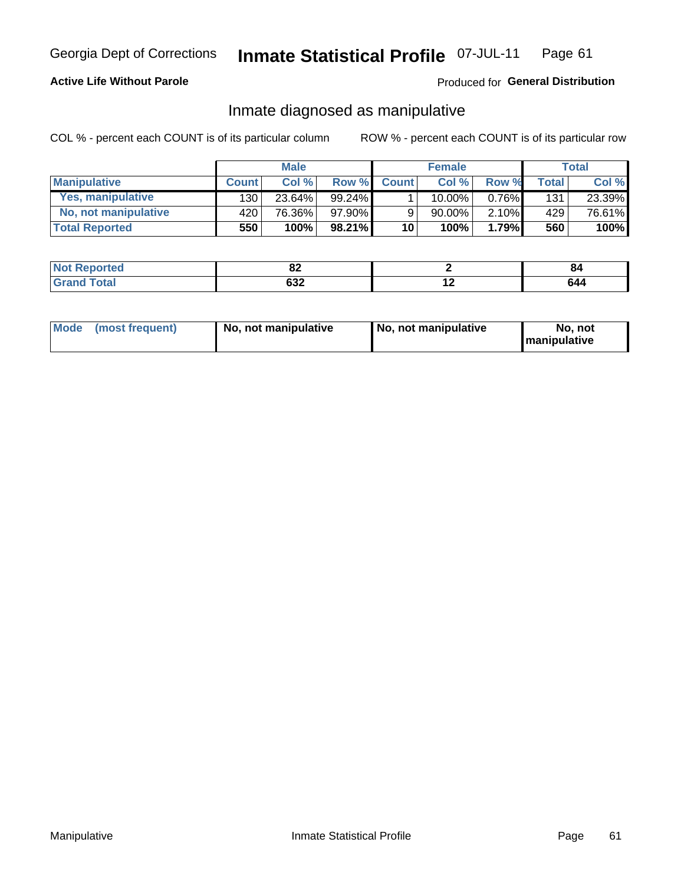Georgia Dept of Corrections **Inmate Statistical Profile** 07-JUL-11

**Active Life Without Parole**

Produced for **General Distribution**

## Inmate diagnosed as manipulative

COL % - percent each COUNT is of its particular column ROW % - percent each COUNT is of its particular row

| | Male | | | Female | | | Total | |
|---|---|---|---|---|---|---|---|---|
| **Manipulative** | **Count** | **Col %** | **Row %** | **Count** | **Col %** | **Row %** | **Total** | **Col %** |
| **Yes, manipulative** | 130 | 23.64% | 99.24% | 1 | 10.00% | 0.76% | 131 | 23.39% |
| **No, not manipulative** | 420 | 76.36% | 97.90% | 9 | 90.00% | 2.10% | 429 | 76.61% |
| **Total Reported** | **550** | **100%** | **98.21%** | **10** | **100%** | **1.79%** | **560** | **100%** |

| | Male | Female | Total |
|---|---|---|---|
| **Not Reported** | **82** | **2** | **84** |
| **Grand Total** | **632** | **12** | **644** |

| | Male | Female | Total |
|---|---|---|---|
| **Mode (most frequent)** | **No, not manipulative** | **No, not manipulative** | **No, not manipulative** |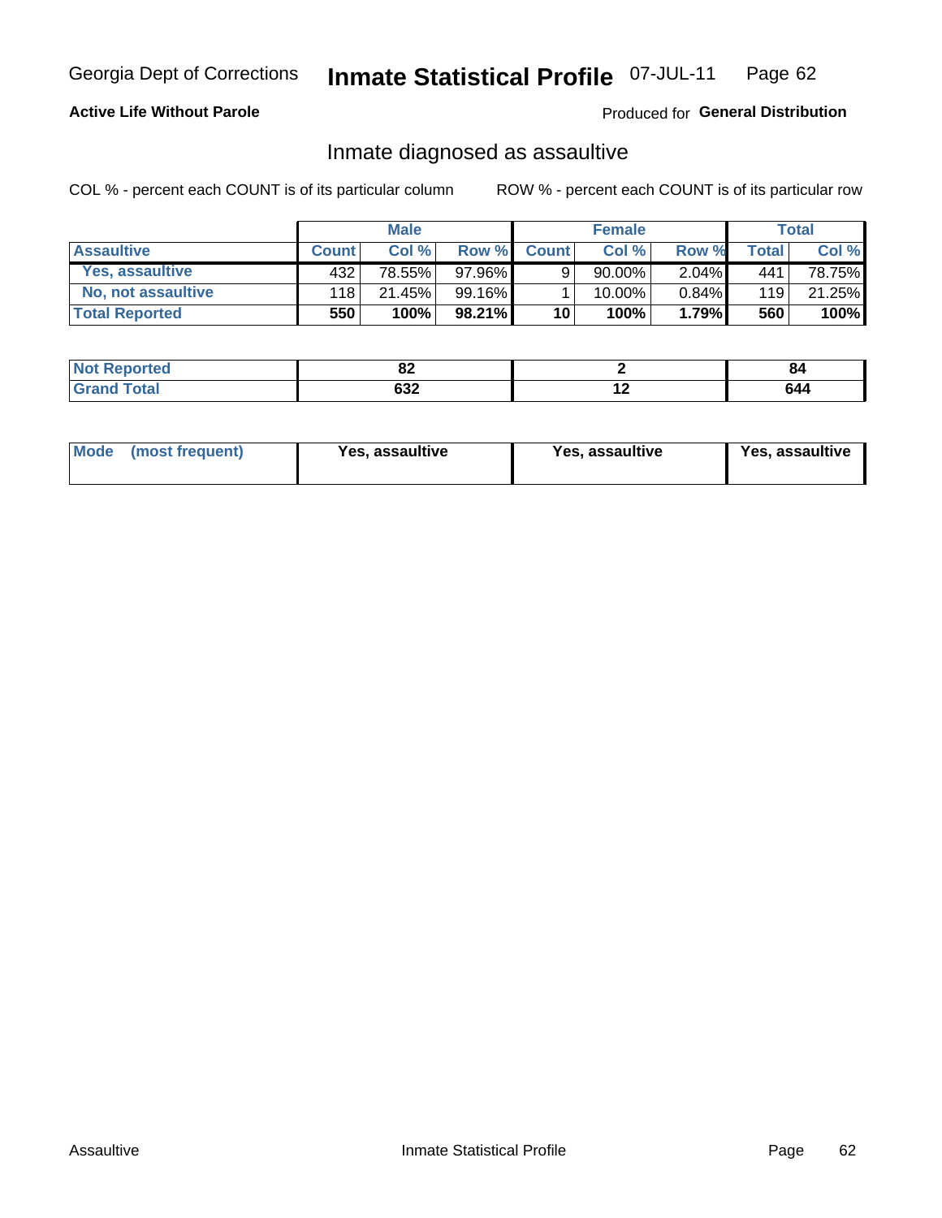Georgia Dept of Corrections **Inmate Statistical Profile** 07-JUL-11

**Active Life Without Parole**

Produced for **General Distribution**

## Inmate diagnosed as assaultive

COL % - percent each COUNT is of its particular column    ROW % - percent each COUNT is of its particular row

| | Male | | | Female | | | Total | |
|---|---|---|---|---|---|---|---|---|
| **Assaultive** | **Count** | **Col %** | **Row %** | **Count** | **Col %** | **Row %** | **Total** | **Col %** |
| Yes, assaultive | 432 | 78.55% | 97.96% | 9 | 90.00% | 2.04% | 441 | 78.75% |
| No, not assaultive | 118 | 21.45% | 99.16% | 1 | 10.00% | 0.84% | 119 | 21.25% |
| **Total Reported** | **550** | **100%** | **98.21%** | **10** | **100%** | **1.79%** | **560** | **100%** |

| | Male | Female | Total |
|---|---|---|---|
| **Not Reported** | **82** | **2** | **84** |
| **Grand Total** | **632** | **12** | **644** |

| | Male | Female | Total |
|---|---|---|---|
| **Mode (most frequent)** | **Yes, assaultive** | **Yes, assaultive** | **Yes, assaultive** |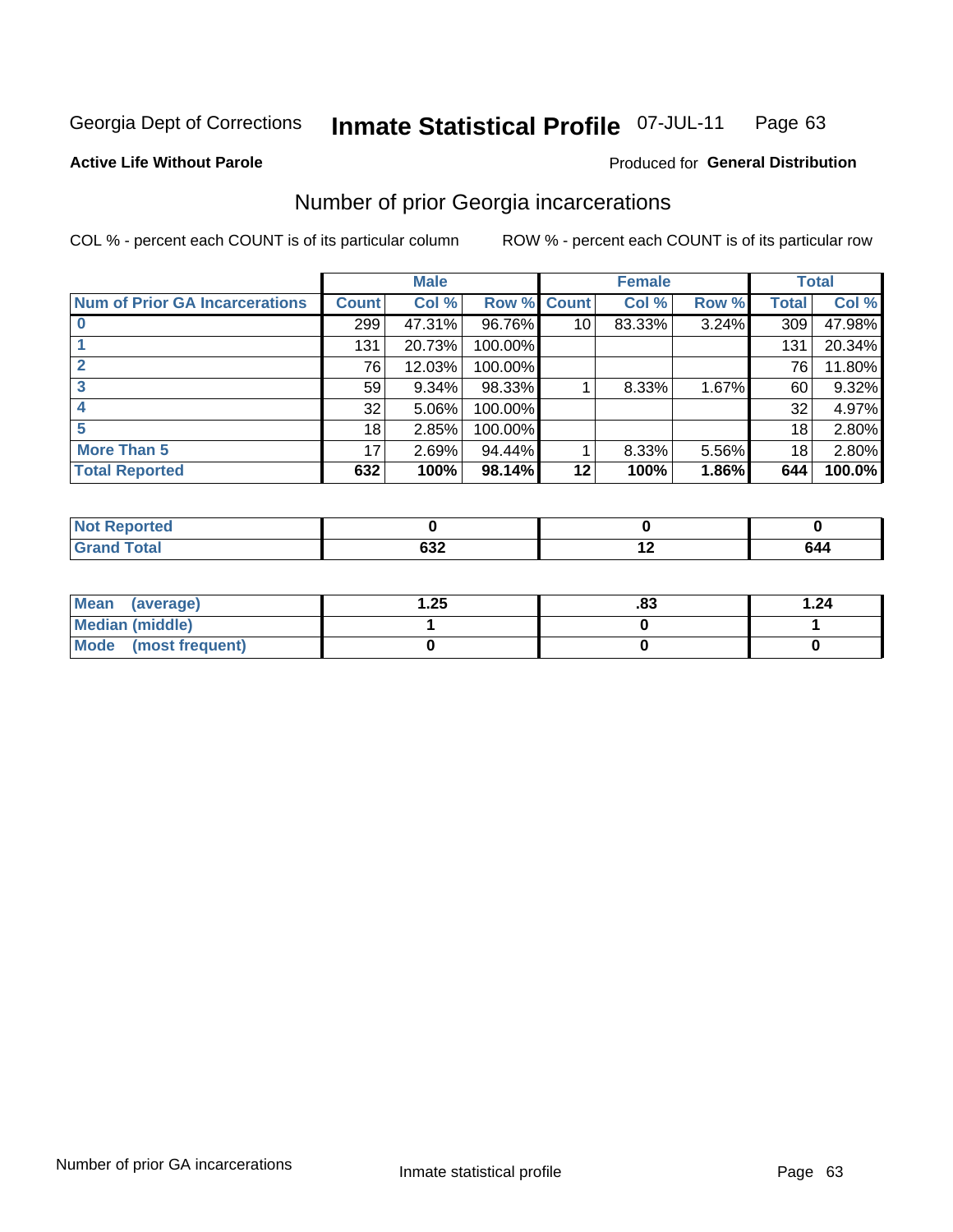Georgia Dept of Corrections **Inmate Statistical Profile** 07-JUL-11 Page 63

**Active Life Without Parole**

Produced for **General Distribution**

## Number of prior Georgia incarcerations

COL % - percent each COUNT is of its particular column ROW % - percent each COUNT is of its particular row

| | Male | | | Female | | | Total | |
|---|---|---|---|---|---|---|---|---|
| **Num of Prior GA Incarcerations** | **Count** | **Col %** | **Row %** | **Count** | **Col %** | **Row %** | **Total** | **Col %** |
| **0** | 299 | 47.31% | 96.76% | 10 | 83.33% | 3.24% | 309 | 47.98% |
| **1** | 131 | 20.73% | 100.00% | | | | 131 | 20.34% |
| **2** | 76 | 12.03% | 100.00% | | | | 76 | 11.80% |
| **3** | 59 | 9.34% | 98.33% | 1 | 8.33% | 1.67% | 60 | 9.32% |
| **4** | 32 | 5.06% | 100.00% | | | | 32 | 4.97% |
| **5** | 18 | 2.85% | 100.00% | | | | 18 | 2.80% |
| **More Than 5** | 17 | 2.69% | 94.44% | 1 | 8.33% | 5.56% | 18 | 2.80% |
| **Total Reported** | **632** | **100%** | **98.14%** | **12** | **100%** | **1.86%** | **644** | **100.0%** |

| | Male | Female | Total |
|---|---|---|---|
| **Not Reported** | **0** | **0** | **0** |
| **Grand Total** | **632** | **12** | **644** |

| | Male | Female | Total |
|---|---|---|---|
| **Mean (average)** | **1.25** | **.83** | **1.24** |
| **Median (middle)** | **1** | **0** | **1** |
| **Mode (most frequent)** | **0** | **0** | **0** |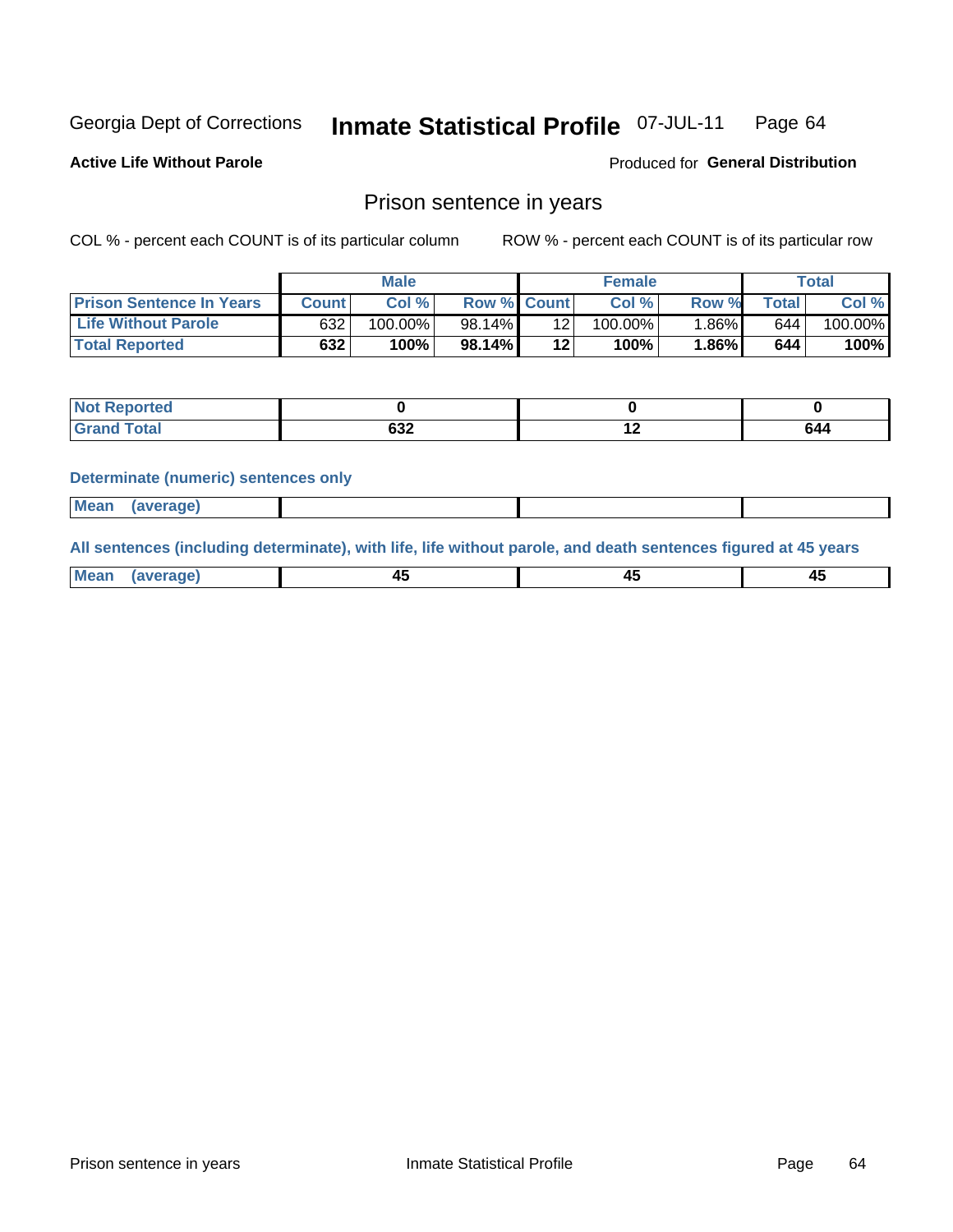Georgia Dept of Corrections **Inmate Statistical Profile** 07-JUL-11

**Active Life Without Parole**

Produced for **General Distribution**

## Prison sentence in years

COL % - percent each COUNT is of its particular column

ROW % - percent each COUNT is of its particular row

| | Male | | | Female | | | Total | |
|---|---|---|---|---|---|---|---|---|
| **Prison Sentence In Years** | **Count** | **Col %** | **Row %** | **Count** | **Col %** | **Row %** | **Total** | **Col %** |
| **Life Without Parole** | 632 | 100.00% | 98.14% | 12 | 100.00% | 1.86% | 644 | 100.00% |
| **Total Reported** | **632** | **100%** | **98.14%** | **12** | **100%** | **1.86%** | **644** | **100%** |

| | Male | Female | Total |
|---|---|---|---|
| **Not Reported** | **0** | **0** | **0** |
| **Grand Total** | **632** | **12** | **644** |

**Determinate (numeric) sentences only**

| | Male | Female | Total |
|---|---|---|---|
| **Mean (average)** | | | |

**All sentences (including determinate), with life, life without parole, and death sentences figured at 45 years**

| | Male | Female | Total |
|---|---|---|---|
| **Mean (average)** | **45** | **45** | **45** |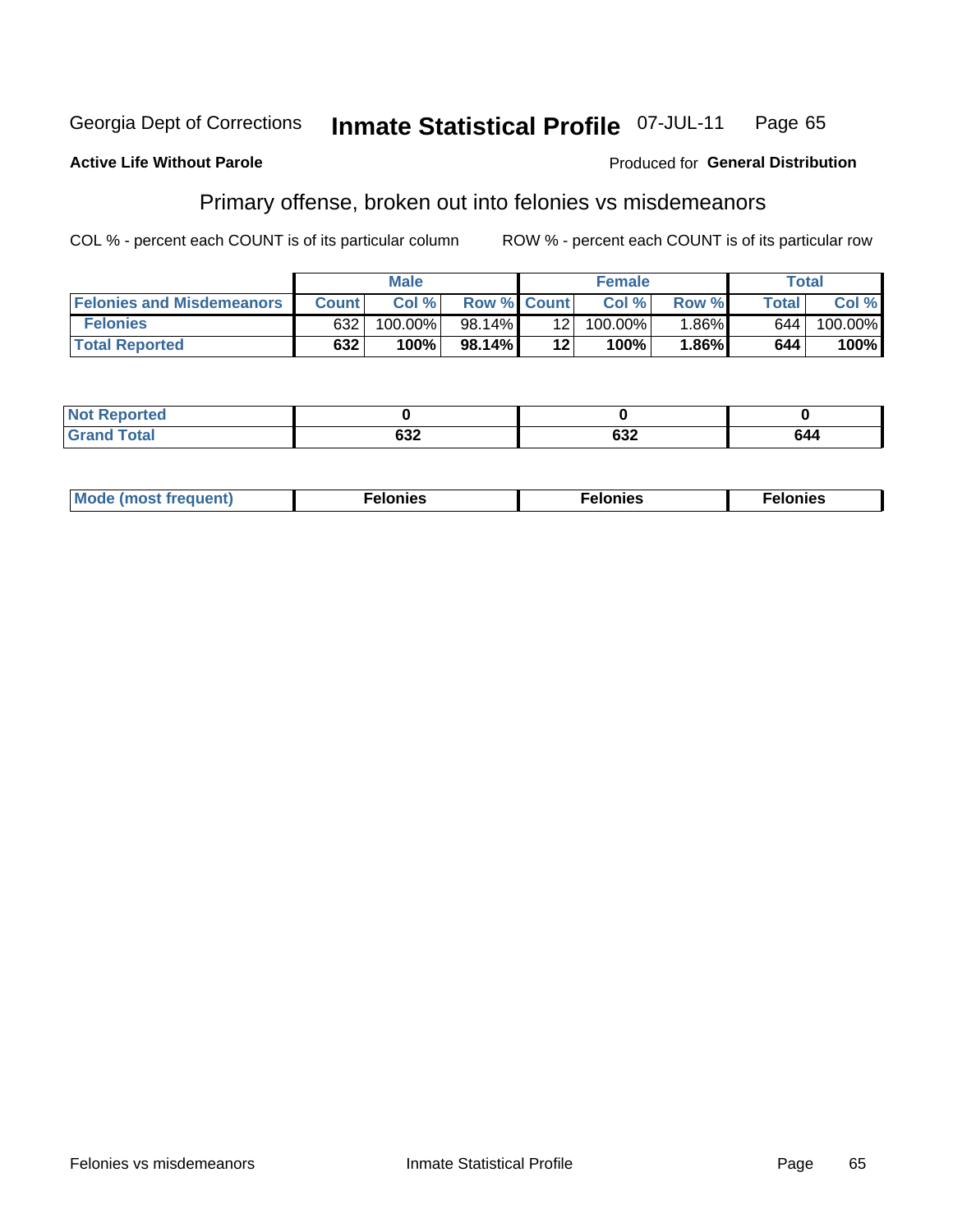Georgia Dept of Corrections **Inmate Statistical Profile** 07-JUL-11

**Active Life Without Parole**

Produced for **General Distribution**

## Primary offense, broken out into felonies vs misdemeanors

COL % - percent each COUNT is of its particular column

ROW % - percent each COUNT is of its particular row

| | Male | | | Female | | | Total | |
|---|---|---|---|---|---|---|---|---|
| **Felonies and Misdemeanors** | **Count** | **Col %** | **Row %** | **Count** | **Col %** | **Row %** | **Total** | **Col %** |
| **Felonies** | 632 | 100.00% | 98.14% | 12 | 100.00% | 1.86% | 644 | 100.00% |
| **Total Reported** | **632** | **100%** | **98.14%** | **12** | **100%** | **1.86%** | **644** | **100%** |

| | Male | Female | Total |
|---|---|---|---|
| **Not Reported** | **0** | **0** | **0** |
| **Grand Total** | **632** | **632** | **644** |

| | Male | Female | Total |
|---|---|---|---|
| **Mode (most frequent)** | **Felonies** | **Felonies** | **Felonies** |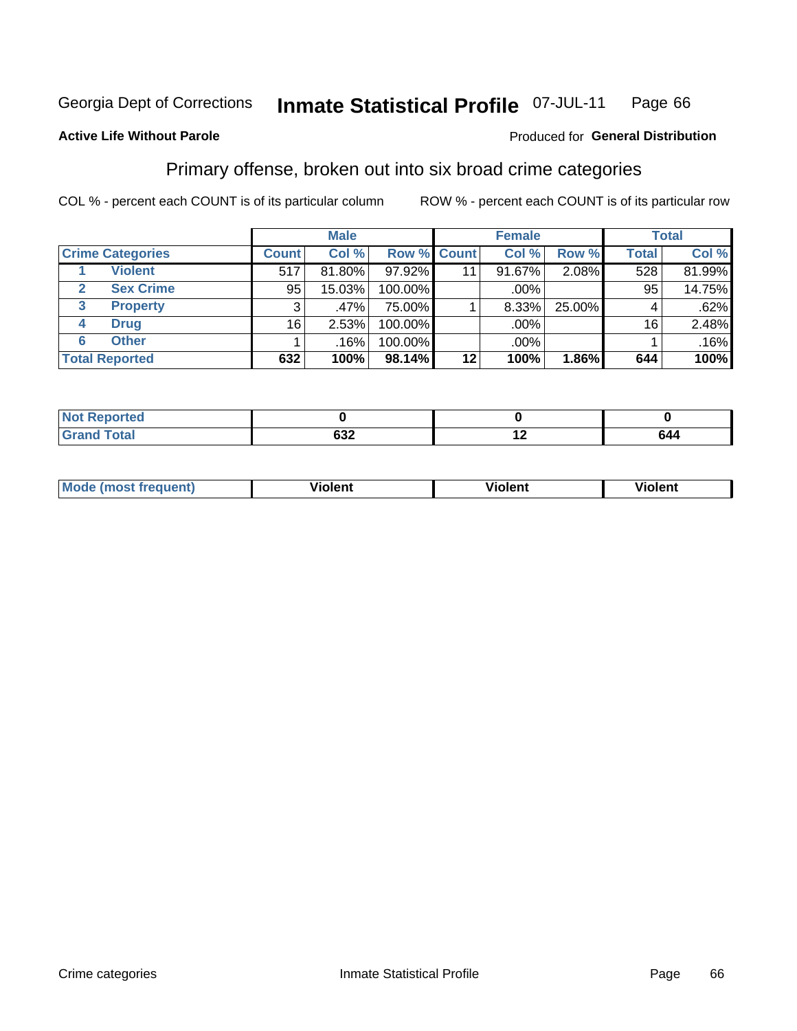Georgia Dept of Corrections **Inmate Statistical Profile** 07-JUL-11 Page 66

**Active Life Without Parole**

Produced for **General Distribution**

## Primary offense, broken out into six broad crime categories

COL % - percent each COUNT is of its particular column

ROW % - percent each COUNT is of its particular row

| | | Male | | | Female | | | Total | |
|---|---|---|---|---|---|---|---|---|---|
| **Crime Categories** | | **Count** | **Col %** | **Row %** | **Count** | **Col %** | **Row %** | **Total** | **Col %** |
| 1 | **Violent** | 517 | 81.80% | 97.92% | 11 | 91.67% | 2.08% | 528 | 81.99% |
| 2 | **Sex Crime** | 95 | 15.03% | 100.00% | | .00% | | 95 | 14.75% |
| 3 | **Property** | 3 | .47% | 75.00% | 1 | 8.33% | 25.00% | 4 | .62% |
| 4 | **Drug** | 16 | 2.53% | 100.00% | | .00% | | 16 | 2.48% |
| 6 | **Other** | 1 | .16% | 100.00% | | .00% | | 1 | .16% |
| **Total Reported** | | **632** | **100%** | **98.14%** | **12** | **100%** | **1.86%** | **644** | **100%** |

| | Male | Female | Total |
|---|---|---|---|
| **Not Reported** | **0** | **0** | **0** |
| **Grand Total** | **632** | **12** | **644** |

| | Male | Female | Total |
|---|---|---|---|
| **Mode (most frequent)** | **Violent** | **Violent** | **Violent** |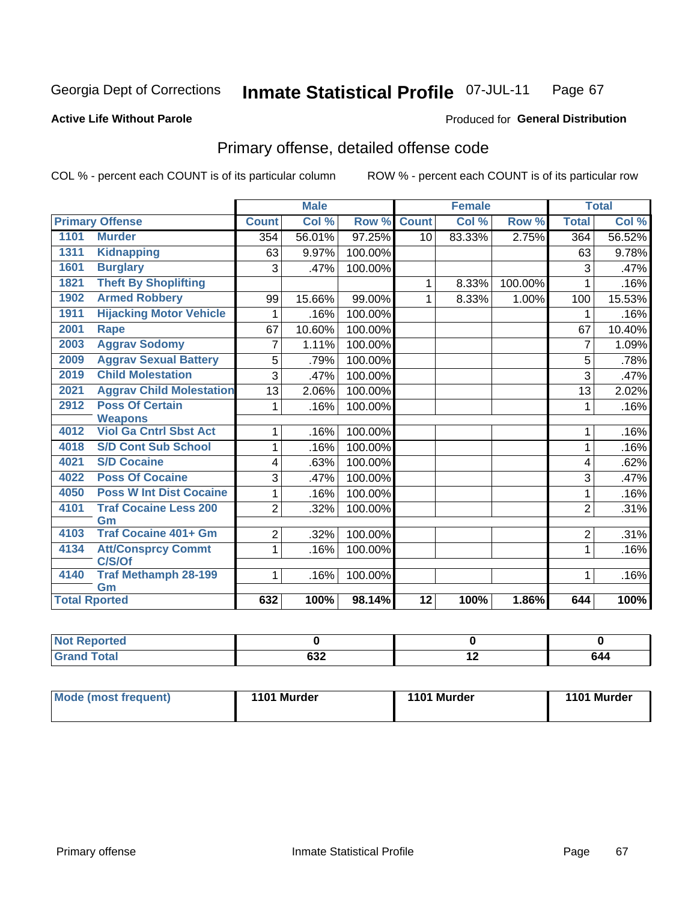Georgia Dept of Corrections **Inmate Statistical Profile** 07-JUL-11

**Active Life Without Parole**

Produced for **General Distribution**

## Primary offense, detailed offense code

COL % - percent each COUNT is of its particular column

ROW % - percent each COUNT is of its particular row

| Primary Offense | | Male | | | Female | | | Total | |
|---|---|---|---|---|---|---|---|---|---|
| | | Count | Col % | Row % | Count | Col % | Row % | Total | Col % |
| 1101 | Murder | 354 | 56.01% | 97.25% | 10 | 83.33% | 2.75% | 364 | 56.52% |
| 1311 | Kidnapping | 63 | 9.97% | 100.00% | | | | 63 | 9.78% |
| 1601 | Burglary | 3 | .47% | 100.00% | | | | 3 | .47% |
| 1821 | Theft By Shoplifting | | | | 1 | 8.33% | 100.00% | 1 | .16% |
| 1902 | Armed Robbery | 99 | 15.66% | 99.00% | 1 | 8.33% | 1.00% | 100 | 15.53% |
| 1911 | Hijacking Motor Vehicle | 1 | .16% | 100.00% | | | | 1 | .16% |
| 2001 | Rape | 67 | 10.60% | 100.00% | | | | 67 | 10.40% |
| 2003 | Aggrav Sodomy | 7 | 1.11% | 100.00% | | | | 7 | 1.09% |
| 2009 | Aggrav Sexual Battery | 5 | .79% | 100.00% | | | | 5 | .78% |
| 2019 | Child Molestation | 3 | .47% | 100.00% | | | | 3 | .47% |
| 2021 | Aggrav Child Molestation | 13 | 2.06% | 100.00% | | | | 13 | 2.02% |
| 2912 | Poss Of Certain Weapons | 1 | .16% | 100.00% | | | | 1 | .16% |
| 4012 | Viol Ga Cntrl Sbst Act | 1 | .16% | 100.00% | | | | 1 | .16% |
| 4018 | S/D Cont Sub School | 1 | .16% | 100.00% | | | | 1 | .16% |
| 4021 | S/D Cocaine | 4 | .63% | 100.00% | | | | 4 | .62% |
| 4022 | Poss Of Cocaine | 3 | .47% | 100.00% | | | | 3 | .47% |
| 4050 | Poss W Int Dist Cocaine | 1 | .16% | 100.00% | | | | 1 | .16% |
| 4101 | Traf Cocaine Less 200 Gm | 2 | .32% | 100.00% | | | | 2 | .31% |
| 4103 | Traf Cocaine 401+ Gm | 2 | .32% | 100.00% | | | | 2 | .31% |
| 4134 | Att/Consprcy Commt C/S/Of | 1 | .16% | 100.00% | | | | 1 | .16% |
| 4140 | Traf Methamph 28-199 Gm | 1 | .16% | 100.00% | | | | 1 | .16% |
| **Total Rported** | | **632** | **100%** | **98.14%** | **12** | **100%** | **1.86%** | **644** | **100%** |

| | Male | Female | Total |
|---|---|---|---|
| **Not Reported** | **0** | **0** | **0** |
| **Grand Total** | **632** | **12** | **644** |

| | Male | Female | Total |
|---|---|---|---|
| **Mode (most frequent)** | **1101 Murder** | **1101 Murder** | **1101 Murder** |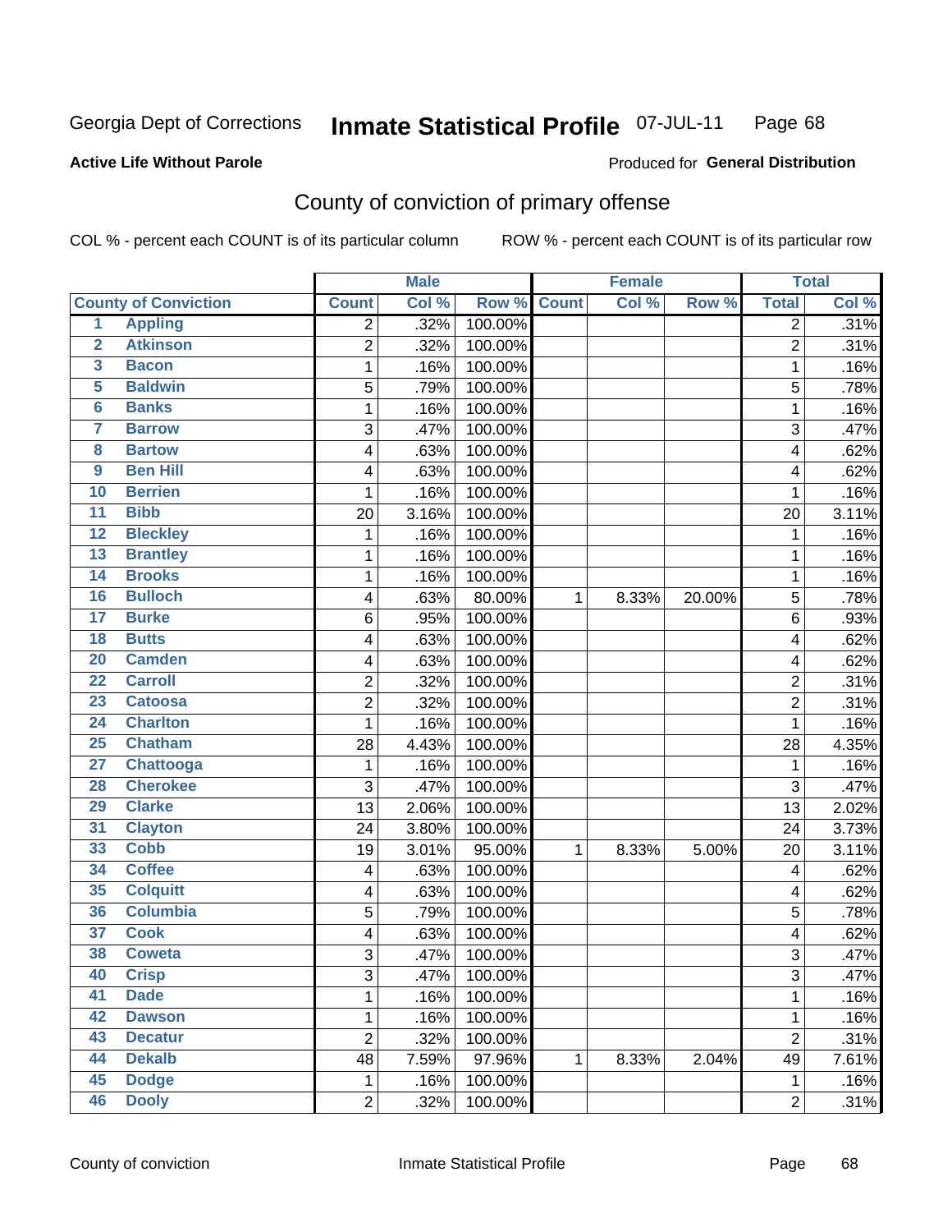Georgia Dept of Corrections **Inmate Statistical Profile** 07-JUL-11

**Active Life Without Parole**

Produced for **General Distribution**

# County of conviction of primary offense

COL % - percent each COUNT is of its particular column    ROW % - percent each COUNT is of its particular row

| County of Conviction | | Male | | | Female | | | Total | |
|---|---|---|---|---|---|---|---|---|---|
| | | Count | Col % | Row % | Count | Col % | Row % | Total | Col % |
| 1 | Appling | 2 | .32% | 100.00% | | | | 2 | .31% |
| 2 | Atkinson | 2 | .32% | 100.00% | | | | 2 | .31% |
| 3 | Bacon | 1 | .16% | 100.00% | | | | 1 | .16% |
| 5 | Baldwin | 5 | .79% | 100.00% | | | | 5 | .78% |
| 6 | Banks | 1 | .16% | 100.00% | | | | 1 | .16% |
| 7 | Barrow | 3 | .47% | 100.00% | | | | 3 | .47% |
| 8 | Bartow | 4 | .63% | 100.00% | | | | 4 | .62% |
| 9 | Ben Hill | 4 | .63% | 100.00% | | | | 4 | .62% |
| 10 | Berrien | 1 | .16% | 100.00% | | | | 1 | .16% |
| 11 | Bibb | 20 | 3.16% | 100.00% | | | | 20 | 3.11% |
| 12 | Bleckley | 1 | .16% | 100.00% | | | | 1 | .16% |
| 13 | Brantley | 1 | .16% | 100.00% | | | | 1 | .16% |
| 14 | Brooks | 1 | .16% | 100.00% | | | | 1 | .16% |
| 16 | Bulloch | 4 | .63% | 80.00% | 1 | 8.33% | 20.00% | 5 | .78% |
| 17 | Burke | 6 | .95% | 100.00% | | | | 6 | .93% |
| 18 | Butts | 4 | .63% | 100.00% | | | | 4 | .62% |
| 20 | Camden | 4 | .63% | 100.00% | | | | 4 | .62% |
| 22 | Carroll | 2 | .32% | 100.00% | | | | 2 | .31% |
| 23 | Catoosa | 2 | .32% | 100.00% | | | | 2 | .31% |
| 24 | Charlton | 1 | .16% | 100.00% | | | | 1 | .16% |
| 25 | Chatham | 28 | 4.43% | 100.00% | | | | 28 | 4.35% |
| 27 | Chattooga | 1 | .16% | 100.00% | | | | 1 | .16% |
| 28 | Cherokee | 3 | .47% | 100.00% | | | | 3 | .47% |
| 29 | Clarke | 13 | 2.06% | 100.00% | | | | 13 | 2.02% |
| 31 | Clayton | 24 | 3.80% | 100.00% | | | | 24 | 3.73% |
| 33 | Cobb | 19 | 3.01% | 95.00% | 1 | 8.33% | 5.00% | 20 | 3.11% |
| 34 | Coffee | 4 | .63% | 100.00% | | | | 4 | .62% |
| 35 | Colquitt | 4 | .63% | 100.00% | | | | 4 | .62% |
| 36 | Columbia | 5 | .79% | 100.00% | | | | 5 | .78% |
| 37 | Cook | 4 | .63% | 100.00% | | | | 4 | .62% |
| 38 | Coweta | 3 | .47% | 100.00% | | | | 3 | .47% |
| 40 | Crisp | 3 | .47% | 100.00% | | | | 3 | .47% |
| 41 | Dade | 1 | .16% | 100.00% | | | | 1 | .16% |
| 42 | Dawson | 1 | .16% | 100.00% | | | | 1 | .16% |
| 43 | Decatur | 2 | .32% | 100.00% | | | | 2 | .31% |
| 44 | Dekalb | 48 | 7.59% | 97.96% | 1 | 8.33% | 2.04% | 49 | 7.61% |
| 45 | Dodge | 1 | .16% | 100.00% | | | | 1 | .16% |
| 46 | Dooly | 2 | .32% | 100.00% | | | | 2 | .31% |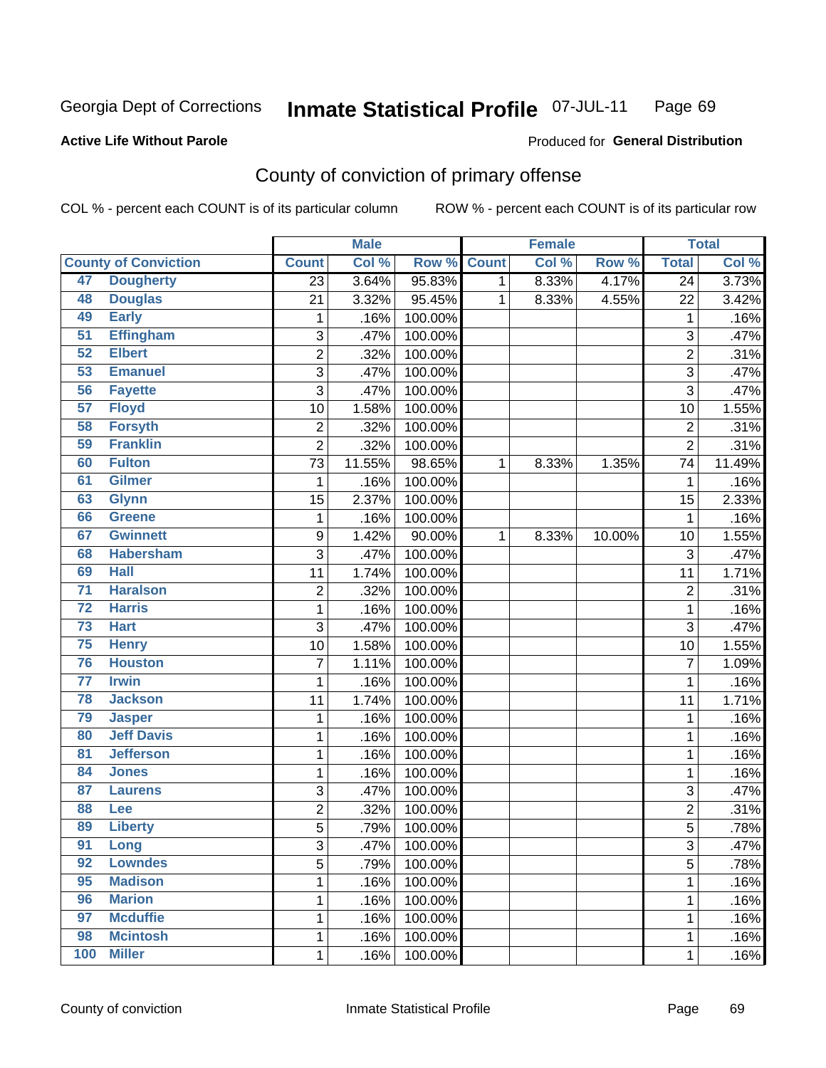Georgia Dept of Corrections **Inmate Statistical Profile** 07-JUL-11

**Active Life Without Parole**

Produced for **General Distribution**

## County of conviction of primary offense

COL % - percent each COUNT is of its particular column ROW % - percent each COUNT is of its particular row

| County of Conviction | | Male | | | Female | | | Total | |
|---|---|---|---|---|---|---|---|---|---|
| | | Count | Col % | Row % | Count | Col % | Row % | Total | Col % |
| 47 | Dougherty | 23 | 3.64% | 95.83% | 1 | 8.33% | 4.17% | 24 | 3.73% |
| 48 | Douglas | 21 | 3.32% | 95.45% | 1 | 8.33% | 4.55% | 22 | 3.42% |
| 49 | Early | 1 | .16% | 100.00% | | | | 1 | .16% |
| 51 | Effingham | 3 | .47% | 100.00% | | | | 3 | .47% |
| 52 | Elbert | 2 | .32% | 100.00% | | | | 2 | .31% |
| 53 | Emanuel | 3 | .47% | 100.00% | | | | 3 | .47% |
| 56 | Fayette | 3 | .47% | 100.00% | | | | 3 | .47% |
| 57 | Floyd | 10 | 1.58% | 100.00% | | | | 10 | 1.55% |
| 58 | Forsyth | 2 | .32% | 100.00% | | | | 2 | .31% |
| 59 | Franklin | 2 | .32% | 100.00% | | | | 2 | .31% |
| 60 | Fulton | 73 | 11.55% | 98.65% | 1 | 8.33% | 1.35% | 74 | 11.49% |
| 61 | Gilmer | 1 | .16% | 100.00% | | | | 1 | .16% |
| 63 | Glynn | 15 | 2.37% | 100.00% | | | | 15 | 2.33% |
| 66 | Greene | 1 | .16% | 100.00% | | | | 1 | .16% |
| 67 | Gwinnett | 9 | 1.42% | 90.00% | 1 | 8.33% | 10.00% | 10 | 1.55% |
| 68 | Habersham | 3 | .47% | 100.00% | | | | 3 | .47% |
| 69 | Hall | 11 | 1.74% | 100.00% | | | | 11 | 1.71% |
| 71 | Haralson | 2 | .32% | 100.00% | | | | 2 | .31% |
| 72 | Harris | 1 | .16% | 100.00% | | | | 1 | .16% |
| 73 | Hart | 3 | .47% | 100.00% | | | | 3 | .47% |
| 75 | Henry | 10 | 1.58% | 100.00% | | | | 10 | 1.55% |
| 76 | Houston | 7 | 1.11% | 100.00% | | | | 7 | 1.09% |
| 77 | Irwin | 1 | .16% | 100.00% | | | | 1 | .16% |
| 78 | Jackson | 11 | 1.74% | 100.00% | | | | 11 | 1.71% |
| 79 | Jasper | 1 | .16% | 100.00% | | | | 1 | .16% |
| 80 | Jeff Davis | 1 | .16% | 100.00% | | | | 1 | .16% |
| 81 | Jefferson | 1 | .16% | 100.00% | | | | 1 | .16% |
| 84 | Jones | 1 | .16% | 100.00% | | | | 1 | .16% |
| 87 | Laurens | 3 | .47% | 100.00% | | | | 3 | .47% |
| 88 | Lee | 2 | .32% | 100.00% | | | | 2 | .31% |
| 89 | Liberty | 5 | .79% | 100.00% | | | | 5 | .78% |
| 91 | Long | 3 | .47% | 100.00% | | | | 3 | .47% |
| 92 | Lowndes | 5 | .79% | 100.00% | | | | 5 | .78% |
| 95 | Madison | 1 | .16% | 100.00% | | | | 1 | .16% |
| 96 | Marion | 1 | .16% | 100.00% | | | | 1 | .16% |
| 97 | Mcduffie | 1 | .16% | 100.00% | | | | 1 | .16% |
| 98 | Mcintosh | 1 | .16% | 100.00% | | | | 1 | .16% |
| 100 | Miller | 1 | .16% | 100.00% | | | | 1 | .16% |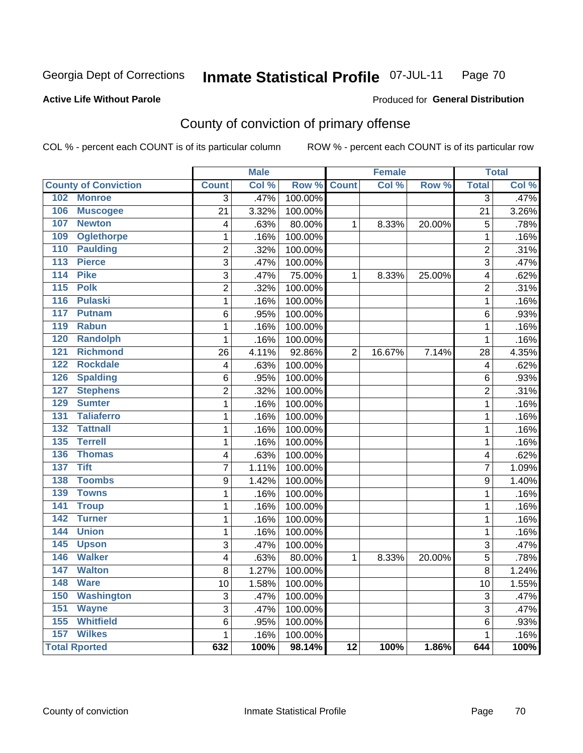Georgia Dept of Corrections **Inmate Statistical Profile** 07-JUL-11

**Active Life Without Parole**

Produced for **General Distribution**

## County of conviction of primary offense

COL % - percent each COUNT is of its particular column ROW % - percent each COUNT is of its particular row

| County of Conviction | Male | | | Female | | | Total | |
|---|---|---|---|---|---|---|---|---|
| | Count | Col % | Row % | Count | Col % | Row % | Total | Col % |
| 102 Monroe | 3 | .47% | 100.00% | | | | 3 | .47% |
| 106 Muscogee | 21 | 3.32% | 100.00% | | | | 21 | 3.26% |
| 107 Newton | 4 | .63% | 80.00% | 1 | 8.33% | 20.00% | 5 | .78% |
| 109 Oglethorpe | 1 | .16% | 100.00% | | | | 1 | .16% |
| 110 Paulding | 2 | .32% | 100.00% | | | | 2 | .31% |
| 113 Pierce | 3 | .47% | 100.00% | | | | 3 | .47% |
| 114 Pike | 3 | .47% | 75.00% | 1 | 8.33% | 25.00% | 4 | .62% |
| 115 Polk | 2 | .32% | 100.00% | | | | 2 | .31% |
| 116 Pulaski | 1 | .16% | 100.00% | | | | 1 | .16% |
| 117 Putnam | 6 | .95% | 100.00% | | | | 6 | .93% |
| 119 Rabun | 1 | .16% | 100.00% | | | | 1 | .16% |
| 120 Randolph | 1 | .16% | 100.00% | | | | 1 | .16% |
| 121 Richmond | 26 | 4.11% | 92.86% | 2 | 16.67% | 7.14% | 28 | 4.35% |
| 122 Rockdale | 4 | .63% | 100.00% | | | | 4 | .62% |
| 126 Spalding | 6 | .95% | 100.00% | | | | 6 | .93% |
| 127 Stephens | 2 | .32% | 100.00% | | | | 2 | .31% |
| 129 Sumter | 1 | .16% | 100.00% | | | | 1 | .16% |
| 131 Taliaferro | 1 | .16% | 100.00% | | | | 1 | .16% |
| 132 Tattnall | 1 | .16% | 100.00% | | | | 1 | .16% |
| 135 Terrell | 1 | .16% | 100.00% | | | | 1 | .16% |
| 136 Thomas | 4 | .63% | 100.00% | | | | 4 | .62% |
| 137 Tift | 7 | 1.11% | 100.00% | | | | 7 | 1.09% |
| 138 Toombs | 9 | 1.42% | 100.00% | | | | 9 | 1.40% |
| 139 Towns | 1 | .16% | 100.00% | | | | 1 | .16% |
| 141 Troup | 1 | .16% | 100.00% | | | | 1 | .16% |
| 142 Turner | 1 | .16% | 100.00% | | | | 1 | .16% |
| 144 Union | 1 | .16% | 100.00% | | | | 1 | .16% |
| 145 Upson | 3 | .47% | 100.00% | | | | 3 | .47% |
| 146 Walker | 4 | .63% | 80.00% | 1 | 8.33% | 20.00% | 5 | .78% |
| 147 Walton | 8 | 1.27% | 100.00% | | | | 8 | 1.24% |
| 148 Ware | 10 | 1.58% | 100.00% | | | | 10 | 1.55% |
| 150 Washington | 3 | .47% | 100.00% | | | | 3 | .47% |
| 151 Wayne | 3 | .47% | 100.00% | | | | 3 | .47% |
| 155 Whitfield | 6 | .95% | 100.00% | | | | 6 | .93% |
| 157 Wilkes | 1 | .16% | 100.00% | | | | 1 | .16% |
| **Total Rported** | **632** | **100%** | **98.14%** | **12** | **100%** | **1.86%** | **644** | **100%** |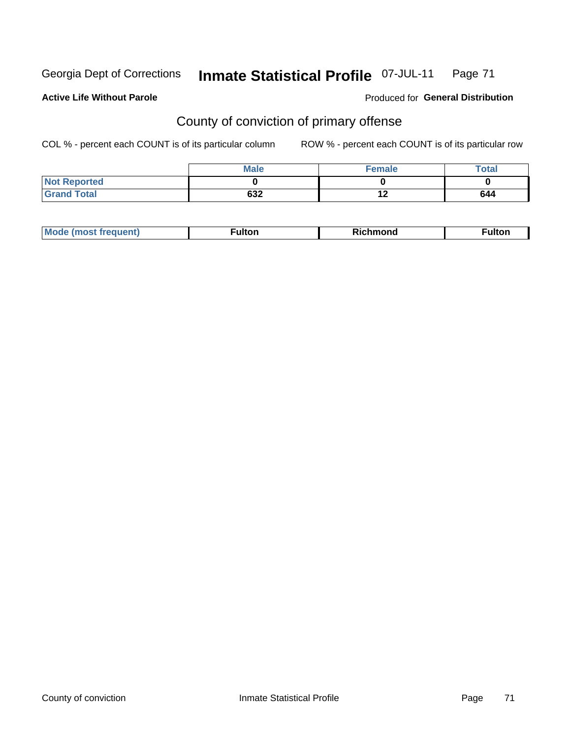Georgia Dept of Corrections **Inmate Statistical Profile** 07-JUL-11

**Active Life Without Parole**

Produced for **General Distribution**

## County of conviction of primary offense

COL % - percent each COUNT is of its particular column     ROW % - percent each COUNT is of its particular row

| | Male | Female | Total |
|---|---|---|---|
| Not Reported | 0 | 0 | 0 |
| Grand Total | 632 | 12 | 644 |

| | | | |
|---|---|---|---|
| Mode (most frequent) | Fulton | Richmond | Fulton |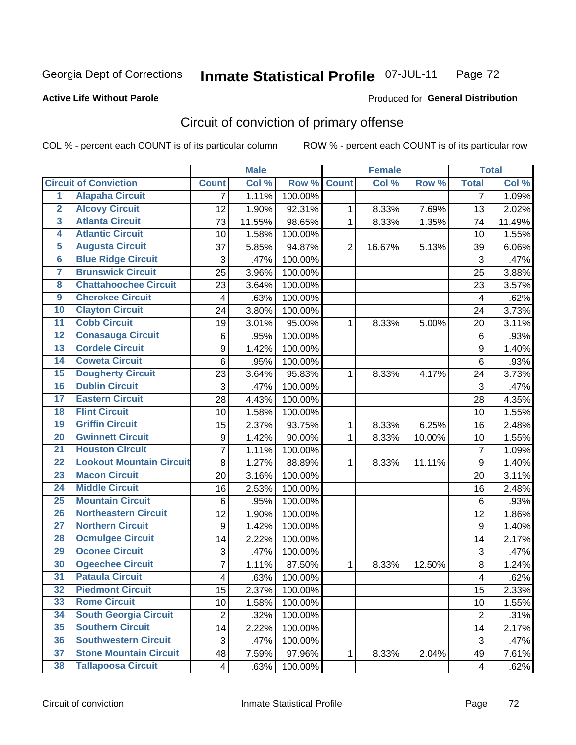Georgia Dept of Corrections **Inmate Statistical Profile** 07-JUL-11

**Active Life Without Parole**

Produced for **General Distribution**

## Circuit of conviction of primary offense

COL % - percent each COUNT is of its particular column ROW % - percent each COUNT is of its particular row

| | | Male | | | Female | | | Total | |
|---|---|---|---|---|---|---|---|---|---|
| **Circuit of Conviction** | | **Count** | **Col %** | **Row %** | **Count** | **Col %** | **Row %** | **Total** | **Col %** |
| 1 | Alapaha Circuit | 7 | 1.11% | 100.00% | | | | 7 | 1.09% |
| 2 | Alcovy Circuit | 12 | 1.90% | 92.31% | 1 | 8.33% | 7.69% | 13 | 2.02% |
| 3 | Atlanta Circuit | 73 | 11.55% | 98.65% | 1 | 8.33% | 1.35% | 74 | 11.49% |
| 4 | Atlantic Circuit | 10 | 1.58% | 100.00% | | | | 10 | 1.55% |
| 5 | Augusta Circuit | 37 | 5.85% | 94.87% | 2 | 16.67% | 5.13% | 39 | 6.06% |
| 6 | Blue Ridge Circuit | 3 | .47% | 100.00% | | | | 3 | .47% |
| 7 | Brunswick Circuit | 25 | 3.96% | 100.00% | | | | 25 | 3.88% |
| 8 | Chattahoochee Circuit | 23 | 3.64% | 100.00% | | | | 23 | 3.57% |
| 9 | Cherokee Circuit | 4 | .63% | 100.00% | | | | 4 | .62% |
| 10 | Clayton Circuit | 24 | 3.80% | 100.00% | | | | 24 | 3.73% |
| 11 | Cobb Circuit | 19 | 3.01% | 95.00% | 1 | 8.33% | 5.00% | 20 | 3.11% |
| 12 | Conasauga Circuit | 6 | .95% | 100.00% | | | | 6 | .93% |
| 13 | Cordele Circuit | 9 | 1.42% | 100.00% | | | | 9 | 1.40% |
| 14 | Coweta Circuit | 6 | .95% | 100.00% | | | | 6 | .93% |
| 15 | Dougherty Circuit | 23 | 3.64% | 95.83% | 1 | 8.33% | 4.17% | 24 | 3.73% |
| 16 | Dublin Circuit | 3 | .47% | 100.00% | | | | 3 | .47% |
| 17 | Eastern Circuit | 28 | 4.43% | 100.00% | | | | 28 | 4.35% |
| 18 | Flint Circuit | 10 | 1.58% | 100.00% | | | | 10 | 1.55% |
| 19 | Griffin Circuit | 15 | 2.37% | 93.75% | 1 | 8.33% | 6.25% | 16 | 2.48% |
| 20 | Gwinnett Circuit | 9 | 1.42% | 90.00% | 1 | 8.33% | 10.00% | 10 | 1.55% |
| 21 | Houston Circuit | 7 | 1.11% | 100.00% | | | | 7 | 1.09% |
| 22 | Lookout Mountain Circuit | 8 | 1.27% | 88.89% | 1 | 8.33% | 11.11% | 9 | 1.40% |
| 23 | Macon Circuit | 20 | 3.16% | 100.00% | | | | 20 | 3.11% |
| 24 | Middle Circuit | 16 | 2.53% | 100.00% | | | | 16 | 2.48% |
| 25 | Mountain Circuit | 6 | .95% | 100.00% | | | | 6 | .93% |
| 26 | Northeastern Circuit | 12 | 1.90% | 100.00% | | | | 12 | 1.86% |
| 27 | Northern Circuit | 9 | 1.42% | 100.00% | | | | 9 | 1.40% |
| 28 | Ocmulgee Circuit | 14 | 2.22% | 100.00% | | | | 14 | 2.17% |
| 29 | Oconee Circuit | 3 | .47% | 100.00% | | | | 3 | .47% |
| 30 | Ogeechee Circuit | 7 | 1.11% | 87.50% | 1 | 8.33% | 12.50% | 8 | 1.24% |
| 31 | Pataula Circuit | 4 | .63% | 100.00% | | | | 4 | .62% |
| 32 | Piedmont Circuit | 15 | 2.37% | 100.00% | | | | 15 | 2.33% |
| 33 | Rome Circuit | 10 | 1.58% | 100.00% | | | | 10 | 1.55% |
| 34 | South Georgia Circuit | 2 | .32% | 100.00% | | | | 2 | .31% |
| 35 | Southern Circuit | 14 | 2.22% | 100.00% | | | | 14 | 2.17% |
| 36 | Southwestern Circuit | 3 | .47% | 100.00% | | | | 3 | .47% |
| 37 | Stone Mountain Circuit | 48 | 7.59% | 97.96% | 1 | 8.33% | 2.04% | 49 | 7.61% |
| 38 | Tallapoosa Circuit | 4 | .63% | 100.00% | | | | 4 | .62% |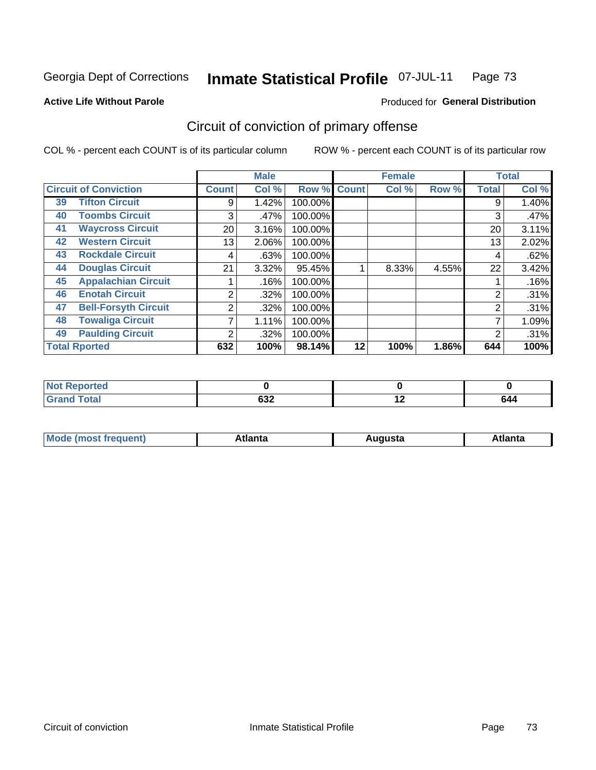Georgia Dept of Corrections **Inmate Statistical Profile** 07-JUL-11

**Active Life Without Parole**

Produced for **General Distribution**

## Circuit of conviction of primary offense

COL % - percent each COUNT is of its particular column    ROW % - percent each COUNT is of its particular row

| | | Male | | | Female | | | Total | |
|---|---|---|---|---|---|---|---|---|---|
| **Circuit of Conviction** | | **Count** | **Col %** | **Row %** | **Count** | **Col %** | **Row %** | **Total** | **Col %** |
| 39 | Tifton Circuit | 9 | 1.42% | 100.00% | | | | 9 | 1.40% |
| 40 | Toombs Circuit | 3 | .47% | 100.00% | | | | 3 | .47% |
| 41 | Waycross Circuit | 20 | 3.16% | 100.00% | | | | 20 | 3.11% |
| 42 | Western Circuit | 13 | 2.06% | 100.00% | | | | 13 | 2.02% |
| 43 | Rockdale Circuit | 4 | .63% | 100.00% | | | | 4 | .62% |
| 44 | Douglas Circuit | 21 | 3.32% | 95.45% | 1 | 8.33% | 4.55% | 22 | 3.42% |
| 45 | Appalachian Circuit | 1 | .16% | 100.00% | | | | 1 | .16% |
| 46 | Enotah Circuit | 2 | .32% | 100.00% | | | | 2 | .31% |
| 47 | Bell-Forsyth Circuit | 2 | .32% | 100.00% | | | | 2 | .31% |
| 48 | Towaliga Circuit | 7 | 1.11% | 100.00% | | | | 7 | 1.09% |
| 49 | Paulding Circuit | 2 | .32% | 100.00% | | | | 2 | .31% |
| **Total Rported** | | **632** | **100%** | **98.14%** | **12** | **100%** | **1.86%** | **644** | **100%** |

| | Male | Female | Total |
|---|---|---|---|
| **Not Reported** | **0** | **0** | **0** |
| **Grand Total** | **632** | **12** | **644** |

| | Male | Female | Total |
|---|---|---|---|
| **Mode (most frequent)** | **Atlanta** | **Augusta** | **Atlanta** |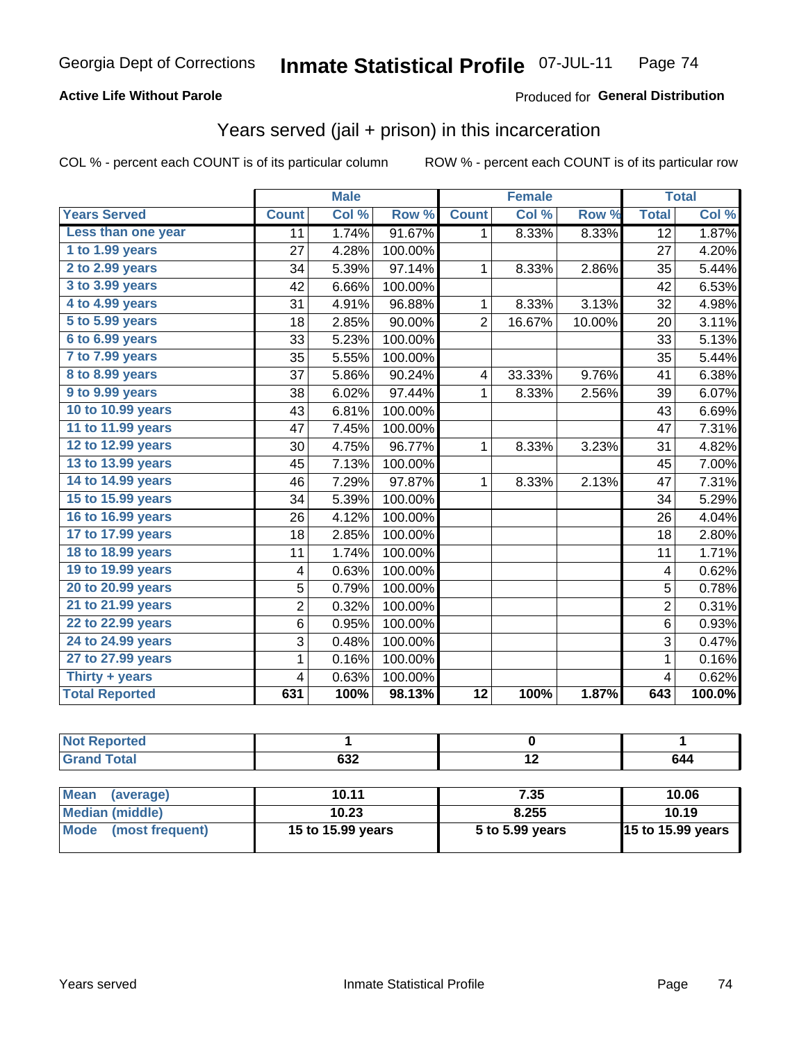Georgia Dept of Corrections **Inmate Statistical Profile** 07-JUL-11

**Active Life Without Parole**

Produced for **General Distribution**

## Years served (jail + prison) in this incarceration

COL % - percent each COUNT is of its particular column ROW % - percent each COUNT is of its particular row

| | Male | | | Female | | | Total | |
|---|---|---|---|---|---|---|---|---|
| **Years Served** | **Count** | **Col %** | **Row %** | **Count** | **Col %** | **Row %** | **Total** | **Col %** |
| **Less than one year** | 11 | 1.74% | 91.67% | 1 | 8.33% | 8.33% | 12 | 1.87% |
| **1 to 1.99 years** | 27 | 4.28% | 100.00% | | | | 27 | 4.20% |
| **2 to 2.99 years** | 34 | 5.39% | 97.14% | 1 | 8.33% | 2.86% | 35 | 5.44% |
| **3 to 3.99 years** | 42 | 6.66% | 100.00% | | | | 42 | 6.53% |
| **4 to 4.99 years** | 31 | 4.91% | 96.88% | 1 | 8.33% | 3.13% | 32 | 4.98% |
| **5 to 5.99 years** | 18 | 2.85% | 90.00% | 2 | 16.67% | 10.00% | 20 | 3.11% |
| **6 to 6.99 years** | 33 | 5.23% | 100.00% | | | | 33 | 5.13% |
| **7 to 7.99 years** | 35 | 5.55% | 100.00% | | | | 35 | 5.44% |
| **8 to 8.99 years** | 37 | 5.86% | 90.24% | 4 | 33.33% | 9.76% | 41 | 6.38% |
| **9 to 9.99 years** | 38 | 6.02% | 97.44% | 1 | 8.33% | 2.56% | 39 | 6.07% |
| **10 to 10.99 years** | 43 | 6.81% | 100.00% | | | | 43 | 6.69% |
| **11 to 11.99 years** | 47 | 7.45% | 100.00% | | | | 47 | 7.31% |
| **12 to 12.99 years** | 30 | 4.75% | 96.77% | 1 | 8.33% | 3.23% | 31 | 4.82% |
| **13 to 13.99 years** | 45 | 7.13% | 100.00% | | | | 45 | 7.00% |
| **14 to 14.99 years** | 46 | 7.29% | 97.87% | 1 | 8.33% | 2.13% | 47 | 7.31% |
| **15 to 15.99 years** | 34 | 5.39% | 100.00% | | | | 34 | 5.29% |
| **16 to 16.99 years** | 26 | 4.12% | 100.00% | | | | 26 | 4.04% |
| **17 to 17.99 years** | 18 | 2.85% | 100.00% | | | | 18 | 2.80% |
| **18 to 18.99 years** | 11 | 1.74% | 100.00% | | | | 11 | 1.71% |
| **19 to 19.99 years** | 4 | 0.63% | 100.00% | | | | 4 | 0.62% |
| **20 to 20.99 years** | 5 | 0.79% | 100.00% | | | | 5 | 0.78% |
| **21 to 21.99 years** | 2 | 0.32% | 100.00% | | | | 2 | 0.31% |
| **22 to 22.99 years** | 6 | 0.95% | 100.00% | | | | 6 | 0.93% |
| **24 to 24.99 years** | 3 | 0.48% | 100.00% | | | | 3 | 0.47% |
| **27 to 27.99 years** | 1 | 0.16% | 100.00% | | | | 1 | 0.16% |
| **Thirty + years** | 4 | 0.63% | 100.00% | | | | 4 | 0.62% |
| **Total Reported** | **631** | **100%** | **98.13%** | **12** | **100%** | **1.87%** | **643** | **100.0%** |

| | Male | Female | Total |
|---|---|---|---|
| **Not Reported** | **1** | **0** | **1** |
| **Grand Total** | **632** | **12** | **644** |

| | Male | Female | Total |
|---|---|---|---|
| **Mean (average)** | **10.11** | **7.35** | **10.06** |
| **Median (middle)** | **10.23** | **8.255** | **10.19** |
| **Mode (most frequent)** | **15 to 15.99 years** | **5 to 5.99 years** | **15 to 15.99 years** |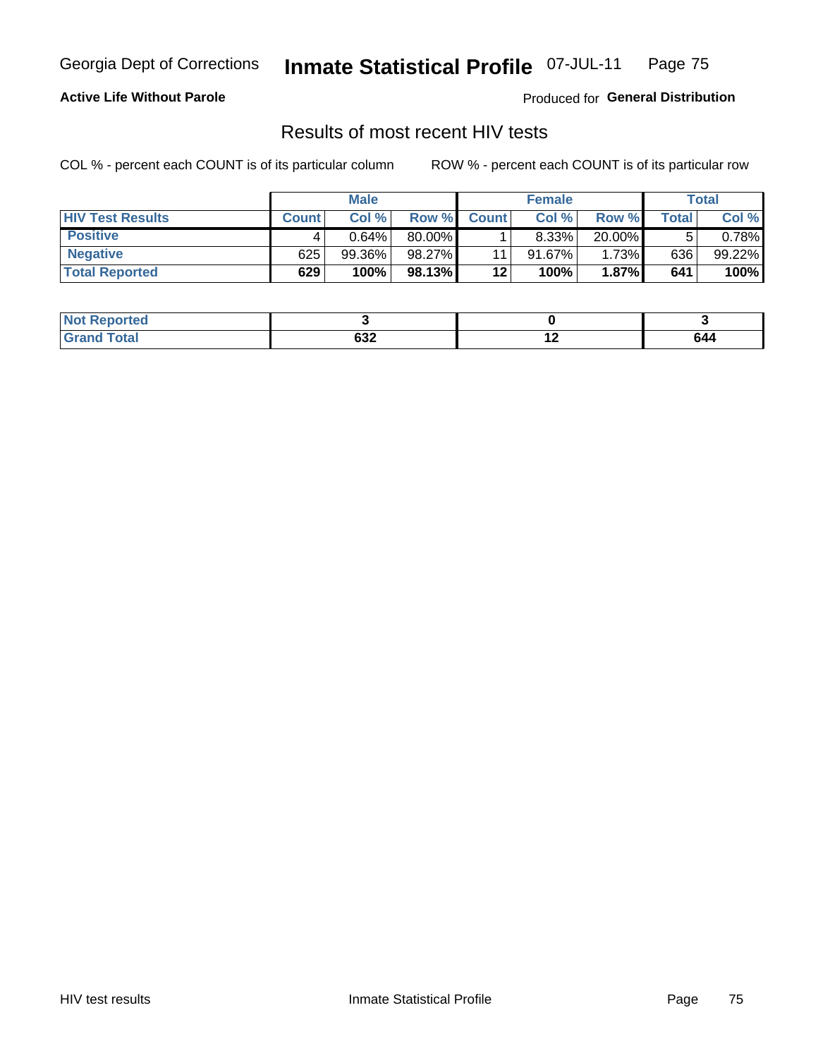Georgia Dept of Corrections **Inmate Statistical Profile** 07-JUL-11

**Active Life Without Parole**

Produced for **General Distribution**

## Results of most recent HIV tests

COL % - percent each COUNT is of its particular column ROW % - percent each COUNT is of its particular row

| | Male | | | Female | | | Total | |
|---|---|---|---|---|---|---|---|---|
| **HIV Test Results** | **Count** | **Col %** | **Row %** | **Count** | **Col %** | **Row %** | **Total** | **Col %** |
| **Positive** | 4 | 0.64% | 80.00% | 1 | 8.33% | 20.00% | 5 | 0.78% |
| **Negative** | 625 | 99.36% | 98.27% | 11 | 91.67% | 1.73% | 636 | 99.22% |
| **Total Reported** | **629** | **100%** | **98.13%** | **12** | **100%** | **1.87%** | **641** | **100%** |

| | Male | Female | Total |
|---|---|---|---|
| **Not Reported** | **3** | **0** | **3** |
| **Grand Total** | **632** | **12** | **644** |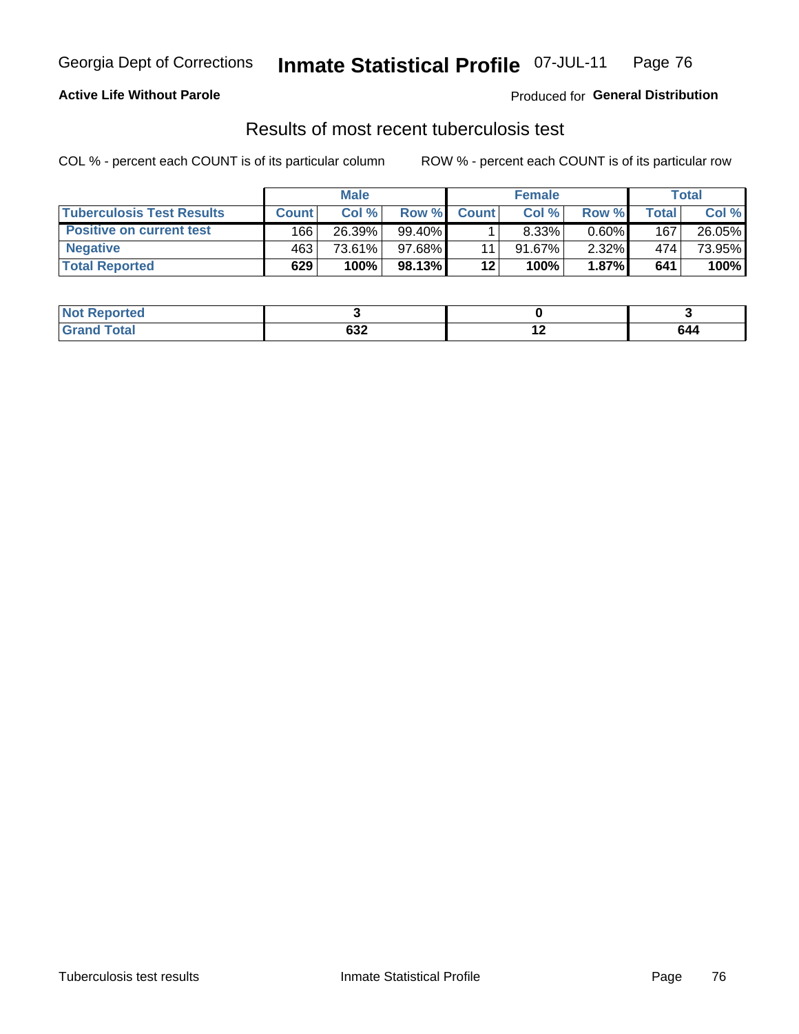Georgia Dept of Corrections **Inmate Statistical Profile** 07-JUL-11

**Active Life Without Parole**

Produced for **General Distribution**

## Results of most recent tuberculosis test

COL % - percent each COUNT is of its particular column

ROW % - percent each COUNT is of its particular row

| | Male | | | Female | | | Total | |
|---|---|---|---|---|---|---|---|---|
| **Tuberculosis Test Results** | **Count** | **Col %** | **Row %** | **Count** | **Col %** | **Row %** | **Total** | **Col %** |
| **Positive on current test** | 166 | 26.39% | 99.40% | 1 | 8.33% | 0.60% | 167 | 26.05% |
| **Negative** | 463 | 73.61% | 97.68% | 11 | 91.67% | 2.32% | 474 | 73.95% |
| **Total Reported** | **629** | **100%** | **98.13%** | **12** | **100%** | **1.87%** | **641** | **100%** |

| | Male | Female | Total |
|---|---|---|---|
| **Not Reported** | **3** | **0** | **3** |
| **Grand Total** | **632** | **12** | **644** |

Tuberculosis test results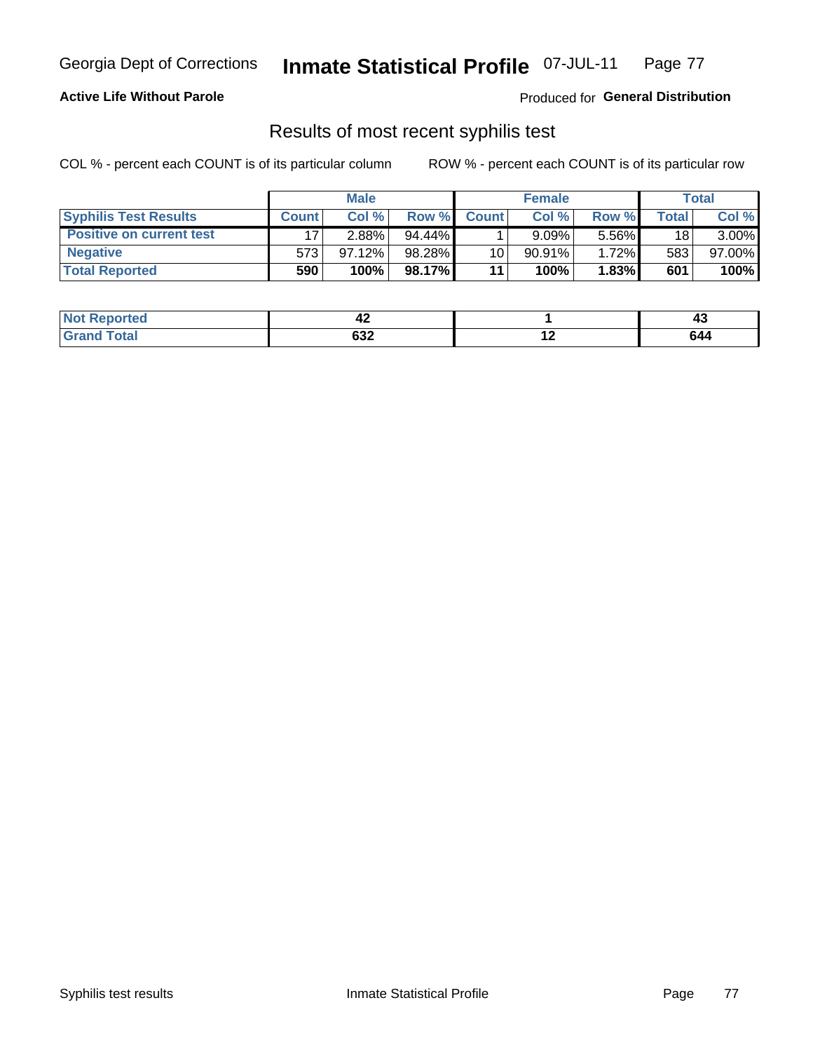**Active Life Without Parole**

Produced for **General Distribution**

## Results of most recent syphilis test

COL % - percent each COUNT is of its particular column          ROW % - percent each COUNT is of its particular row

| | Male | | | Female | | | Total | |
|---|---|---|---|---|---|---|---|---|
| **Syphilis Test Results** | **Count** | **Col %** | **Row %** | **Count** | **Col %** | **Row %** | **Total** | **Col %** |
| **Positive on current test** | 17 | 2.88% | 94.44% | 1 | 9.09% | 5.56% | 18 | 3.00% |
| **Negative** | 573 | 97.12% | 98.28% | 10 | 90.91% | 1.72% | 583 | 97.00% |
| **Total Reported** | **590** | **100%** | **98.17%** | **11** | **100%** | **1.83%** | **601** | **100%** |

| | Male | Female | Total |
|---|---|---|---|
| **Not Reported** | **42** | **1** | **43** |
| **Grand Total** | **632** | **12** | **644** |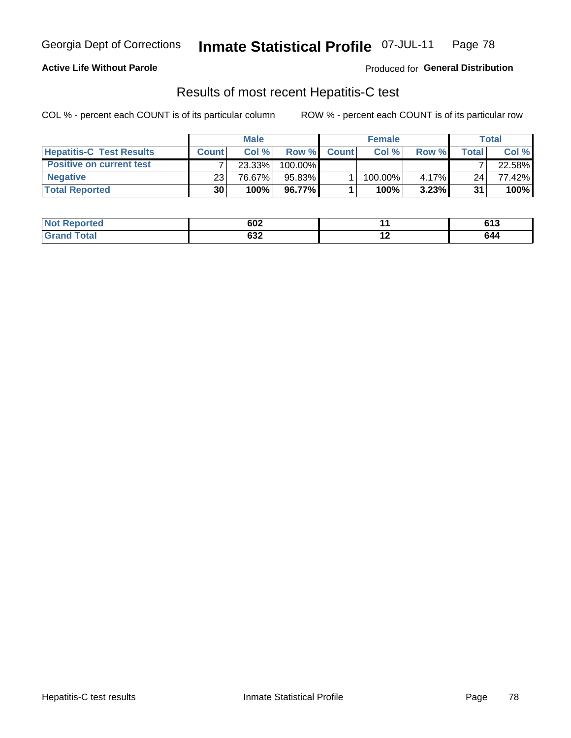Georgia Dept of Corrections **Inmate Statistical Profile** 07-JUL-11

**Active Life Without Parole**

Produced for **General Distribution**

## Results of most recent Hepatitis-C test

COL % - percent each COUNT is of its particular column ROW % - percent each COUNT is of its particular row

| | Male | | | Female | | | Total | |
|---|---|---|---|---|---|---|---|---|
| **Hepatitis-C Test Results** | **Count** | **Col %** | **Row %** | **Count** | **Col %** | **Row %** | **Total** | **Col %** |
| **Positive on current test** | 7 | 23.33% | 100.00% | | | | 7 | 22.58% |
| **Negative** | 23 | 76.67% | 95.83% | 1 | 100.00% | 4.17% | 24 | 77.42% |
| **Total Reported** | **30** | **100%** | **96.77%** | **1** | **100%** | **3.23%** | **31** | **100%** |

| | Male | Female | Total |
|---|---|---|---|
| **Not Reported** | **602** | **11** | **613** |
| **Grand Total** | **632** | **12** | **644** |

Hepatitis-C test results